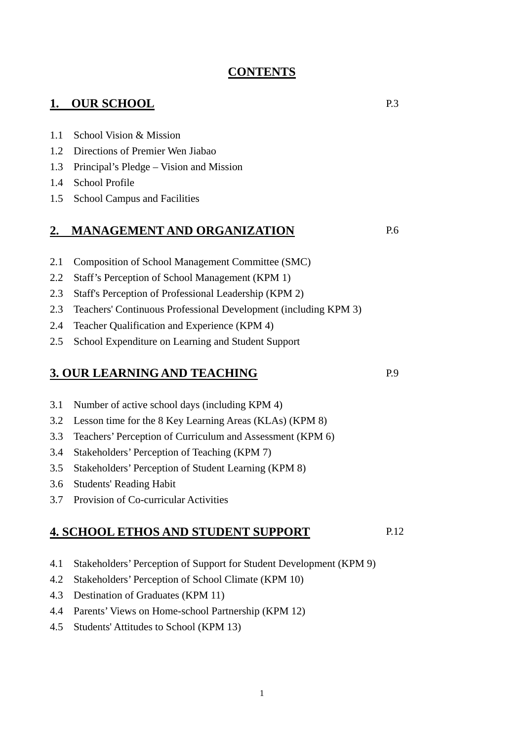# CONTENTS

## 1. OUR SCHOOL P.3

1.1 School Vision & Mission
1.2 Directions of Premier Wen Jiabao
1.3 Principal's Pledge – Vision and Mission
1.4 School Profile
1.5 School Campus and Facilities

## 2. MANAGEMENT AND ORGANIZATION P.6

2.1 Composition of School Management Committee (SMC)
2.2 Staff's Perception of School Management (KPM 1)
2.3 Staff's Perception of Professional Leadership (KPM 2)
2.3 Teachers' Continuous Professional Development (including KPM 3)
2.4 Teacher Qualification and Experience (KPM 4)
2.5 School Expenditure on Learning and Student Support

## 3. OUR LEARNING AND TEACHING P.9

3.1 Number of active school days (including KPM 4)
3.2 Lesson time for the 8 Key Learning Areas (KLAs) (KPM 8)
3.3 Teachers' Perception of Curriculum and Assessment (KPM 6)
3.4 Stakeholders' Perception of Teaching (KPM 7)
3.5 Stakeholders' Perception of Student Learning (KPM 8)
3.6 Students' Reading Habit
3.7 Provision of Co-curricular Activities

## 4. SCHOOL ETHOS AND STUDENT SUPPORT P.12

4.1 Stakeholders' Perception of Support for Student Development (KPM 9)
4.2 Stakeholders' Perception of School Climate (KPM 10)
4.3 Destination of Graduates (KPM 11)
4.4 Parents' Views on Home-school Partnership (KPM 12)
4.5 Students' Attitudes to School (KPM 13)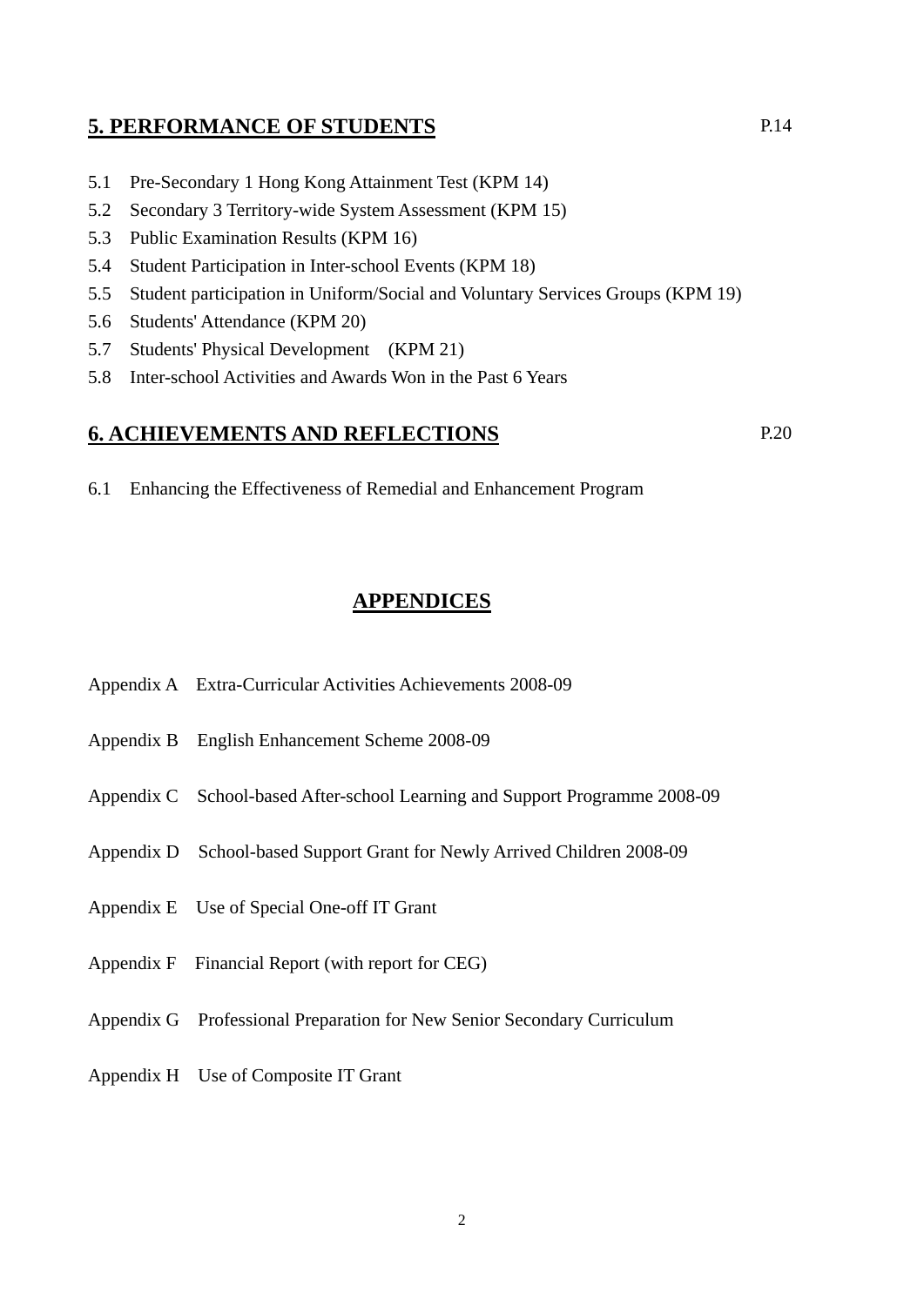## 5. PERFORMANCE OF STUDENTS P.14

5.1 Pre-Secondary 1 Hong Kong Attainment Test (KPM 14)

5.2 Secondary 3 Territory-wide System Assessment (KPM 15)

5.3 Public Examination Results (KPM 16)

5.4 Student Participation in Inter-school Events (KPM 18)

5.5 Student participation in Uniform/Social and Voluntary Services Groups (KPM 19)

5.6 Students' Attendance (KPM 20)

5.7 Students' Physical Development (KPM 21)

5.8 Inter-school Activities and Awards Won in the Past 6 Years

## 6. ACHIEVEMENTS AND REFLECTIONS P.20

6.1 Enhancing the Effectiveness of Remedial and Enhancement Program

## APPENDICES

Appendix A Extra-Curricular Activities Achievements 2008-09

Appendix B English Enhancement Scheme 2008-09

Appendix C School-based After-school Learning and Support Programme 2008-09

Appendix D School-based Support Grant for Newly Arrived Children 2008-09

Appendix E Use of Special One-off IT Grant

Appendix F Financial Report (with report for CEG)

Appendix G Professional Preparation for New Senior Secondary Curriculum

Appendix H Use of Composite IT Grant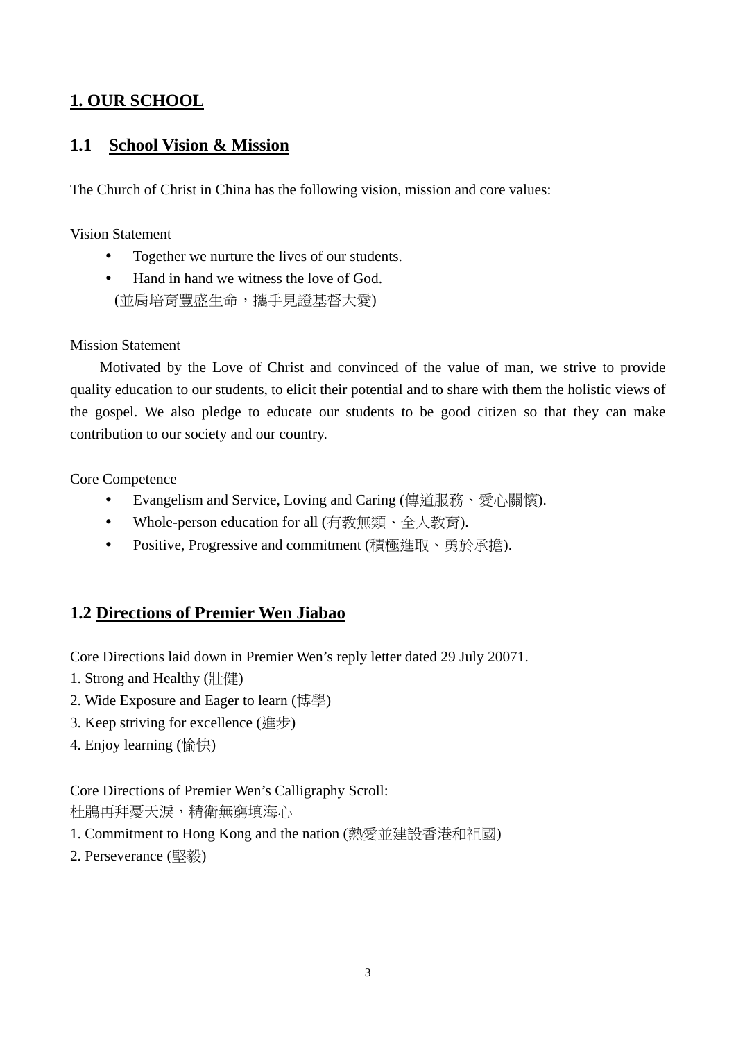## 1. OUR SCHOOL

### 1.1 School Vision & Mission

The Church of Christ in China has the following vision, mission and core values:

Vision Statement

- Together we nurture the lives of our students.
- Hand in hand we witness the love of God.

(並肩培育豐盛生命，攜手見證基督大愛)

Mission Statement

Motivated by the Love of Christ and convinced of the value of man, we strive to provide quality education to our students, to elicit their potential and to share with them the holistic views of the gospel. We also pledge to educate our students to be good citizen so that they can make contribution to our society and our country.

Core Competence

- Evangelism and Service, Loving and Caring (傳道服務、愛心關懷).
- Whole-person education for all (有教無類、全人教育).
- Positive, Progressive and commitment (積極進取、勇於承擔).

### 1.2 Directions of Premier Wen Jiabao

Core Directions laid down in Premier Wen's reply letter dated 29 July 20071.

1. Strong and Healthy (壯健)
2. Wide Exposure and Eager to learn (博學)
3. Keep striving for excellence (進步)
4. Enjoy learning (愉快)

Core Directions of Premier Wen's Calligraphy Scroll:

杜鵑再拜憂天淚，精衛無窮填海心

1. Commitment to Hong Kong and the nation (熱愛並建設香港和祖國)
2. Perseverance (堅毅)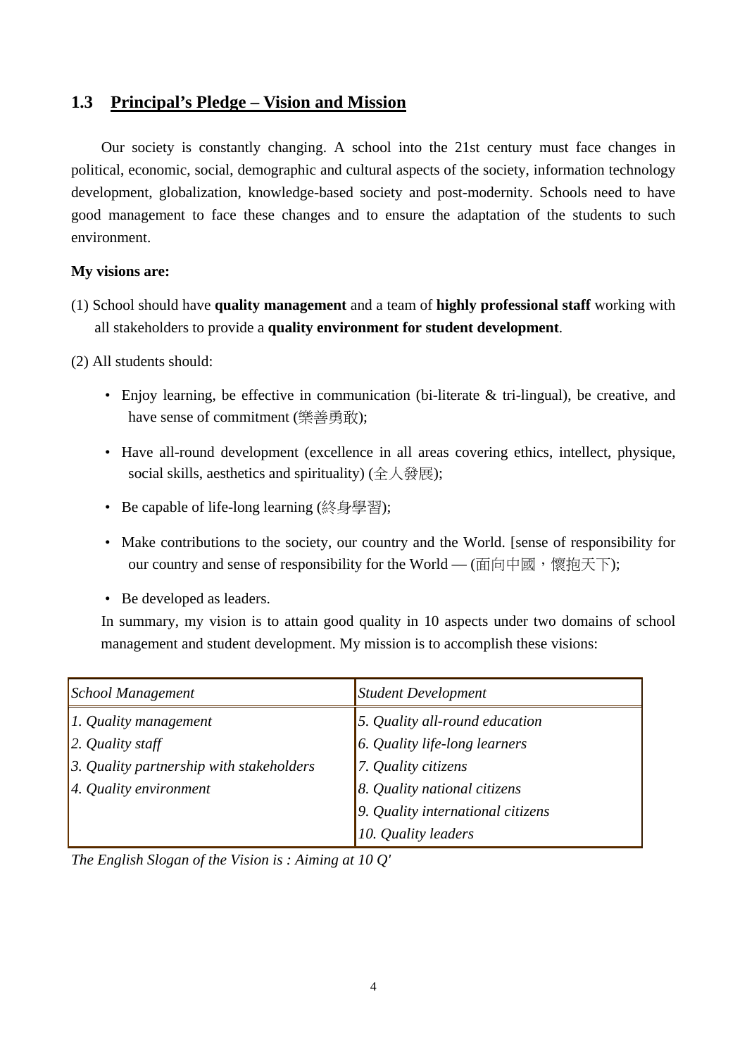## 1.3 Principal's Pledge – Vision and Mission

Our society is constantly changing. A school into the 21st century must face changes in political, economic, social, demographic and cultural aspects of the society, information technology development, globalization, knowledge-based society and post-modernity. Schools need to have good management to face these changes and to ensure the adaptation of the students to such environment.

**My visions are:**

(1) School should have **quality management** and a team of **highly professional staff** working with all stakeholders to provide a **quality environment for student development**.

(2) All students should:

- Enjoy learning, be effective in communication (bi-literate & tri-lingual), be creative, and have sense of commitment (樂善勇敢);
- Have all-round development (excellence in all areas covering ethics, intellect, physique, social skills, aesthetics and spirituality) (全人發展);
- Be capable of life-long learning (終身學習);
- Make contributions to the society, our country and the World. [sense of responsibility for our country and sense of responsibility for the World — (面向中國，懷抱天下);
- Be developed as leaders.

In summary, my vision is to attain good quality in 10 aspects under two domains of school management and student development. My mission is to accomplish these visions:

| *School Management* | *Student Development* |
|---|---|
| *1. Quality management* | *5. Quality all-round education* |
| *2. Quality staff* | *6. Quality life-long learners* |
| *3. Quality partnership with stakeholders* | *7. Quality citizens* |
| *4. Quality environment* | *8. Quality national citizens* |
| | *9. Quality international citizens* |
| | *10. Quality leaders* |

*The English Slogan of the Vision is : Aiming at 10 Q'*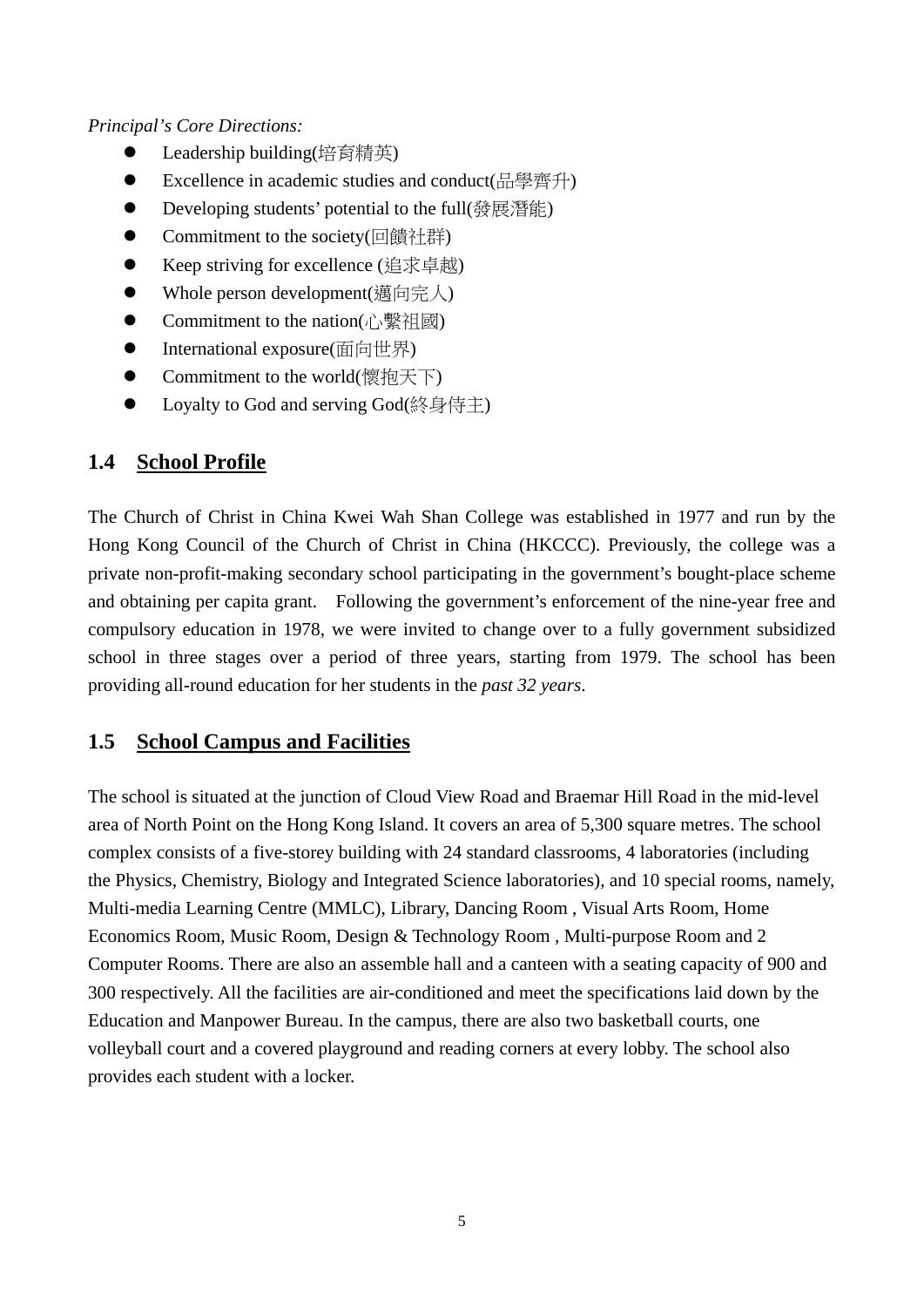*Principal's Core Directions:*

- Leadership building(培育精英)
- Excellence in academic studies and conduct(品學齊升)
- Developing students' potential to the full(發展潛能)
- Commitment to the society(回饋社群)
- Keep striving for excellence (追求卓越)
- Whole person development(邁向完人)
- Commitment to the nation(心繫祖國)
- International exposure(面向世界)
- Commitment to the world(懷抱天下)
- Loyalty to God and serving God(終身侍主)

## 1.4 School Profile

The Church of Christ in China Kwei Wah Shan College was established in 1977 and run by the Hong Kong Council of the Church of Christ in China (HKCCC). Previously, the college was a private non-profit-making secondary school participating in the government's bought-place scheme and obtaining per capita grant. Following the government's enforcement of the nine-year free and compulsory education in 1978, we were invited to change over to a fully government subsidized school in three stages over a period of three years, starting from 1979. The school has been providing all-round education for her students in the *past 32 years*.

## 1.5 School Campus and Facilities

The school is situated at the junction of Cloud View Road and Braemar Hill Road in the mid-level area of North Point on the Hong Kong Island. It covers an area of 5,300 square metres. The school complex consists of a five-storey building with 24 standard classrooms, 4 laboratories (including the Physics, Chemistry, Biology and Integrated Science laboratories), and 10 special rooms, namely, Multi-media Learning Centre (MMLC), Library, Dancing Room , Visual Arts Room, Home Economics Room, Music Room, Design & Technology Room , Multi-purpose Room and 2 Computer Rooms. There are also an assemble hall and a canteen with a seating capacity of 900 and 300 respectively. All the facilities are air-conditioned and meet the specifications laid down by the Education and Manpower Bureau. In the campus, there are also two basketball courts, one volleyball court and a covered playground and reading corners at every lobby. The school also provides each student with a locker.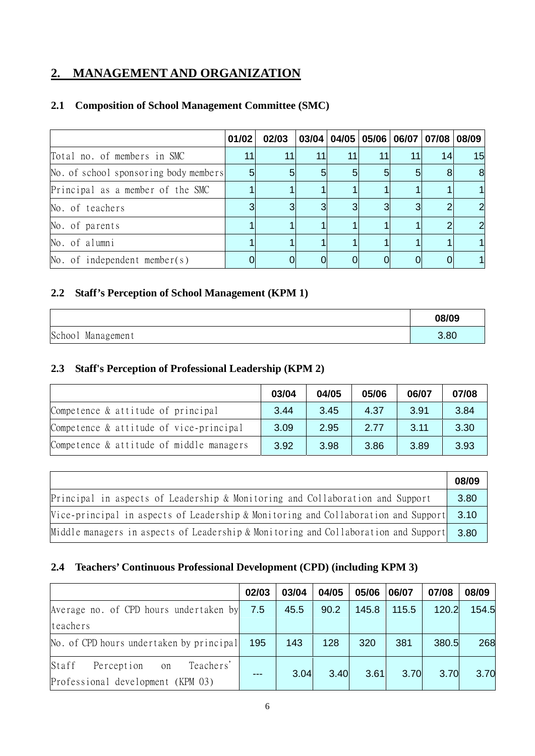## 2. MANAGEMENT AND ORGANIZATION

### 2.1 Composition of School Management Committee (SMC)

| | 01/02 | 02/03 | 03/04 | 04/05 | 05/06 | 06/07 | 07/08 | 08/09 |
|---|---|---|---|---|---|---|---|---|
| Total no. of members in SMC | 11 | 11 | 11 | 11 | 11 | 11 | 14 | 15 |
| No. of school sponsoring body members | 5 | 5 | 5 | 5 | 5 | 5 | 8 | 8 |
| Principal as a member of the SMC | 1 | 1 | 1 | 1 | 1 | 1 | 1 | 1 |
| No. of teachers | 3 | 3 | 3 | 3 | 3 | 3 | 2 | 2 |
| No. of parents | 1 | 1 | 1 | 1 | 1 | 1 | 2 | 2 |
| No. of alumni | 1 | 1 | 1 | 1 | 1 | 1 | 1 | 1 |
| No. of independent member(s) | 0 | 0 | 0 | 0 | 0 | 0 | 0 | 1 |

### 2.2 Staff's Perception of School Management (KPM 1)

| | 08/09 |
|---|---|
| School Management | 3.80 |

### 2.3 Staff's Perception of Professional Leadership (KPM 2)

| | 03/04 | 04/05 | 05/06 | 06/07 | 07/08 |
|---|---|---|---|---|---|
| Competence & attitude of principal | 3.44 | 3.45 | 4.37 | 3.91 | 3.84 |
| Competence & attitude of vice-principal | 3.09 | 2.95 | 2.77 | 3.11 | 3.30 |
| Competence & attitude of middle managers | 3.92 | 3.98 | 3.86 | 3.89 | 3.93 |

| | 08/09 |
|---|---|
| Principal in aspects of Leadership & Monitoring and Collaboration and Support | 3.80 |
| Vice-principal in aspects of Leadership & Monitoring and Collaboration and Support | 3.10 |
| Middle managers in aspects of Leadership & Monitoring and Collaboration and Support | 3.80 |

### 2.4 Teachers' Continuous Professional Development (CPD) (including KPM 3)

| | 02/03 | 03/04 | 04/05 | 05/06 | 06/07 | 07/08 | 08/09 |
|---|---|---|---|---|---|---|---|
| Average no. of CPD hours undertaken by teachers | 7.5 | 45.5 | 90.2 | 145.8 | 115.5 | 120.2 | 154.5 |
| No. of CPD hours undertaken by principal | 195 | 143 | 128 | 320 | 381 | 380.5 | 268 |
| Staff Perception on Teachers' Professional development (KPM 03) | --- | 3.04 | 3.40 | 3.61 | 3.70 | 3.70 | 3.70 |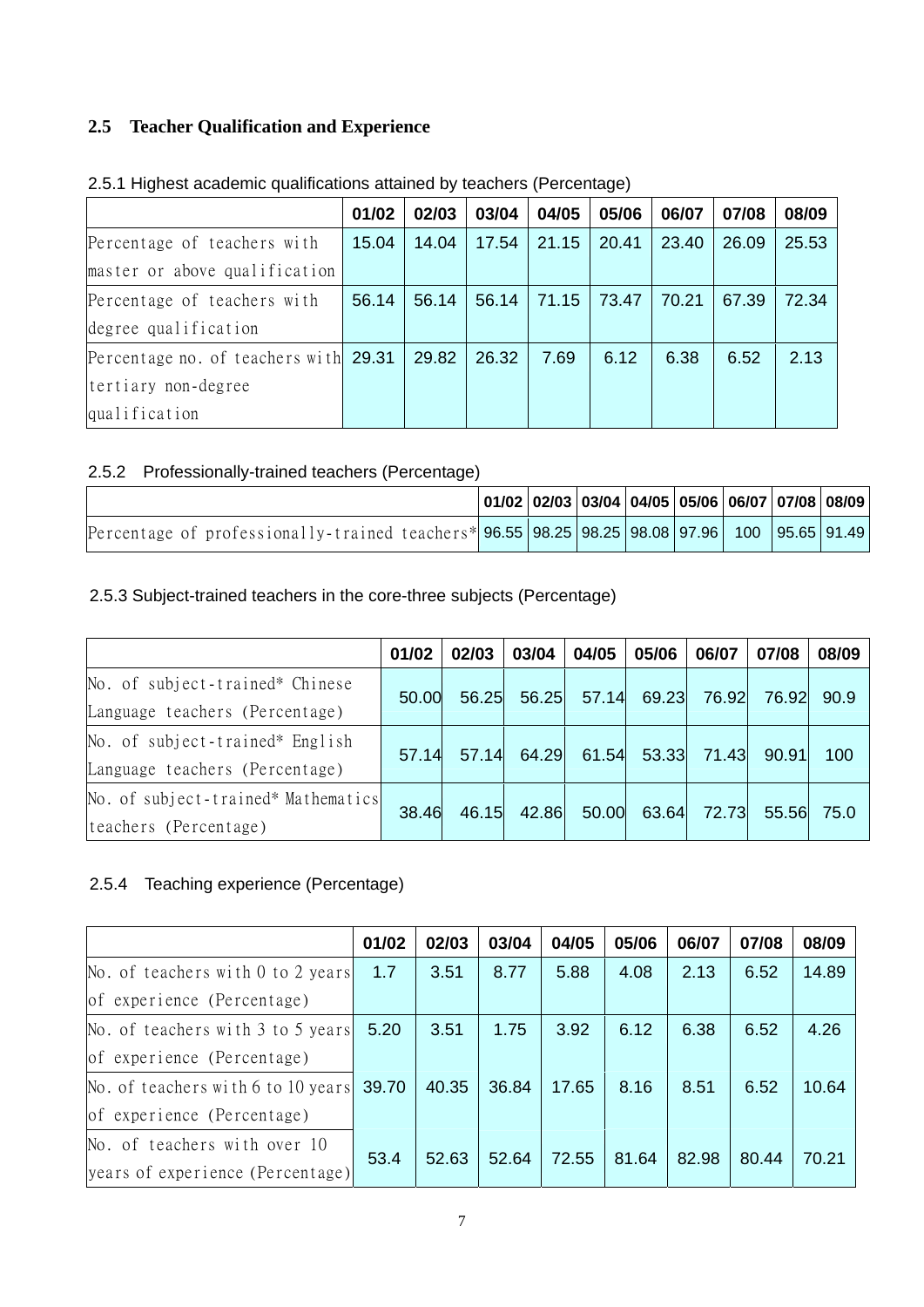## 2.5 Teacher Qualification and Experience

2.5.1 Highest academic qualifications attained by teachers (Percentage)

| | 01/02 | 02/03 | 03/04 | 04/05 | 05/06 | 06/07 | 07/08 | 08/09 |
|---|---|---|---|---|---|---|---|---|
| Percentage of teachers with master or above qualification | 15.04 | 14.04 | 17.54 | 21.15 | 20.41 | 23.40 | 26.09 | 25.53 |
| Percentage of teachers with degree qualification | 56.14 | 56.14 | 56.14 | 71.15 | 73.47 | 70.21 | 67.39 | 72.34 |
| Percentage no. of teachers with tertiary non-degree qualification | 29.31 | 29.82 | 26.32 | 7.69 | 6.12 | 6.38 | 6.52 | 2.13 |

2.5.2 Professionally-trained teachers (Percentage)

| | 01/02 | 02/03 | 03/04 | 04/05 | 05/06 | 06/07 | 07/08 | 08/09 |
|---|---|---|---|---|---|---|---|---|
| Percentage of professionally-trained teachers* | 96.55 | 98.25 | 98.25 | 98.08 | 97.96 | 100 | 95.65 | 91.49 |

2.5.3 Subject-trained teachers in the core-three subjects (Percentage)

| | 01/02 | 02/03 | 03/04 | 04/05 | 05/06 | 06/07 | 07/08 | 08/09 |
|---|---|---|---|---|---|---|---|---|
| No. of subject-trained* Chinese Language teachers (Percentage) | 50.00 | 56.25 | 56.25 | 57.14 | 69.23 | 76.92 | 76.92 | 90.9 |
| No. of subject-trained* English Language teachers (Percentage) | 57.14 | 57.14 | 64.29 | 61.54 | 53.33 | 71.43 | 90.91 | 100 |
| No. of subject-trained* Mathematics teachers (Percentage) | 38.46 | 46.15 | 42.86 | 50.00 | 63.64 | 72.73 | 55.56 | 75.0 |

2.5.4 Teaching experience (Percentage)

| | 01/02 | 02/03 | 03/04 | 04/05 | 05/06 | 06/07 | 07/08 | 08/09 |
|---|---|---|---|---|---|---|---|---|
| No. of teachers with 0 to 2 years of experience (Percentage) | 1.7 | 3.51 | 8.77 | 5.88 | 4.08 | 2.13 | 6.52 | 14.89 |
| No. of teachers with 3 to 5 years of experience (Percentage) | 5.20 | 3.51 | 1.75 | 3.92 | 6.12 | 6.38 | 6.52 | 4.26 |
| No. of teachers with 6 to 10 years of experience (Percentage) | 39.70 | 40.35 | 36.84 | 17.65 | 8.16 | 8.51 | 6.52 | 10.64 |
| No. of teachers with over 10 years of experience (Percentage) | 53.4 | 52.63 | 52.64 | 72.55 | 81.64 | 82.98 | 80.44 | 70.21 |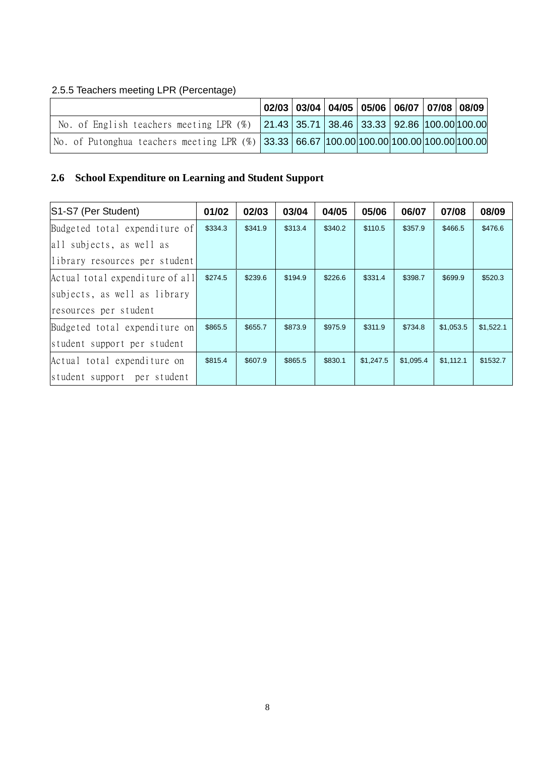2.5.5 Teachers meeting LPR (Percentage)

| | 02/03 | 03/04 | 04/05 | 05/06 | 06/07 | 07/08 | 08/09 |
|---|---|---|---|---|---|---|---|
| No. of English teachers meeting LPR (%) | 21.43 | 35.71 | 38.46 | 33.33 | 92.86 | 100.00 | 100.00 |
| No. of Putonghua teachers meeting LPR (%) | 33.33 | 66.67 | 100.00 | 100.00 | 100.00 | 100.00 | 100.00 |

## 2.6 School Expenditure on Learning and Student Support

| S1-S7 (Per Student) | 01/02 | 02/03 | 03/04 | 04/05 | 05/06 | 06/07 | 07/08 | 08/09 |
|---|---|---|---|---|---|---|---|---|
| Budgeted total expenditure of all subjects, as well as library resources per student | $334.3 | $341.9 | $313.4 | $340.2 | $110.5 | $357.9 | $466.5 | $476.6 |
| Actual total expenditure of all subjects, as well as library resources per student | $274.5 | $239.6 | $194.9 | $226.6 | $331.4 | $398.7 | $699.9 | $520.3 |
| Budgeted total expenditure on student support per student | $865.5 | $655.7 | $873.9 | $975.9 | $311.9 | $734.8 | $1,053.5 | $1,522.1 |
| Actual total expenditure on student support per student | $815.4 | $607.9 | $865.5 | $830.1 | $1,247.5 | $1,095.4 | $1,112.1 | $1532.7 |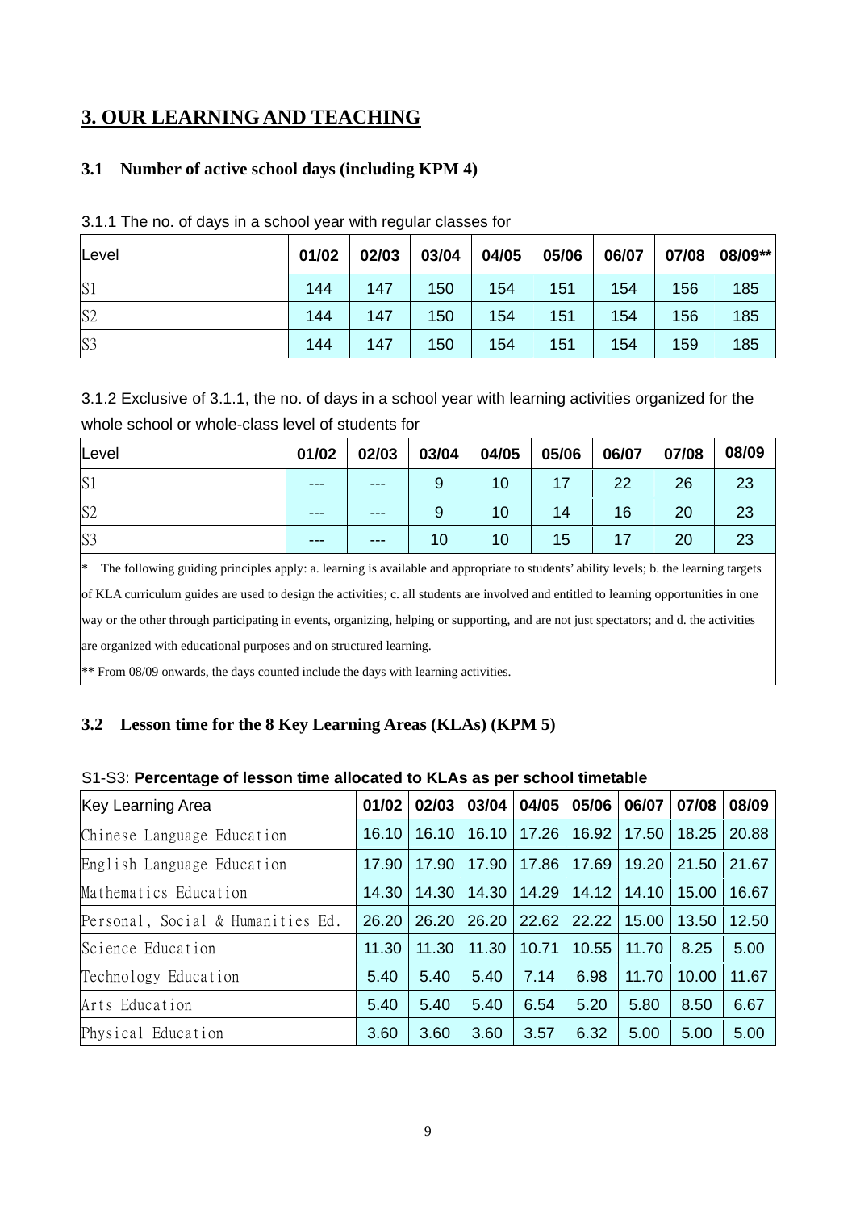# 3. OUR LEARNING AND TEACHING

## 3.1 Number of active school days (including KPM 4)

3.1.1 The no. of days in a school year with regular classes for

| Level | 01/02 | 02/03 | 03/04 | 04/05 | 05/06 | 06/07 | 07/08 | 08/09** |
|---|---|---|---|---|---|---|---|---|
| S1 | 144 | 147 | 150 | 154 | 151 | 154 | 156 | 185 |
| S2 | 144 | 147 | 150 | 154 | 151 | 154 | 156 | 185 |
| S3 | 144 | 147 | 150 | 154 | 151 | 154 | 159 | 185 |

3.1.2 Exclusive of 3.1.1, the no. of days in a school year with learning activities organized for the whole school or whole-class level of students for

| Level | 01/02 | 02/03 | 03/04 | 04/05 | 05/06 | 06/07 | 07/08 | 08/09 |
|---|---|---|---|---|---|---|---|---|
| S1 | --- | --- | 9 | 10 | 17 | 22 | 26 | 23 |
| S2 | --- | --- | 9 | 10 | 14 | 16 | 20 | 23 |
| S3 | --- | --- | 10 | 10 | 15 | 17 | 20 | 23 |

\* The following guiding principles apply: a. learning is available and appropriate to students' ability levels; b. the learning targets of KLA curriculum guides are used to design the activities; c. all students are involved and entitled to learning opportunities in one way or the other through participating in events, organizing, helping or supporting, and are not just spectators; and d. the activities are organized with educational purposes and on structured learning.

** From 08/09 onwards, the days counted include the days with learning activities.

## 3.2 Lesson time for the 8 Key Learning Areas (KLAs) (KPM 5)

S1-S3: **Percentage of lesson time allocated to KLAs as per school timetable**

| Key Learning Area | 01/02 | 02/03 | 03/04 | 04/05 | 05/06 | 06/07 | 07/08 | 08/09 |
|---|---|---|---|---|---|---|---|---|
| Chinese Language Education | 16.10 | 16.10 | 16.10 | 17.26 | 16.92 | 17.50 | 18.25 | 20.88 |
| English Language Education | 17.90 | 17.90 | 17.90 | 17.86 | 17.69 | 19.20 | 21.50 | 21.67 |
| Mathematics Education | 14.30 | 14.30 | 14.30 | 14.29 | 14.12 | 14.10 | 15.00 | 16.67 |
| Personal, Social & Humanities Ed. | 26.20 | 26.20 | 26.20 | 22.62 | 22.22 | 15.00 | 13.50 | 12.50 |
| Science Education | 11.30 | 11.30 | 11.30 | 10.71 | 10.55 | 11.70 | 8.25 | 5.00 |
| Technology Education | 5.40 | 5.40 | 5.40 | 7.14 | 6.98 | 11.70 | 10.00 | 11.67 |
| Arts Education | 5.40 | 5.40 | 5.40 | 6.54 | 5.20 | 5.80 | 8.50 | 6.67 |
| Physical Education | 3.60 | 3.60 | 3.60 | 3.57 | 6.32 | 5.00 | 5.00 | 5.00 |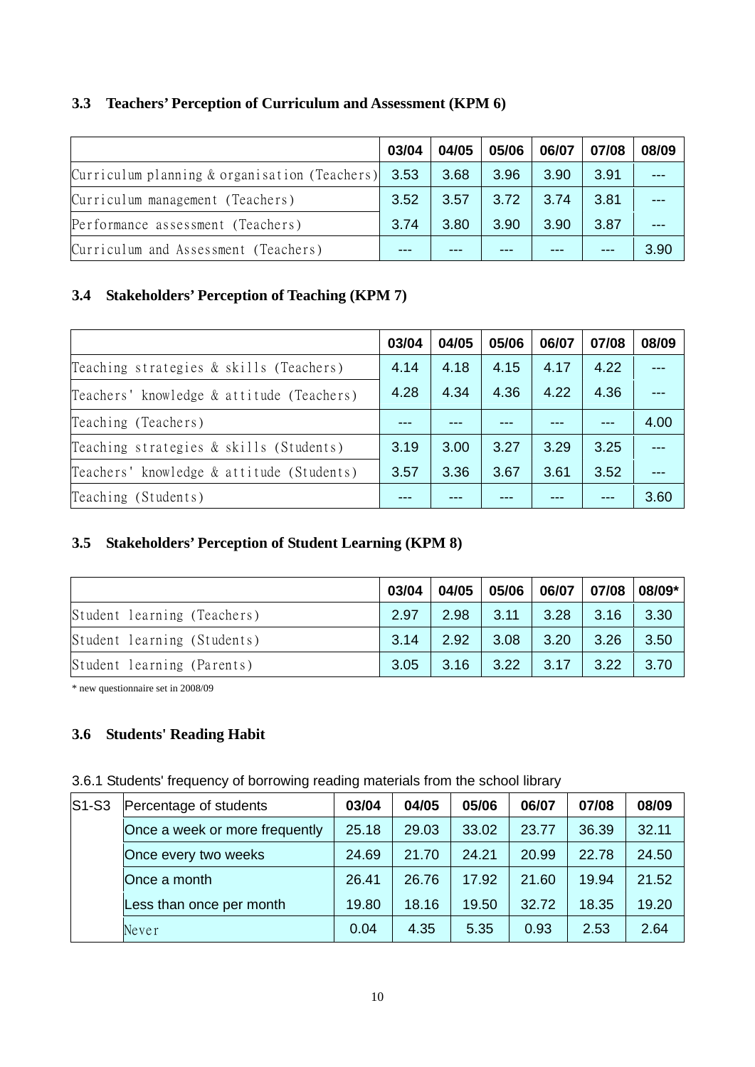### 3.3 Teachers' Perception of Curriculum and Assessment (KPM 6)

| | 03/04 | 04/05 | 05/06 | 06/07 | 07/08 | 08/09 |
|---|---|---|---|---|---|---|
| Curriculum planning & organisation (Teachers) | 3.53 | 3.68 | 3.96 | 3.90 | 3.91 | --- |
| Curriculum management (Teachers) | 3.52 | 3.57 | 3.72 | 3.74 | 3.81 | --- |
| Performance assessment (Teachers) | 3.74 | 3.80 | 3.90 | 3.90 | 3.87 | --- |
| Curriculum and Assessment (Teachers) | --- | --- | --- | --- | --- | 3.90 |

### 3.4 Stakeholders' Perception of Teaching (KPM 7)

| | 03/04 | 04/05 | 05/06 | 06/07 | 07/08 | 08/09 |
|---|---|---|---|---|---|---|
| Teaching strategies & skills (Teachers) | 4.14 | 4.18 | 4.15 | 4.17 | 4.22 | --- |
| Teachers' knowledge & attitude (Teachers) | 4.28 | 4.34 | 4.36 | 4.22 | 4.36 | --- |
| Teaching (Teachers) | --- | --- | --- | --- | --- | 4.00 |
| Teaching strategies & skills (Students) | 3.19 | 3.00 | 3.27 | 3.29 | 3.25 | --- |
| Teachers' knowledge & attitude (Students) | 3.57 | 3.36 | 3.67 | 3.61 | 3.52 | --- |
| Teaching (Students) | --- | --- | --- | --- | --- | 3.60 |

### 3.5 Stakeholders' Perception of Student Learning (KPM 8)

| | 03/04 | 04/05 | 05/06 | 06/07 | 07/08 | 08/09* |
|---|---|---|---|---|---|---|
| Student learning (Teachers) | 2.97 | 2.98 | 3.11 | 3.28 | 3.16 | 3.30 |
| Student learning (Students) | 3.14 | 2.92 | 3.08 | 3.20 | 3.26 | 3.50 |
| Student learning (Parents) | 3.05 | 3.16 | 3.22 | 3.17 | 3.22 | 3.70 |

* new questionnaire set in 2008/09

### 3.6 Students' Reading Habit

3.6.1 Students' frequency of borrowing reading materials from the school library

| S1-S3 | Percentage of students | 03/04 | 04/05 | 05/06 | 06/07 | 07/08 | 08/09 |
|---|---|---|---|---|---|---|---|
| | Once a week or more frequently | 25.18 | 29.03 | 33.02 | 23.77 | 36.39 | 32.11 |
| | Once every two weeks | 24.69 | 21.70 | 24.21 | 20.99 | 22.78 | 24.50 |
| | Once a month | 26.41 | 26.76 | 17.92 | 21.60 | 19.94 | 21.52 |
| | Less than once per month | 19.80 | 18.16 | 19.50 | 32.72 | 18.35 | 19.20 |
| | Never | 0.04 | 4.35 | 5.35 | 0.93 | 2.53 | 2.64 |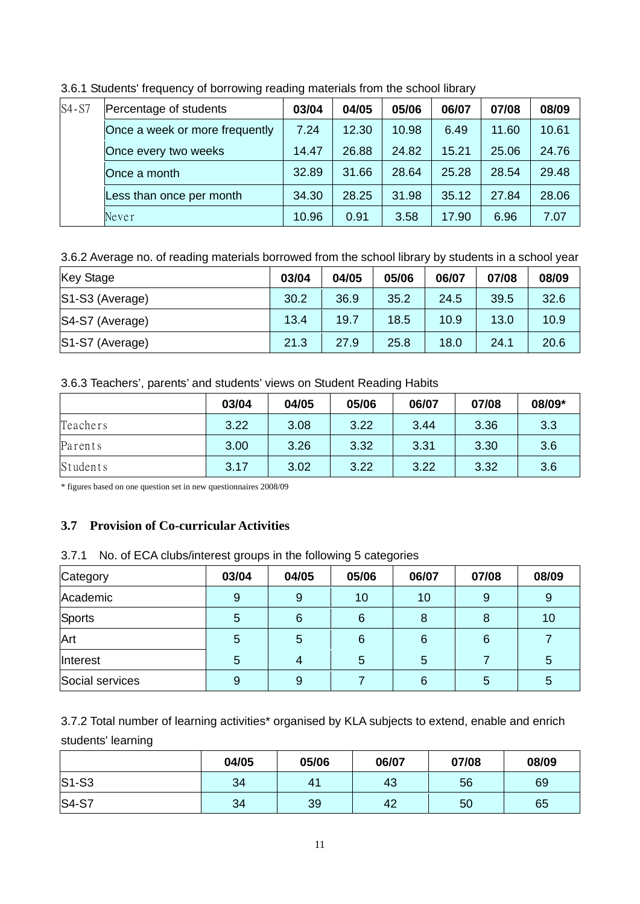3.6.1 Students' frequency of borrowing reading materials from the school library

| S4-S7 | Percentage of students | 03/04 | 04/05 | 05/06 | 06/07 | 07/08 | 08/09 |
|---|---|---|---|---|---|---|---|
| | Once a week or more frequently | 7.24 | 12.30 | 10.98 | 6.49 | 11.60 | 10.61 |
| | Once every two weeks | 14.47 | 26.88 | 24.82 | 15.21 | 25.06 | 24.76 |
| | Once a month | 32.89 | 31.66 | 28.64 | 25.28 | 28.54 | 29.48 |
| | Less than once per month | 34.30 | 28.25 | 31.98 | 35.12 | 27.84 | 28.06 |
| | Never | 10.96 | 0.91 | 3.58 | 17.90 | 6.96 | 7.07 |

3.6.2 Average no. of reading materials borrowed from the school library by students in a school year

| Key Stage | 03/04 | 04/05 | 05/06 | 06/07 | 07/08 | 08/09 |
|---|---|---|---|---|---|---|
| S1-S3 (Average) | 30.2 | 36.9 | 35.2 | 24.5 | 39.5 | 32.6 |
| S4-S7 (Average) | 13.4 | 19.7 | 18.5 | 10.9 | 13.0 | 10.9 |
| S1-S7 (Average) | 21.3 | 27.9 | 25.8 | 18.0 | 24.1 | 20.6 |

3.6.3 Teachers', parents' and students' views on Student Reading Habits

| | 03/04 | 04/05 | 05/06 | 06/07 | 07/08 | 08/09* |
|---|---|---|---|---|---|---|
| Teachers | 3.22 | 3.08 | 3.22 | 3.44 | 3.36 | 3.3 |
| Parents | 3.00 | 3.26 | 3.32 | 3.31 | 3.30 | 3.6 |
| Students | 3.17 | 3.02 | 3.22 | 3.22 | 3.32 | 3.6 |

* figures based on one question set in new questionnaires 2008/09

### 3.7 Provision of Co-curricular Activities

3.7.1 No. of ECA clubs/interest groups in the following 5 categories

| Category | 03/04 | 04/05 | 05/06 | 06/07 | 07/08 | 08/09 |
|---|---|---|---|---|---|---|
| Academic | 9 | 9 | 10 | 10 | 9 | 9 |
| Sports | 5 | 6 | 6 | 8 | 8 | 10 |
| Art | 5 | 5 | 6 | 6 | 6 | 7 |
| Interest | 5 | 4 | 5 | 5 | 7 | 5 |
| Social services | 9 | 9 | 7 | 6 | 5 | 5 |

3.7.2 Total number of learning activities* organised by KLA subjects to extend, enable and enrich students' learning

| | 04/05 | 05/06 | 06/07 | 07/08 | 08/09 |
|---|---|---|---|---|---|
| S1-S3 | 34 | 41 | 43 | 56 | 69 |
| S4-S7 | 34 | 39 | 42 | 50 | 65 |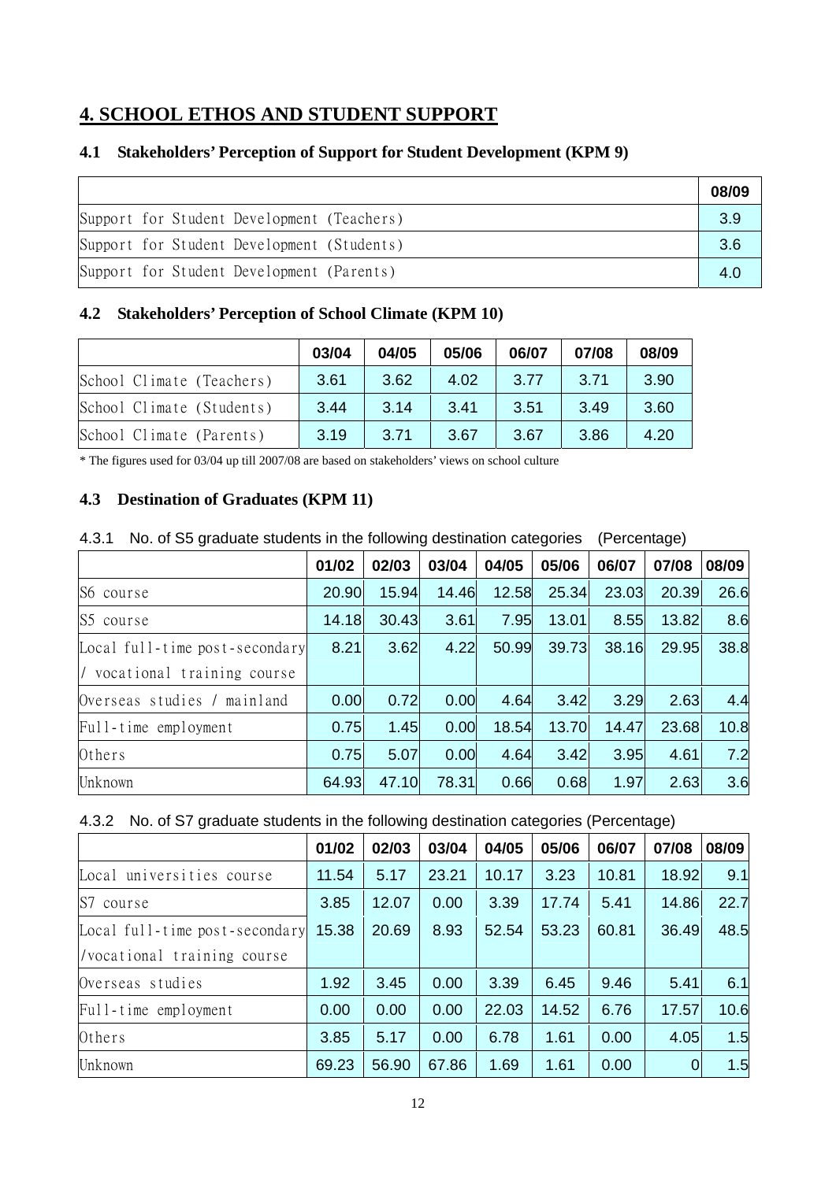## 4. SCHOOL ETHOS AND STUDENT SUPPORT

### 4.1 Stakeholders' Perception of Support for Student Development (KPM 9)

| | 08/09 |
|---|---|
| Support for Student Development (Teachers) | 3.9 |
| Support for Student Development (Students) | 3.6 |
| Support for Student Development (Parents) | 4.0 |

### 4.2 Stakeholders' Perception of School Climate (KPM 10)

| | 03/04 | 04/05 | 05/06 | 06/07 | 07/08 | 08/09 |
|---|---|---|---|---|---|---|
| School Climate (Teachers) | 3.61 | 3.62 | 4.02 | 3.77 | 3.71 | 3.90 |
| School Climate (Students) | 3.44 | 3.14 | 3.41 | 3.51 | 3.49 | 3.60 |
| School Climate (Parents) | 3.19 | 3.71 | 3.67 | 3.67 | 3.86 | 4.20 |

* The figures used for 03/04 up till 2007/08 are based on stakeholders' views on school culture

### 4.3 Destination of Graduates (KPM 11)

4.3.1 No. of S5 graduate students in the following destination categories (Percentage)

| | 01/02 | 02/03 | 03/04 | 04/05 | 05/06 | 06/07 | 07/08 | 08/09 |
|---|---|---|---|---|---|---|---|---|
| S6 course | 20.90 | 15.94 | 14.46 | 12.58 | 25.34 | 23.03 | 20.39 | 26.6 |
| S5 course | 14.18 | 30.43 | 3.61 | 7.95 | 13.01 | 8.55 | 13.82 | 8.6 |
| Local full-time post-secondary / vocational training course | 8.21 | 3.62 | 4.22 | 50.99 | 39.73 | 38.16 | 29.95 | 38.8 |
| Overseas studies / mainland | 0.00 | 0.72 | 0.00 | 4.64 | 3.42 | 3.29 | 2.63 | 4.4 |
| Full-time employment | 0.75 | 1.45 | 0.00 | 18.54 | 13.70 | 14.47 | 23.68 | 10.8 |
| Others | 0.75 | 5.07 | 0.00 | 4.64 | 3.42 | 3.95 | 4.61 | 7.2 |
| Unknown | 64.93 | 47.10 | 78.31 | 0.66 | 0.68 | 1.97 | 2.63 | 3.6 |

4.3.2 No. of S7 graduate students in the following destination categories (Percentage)

| | 01/02 | 02/03 | 03/04 | 04/05 | 05/06 | 06/07 | 07/08 | 08/09 |
|---|---|---|---|---|---|---|---|---|
| Local universities course | 11.54 | 5.17 | 23.21 | 10.17 | 3.23 | 10.81 | 18.92 | 9.1 |
| S7 course | 3.85 | 12.07 | 0.00 | 3.39 | 17.74 | 5.41 | 14.86 | 22.7 |
| Local full-time post-secondary /vocational training course | 15.38 | 20.69 | 8.93 | 52.54 | 53.23 | 60.81 | 36.49 | 48.5 |
| Overseas studies | 1.92 | 3.45 | 0.00 | 3.39 | 6.45 | 9.46 | 5.41 | 6.1 |
| Full-time employment | 0.00 | 0.00 | 0.00 | 22.03 | 14.52 | 6.76 | 17.57 | 10.6 |
| Others | 3.85 | 5.17 | 0.00 | 6.78 | 1.61 | 0.00 | 4.05 | 1.5 |
| Unknown | 69.23 | 56.90 | 67.86 | 1.69 | 1.61 | 0.00 | 0 | 1.5 |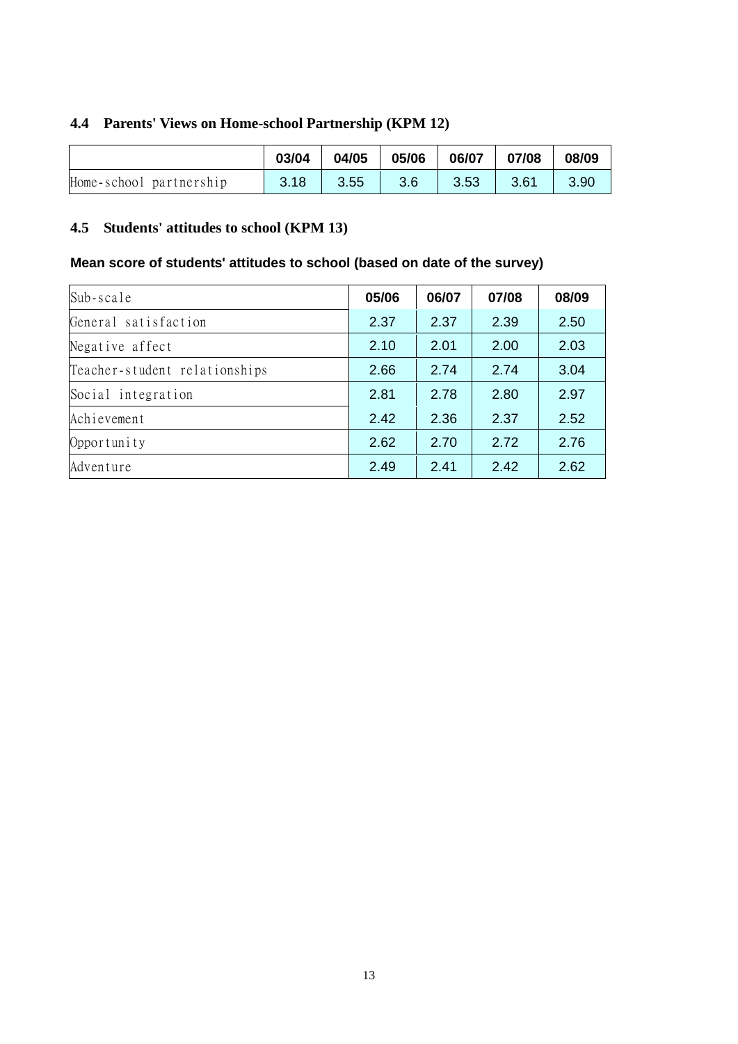### 4.4 Parents' Views on Home-school Partnership (KPM 12)

| | 03/04 | 04/05 | 05/06 | 06/07 | 07/08 | 08/09 |
|---|---|---|---|---|---|---|
| Home-school partnership | 3.18 | 3.55 | 3.6 | 3.53 | 3.61 | 3.90 |

### 4.5 Students' attitudes to school (KPM 13)

**Mean score of students' attitudes to school (based on date of the survey)**

| Sub-scale | 05/06 | 06/07 | 07/08 | 08/09 |
|---|---|---|---|---|
| General satisfaction | 2.37 | 2.37 | 2.39 | 2.50 |
| Negative affect | 2.10 | 2.01 | 2.00 | 2.03 |
| Teacher-student relationships | 2.66 | 2.74 | 2.74 | 3.04 |
| Social integration | 2.81 | 2.78 | 2.80 | 2.97 |
| Achievement | 2.42 | 2.36 | 2.37 | 2.52 |
| Opportunity | 2.62 | 2.70 | 2.72 | 2.76 |
| Adventure | 2.49 | 2.41 | 2.42 | 2.62 |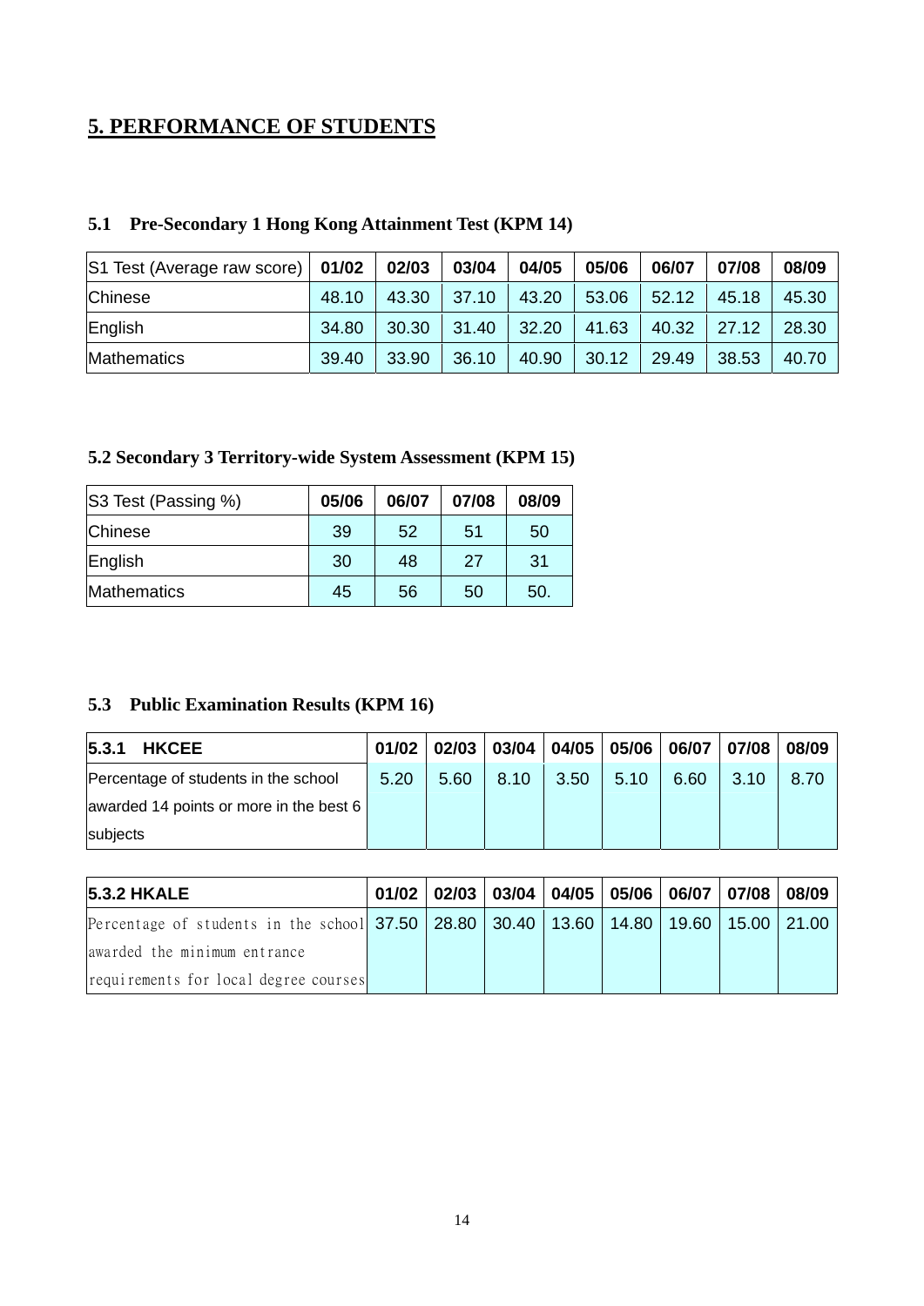## 5. PERFORMANCE OF STUDENTS

### 5.1 Pre-Secondary 1 Hong Kong Attainment Test (KPM 14)

| S1 Test (Average raw score) | 01/02 | 02/03 | 03/04 | 04/05 | 05/06 | 06/07 | 07/08 | 08/09 |
|---|---|---|---|---|---|---|---|---|
| Chinese | 48.10 | 43.30 | 37.10 | 43.20 | 53.06 | 52.12 | 45.18 | 45.30 |
| English | 34.80 | 30.30 | 31.40 | 32.20 | 41.63 | 40.32 | 27.12 | 28.30 |
| Mathematics | 39.40 | 33.90 | 36.10 | 40.90 | 30.12 | 29.49 | 38.53 | 40.70 |

### 5.2 Secondary 3 Territory-wide System Assessment (KPM 15)

| S3 Test (Passing %) | 05/06 | 06/07 | 07/08 | 08/09 |
|---|---|---|---|---|
| Chinese | 39 | 52 | 51 | 50 |
| English | 30 | 48 | 27 | 31 |
| Mathematics | 45 | 56 | 50 | 50. |

### 5.3 Public Examination Results (KPM 16)

| 5.3.1 HKCEE | 01/02 | 02/03 | 03/04 | 04/05 | 05/06 | 06/07 | 07/08 | 08/09 |
|---|---|---|---|---|---|---|---|---|
| Percentage of students in the school awarded 14 points or more in the best 6 subjects | 5.20 | 5.60 | 8.10 | 3.50 | 5.10 | 6.60 | 3.10 | 8.70 |

| 5.3.2 HKALE | 01/02 | 02/03 | 03/04 | 04/05 | 05/06 | 06/07 | 07/08 | 08/09 |
|---|---|---|---|---|---|---|---|---|
| Percentage of students in the school awarded the minimum entrance requirements for local degree courses | 37.50 | 28.80 | 30.40 | 13.60 | 14.80 | 19.60 | 15.00 | 21.00 |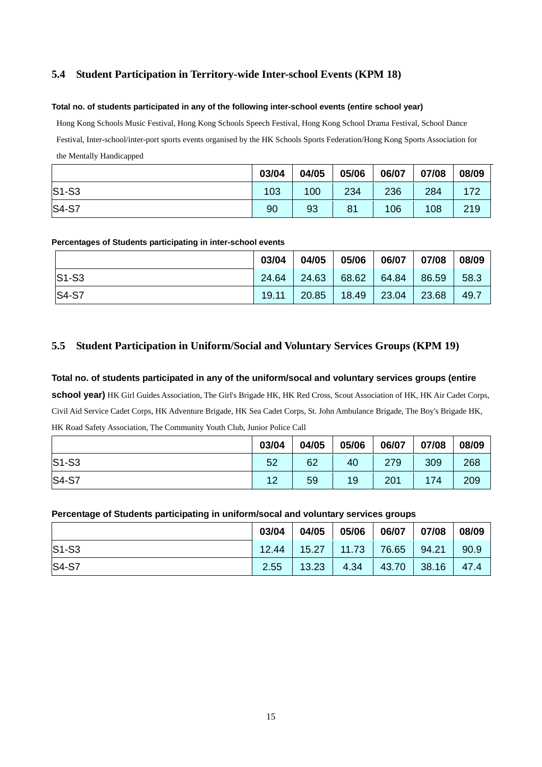## 5.4 Student Participation in Territory-wide Inter-school Events (KPM 18)

**Total no. of students participated in any of the following inter-school events (entire school year)**

Hong Kong Schools Music Festival, Hong Kong Schools Speech Festival, Hong Kong School Drama Festival, School Dance Festival, Inter-school/inter-port sports events organised by the HK Schools Sports Federation/Hong Kong Sports Association for the Mentally Handicapped

| | 03/04 | 04/05 | 05/06 | 06/07 | 07/08 | 08/09 |
|---|---|---|---|---|---|---|
| S1-S3 | 103 | 100 | 234 | 236 | 284 | 172 |
| S4-S7 | 90 | 93 | 81 | 106 | 108 | 219 |

**Percentages of Students participating in inter-school events**

| | 03/04 | 04/05 | 05/06 | 06/07 | 07/08 | 08/09 |
|---|---|---|---|---|---|---|
| S1-S3 | 24.64 | 24.63 | 68.62 | 64.84 | 86.59 | 58.3 |
| S4-S7 | 19.11 | 20.85 | 18.49 | 23.04 | 23.68 | 49.7 |

## 5.5 Student Participation in Uniform/Social and Voluntary Services Groups (KPM 19)

**Total no. of students participated in any of the uniform/socal and voluntary services groups (entire school year)** HK Girl Guides Association, The Girl's Brigade HK, HK Red Cross, Scout Association of HK, HK Air Cadet Corps, Civil Aid Service Cadet Corps, HK Adventure Brigade, HK Sea Cadet Corps, St. John Ambulance Brigade, The Boy's Brigade HK, HK Road Safety Association, The Community Youth Club, Junior Police Call

| | 03/04 | 04/05 | 05/06 | 06/07 | 07/08 | 08/09 |
|---|---|---|---|---|---|---|
| S1-S3 | 52 | 62 | 40 | 279 | 309 | 268 |
| S4-S7 | 12 | 59 | 19 | 201 | 174 | 209 |

**Percentage of Students participating in uniform/socal and voluntary services groups**

| | 03/04 | 04/05 | 05/06 | 06/07 | 07/08 | 08/09 |
|---|---|---|---|---|---|---|
| S1-S3 | 12.44 | 15.27 | 11.73 | 76.65 | 94.21 | 90.9 |
| S4-S7 | 2.55 | 13.23 | 4.34 | 43.70 | 38.16 | 47.4 |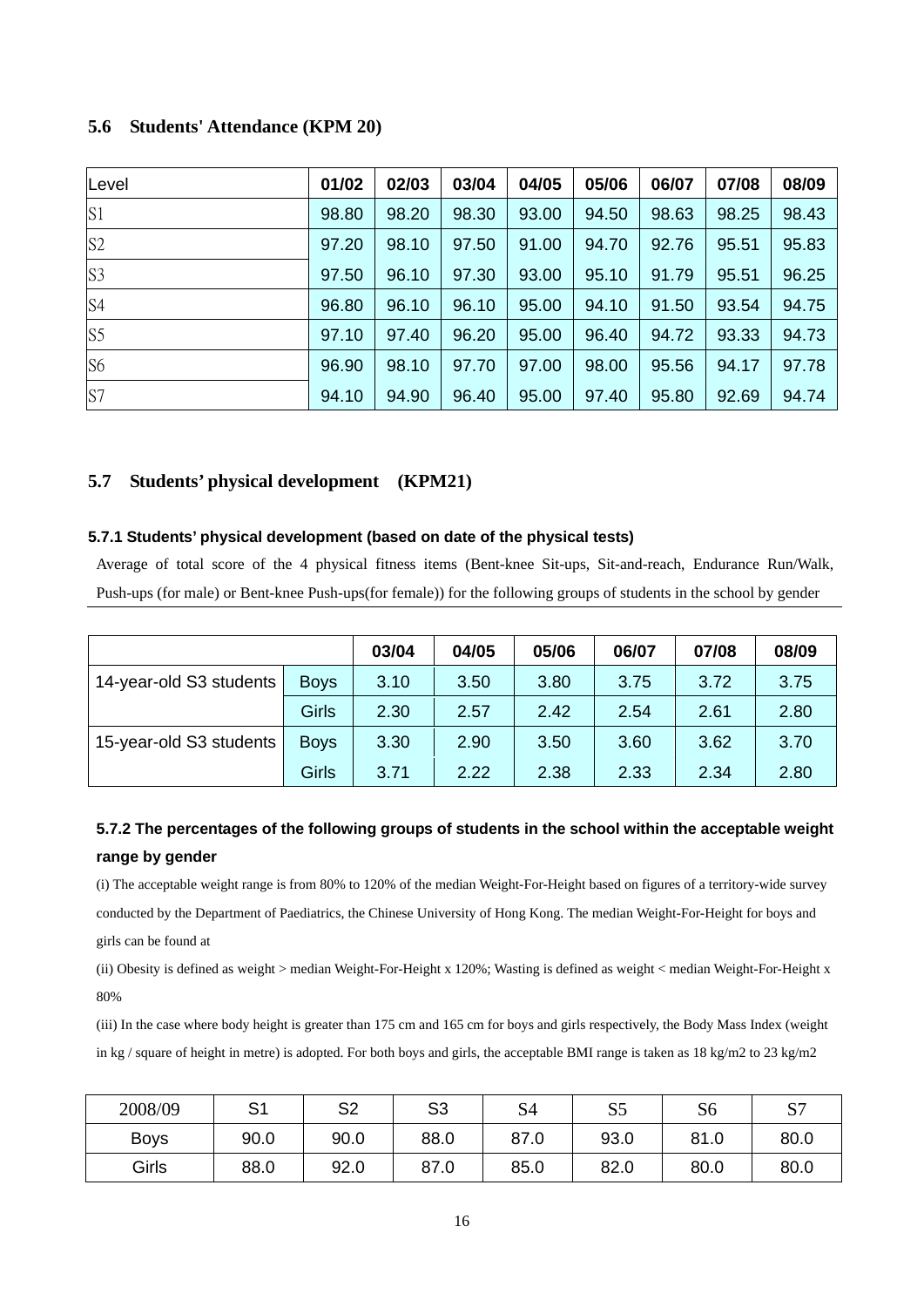## 5.6 Students' Attendance (KPM 20)

| Level | 01/02 | 02/03 | 03/04 | 04/05 | 05/06 | 06/07 | 07/08 | 08/09 |
|---|---|---|---|---|---|---|---|---|
| S1 | 98.80 | 98.20 | 98.30 | 93.00 | 94.50 | 98.63 | 98.25 | 98.43 |
| S2 | 97.20 | 98.10 | 97.50 | 91.00 | 94.70 | 92.76 | 95.51 | 95.83 |
| S3 | 97.50 | 96.10 | 97.30 | 93.00 | 95.10 | 91.79 | 95.51 | 96.25 |
| S4 | 96.80 | 96.10 | 96.10 | 95.00 | 94.10 | 91.50 | 93.54 | 94.75 |
| S5 | 97.10 | 97.40 | 96.20 | 95.00 | 96.40 | 94.72 | 93.33 | 94.73 |
| S6 | 96.90 | 98.10 | 97.70 | 97.00 | 98.00 | 95.56 | 94.17 | 97.78 |
| S7 | 94.10 | 94.90 | 96.40 | 95.00 | 97.40 | 95.80 | 92.69 | 94.74 |

## 5.7 Students' physical development (KPM21)

### 5.7.1 Students' physical development (based on date of the physical tests)

Average of total score of the 4 physical fitness items (Bent-knee Sit-ups, Sit-and-reach, Endurance Run/Walk, Push-ups (for male) or Bent-knee Push-ups(for female)) for the following groups of students in the school by gender

| | | 03/04 | 04/05 | 05/06 | 06/07 | 07/08 | 08/09 |
|---|---|---|---|---|---|---|---|
| 14-year-old S3 students | Boys | 3.10 | 3.50 | 3.80 | 3.75 | 3.72 | 3.75 |
| | Girls | 2.30 | 2.57 | 2.42 | 2.54 | 2.61 | 2.80 |
| 15-year-old S3 students | Boys | 3.30 | 2.90 | 3.50 | 3.60 | 3.62 | 3.70 |
| | Girls | 3.71 | 2.22 | 2.38 | 2.33 | 2.34 | 2.80 |

### 5.7.2 The percentages of the following groups of students in the school within the acceptable weight range by gender

(i) The acceptable weight range is from 80% to 120% of the median Weight-For-Height based on figures of a territory-wide survey conducted by the Department of Paediatrics, the Chinese University of Hong Kong. The median Weight-For-Height for boys and girls can be found at

(ii) Obesity is defined as weight > median Weight-For-Height x 120%; Wasting is defined as weight < median Weight-For-Height x 80%

(iii) In the case where body height is greater than 175 cm and 165 cm for boys and girls respectively, the Body Mass Index (weight in kg / square of height in metre) is adopted. For both boys and girls, the acceptable BMI range is taken as 18 kg/m2 to 23 kg/m2

| 2008/09 | S1 | S2 | S3 | S4 | S5 | S6 | S7 |
|---|---|---|---|---|---|---|---|
| Boys | 90.0 | 90.0 | 88.0 | 87.0 | 93.0 | 81.0 | 80.0 |
| Girls | 88.0 | 92.0 | 87.0 | 85.0 | 82.0 | 80.0 | 80.0 |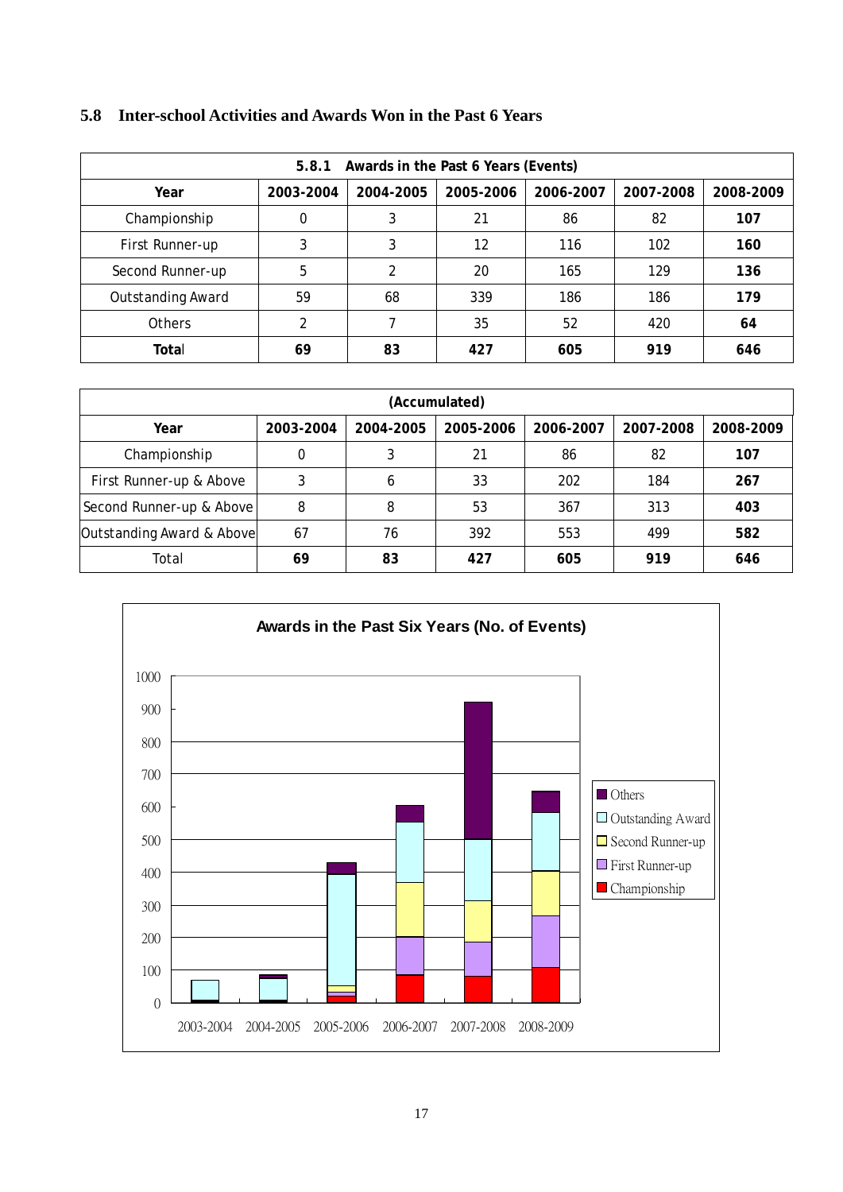## 5.8 Inter-school Activities and Awards Won in the Past 6 Years

| 5.8.1 Awards in the Past 6 Years (Events) | | | | | | |
|---|---|---|---|---|---|---|
| **Year** | **2003-2004** | **2004-2005** | **2005-2006** | **2006-2007** | **2007-2008** | **2008-2009** |
| Championship | 0 | 3 | 21 | 86 | 82 | **107** |
| First Runner-up | 3 | 3 | 12 | 116 | 102 | **160** |
| Second Runner-up | 5 | 2 | 20 | 165 | 129 | **136** |
| Outstanding Award | 59 | 68 | 339 | 186 | 186 | **179** |
| Others | 2 | 7 | 35 | 52 | 420 | **64** |
| **Total** | **69** | **83** | **427** | **605** | **919** | **646** |

| (Accumulated) | | | | | | |
|---|---|---|---|---|---|---|
| **Year** | **2003-2004** | **2004-2005** | **2005-2006** | **2006-2007** | **2007-2008** | **2008-2009** |
| Championship | 0 | 3 | 21 | 86 | 82 | **107** |
| First Runner-up & Above | 3 | 6 | 33 | 202 | 184 | **267** |
| Second Runner-up & Above | 8 | 8 | 53 | 367 | 313 | **403** |
| Outstanding Award & Above | 67 | 76 | 392 | 553 | 499 | **582** |
| Total | **69** | **83** | **427** | **605** | **919** | **646** |

Awards in the Past Six Years (No. of Events)

1000
900
800
700
600
500
400
300
200
100
0

2003-2004 2004-2005 2005-2006 2006-2007 2007-2008 2008-2009

Others
Outstanding Award
Second Runner-up
First Runner-up
Championship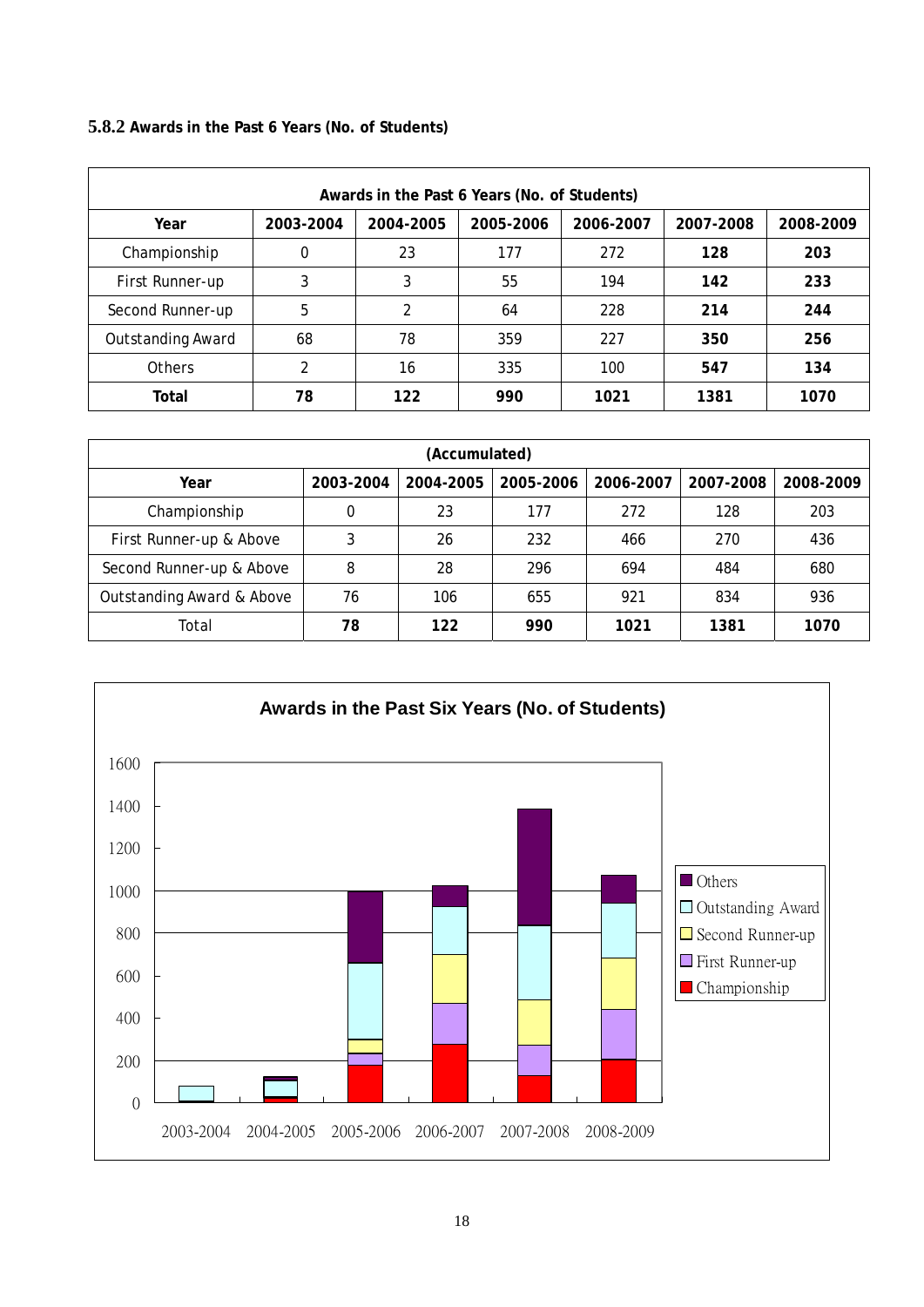### 5.8.2 Awards in the Past 6 Years (No. of Students)

| Awards in the Past 6 Years (No. of Students) | | | | | | |
|---|---|---|---|---|---|---|
| **Year** | **2003-2004** | **2004-2005** | **2005-2006** | **2006-2007** | **2007-2008** | **2008-2009** |
| Championship | 0 | 23 | 177 | 272 | **128** | **203** |
| First Runner-up | 3 | 3 | 55 | 194 | **142** | **233** |
| Second Runner-up | 5 | 2 | 64 | 228 | **214** | **244** |
| Outstanding Award | 68 | 78 | 359 | 227 | **350** | **256** |
| Others | 2 | 16 | 335 | 100 | **547** | **134** |
| **Total** | **78** | **122** | **990** | **1021** | **1381** | **1070** |

| (Accumulated) | | | | | | |
|---|---|---|---|---|---|---|
| **Year** | **2003-2004** | **2004-2005** | **2005-2006** | **2006-2007** | **2007-2008** | **2008-2009** |
| Championship | 0 | 23 | 177 | 272 | 128 | 203 |
| First Runner-up & Above | 3 | 26 | 232 | 466 | 270 | 436 |
| Second Runner-up & Above | 8 | 28 | 296 | 694 | 484 | 680 |
| Outstanding Award & Above | 76 | 106 | 655 | 921 | 834 | 936 |
| Total | **78** | **122** | **990** | **1021** | **1381** | **1070** |

**Awards in the Past Six Years (No. of Students)**

1600
1400
1200
1000
800
600
400
200
0

2003-2004 2004-2005 2005-2006 2006-2007 2007-2008 2008-2009

Others
Outstanding Award
Second Runner-up
First Runner-up
Championship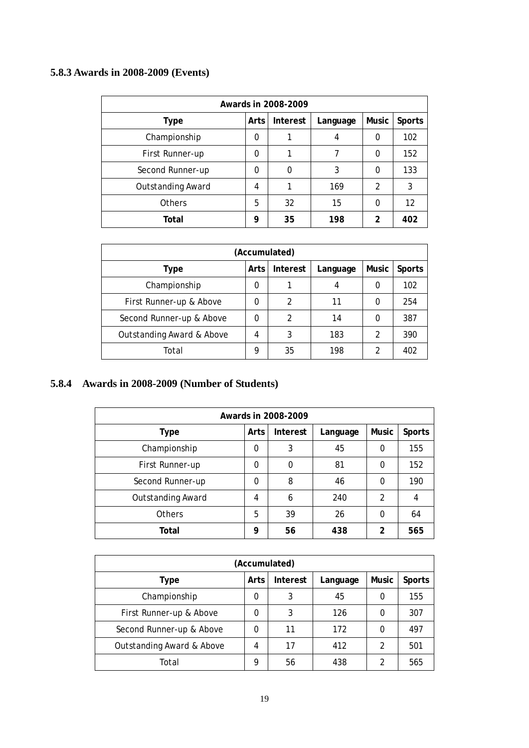### 5.8.3 Awards in 2008-2009 (Events)

| Awards in 2008-2009 | | | | | |
|---|---|---|---|---|---|
| **Type** | **Arts** | **Interest** | **Language** | **Music** | **Sports** |
| Championship | 0 | 1 | 4 | 0 | 102 |
| First Runner-up | 0 | 1 | 7 | 0 | 152 |
| Second Runner-up | 0 | 0 | 3 | 0 | 133 |
| Outstanding Award | 4 | 1 | 169 | 2 | 3 |
| Others | 5 | 32 | 15 | 0 | 12 |
| **Total** | **9** | **35** | **198** | **2** | **402** |

| (Accumulated) | | | | | |
|---|---|---|---|---|---|
| **Type** | **Arts** | **Interest** | **Language** | **Music** | **Sports** |
| Championship | 0 | 1 | 4 | 0 | 102 |
| First Runner-up & Above | 0 | 2 | 11 | 0 | 254 |
| Second Runner-up & Above | 0 | 2 | 14 | 0 | 387 |
| Outstanding Award & Above | 4 | 3 | 183 | 2 | 390 |
| Total | 9 | 35 | 198 | 2 | 402 |

### 5.8.4 Awards in 2008-2009 (Number of Students)

| Awards in 2008-2009 | | | | | |
|---|---|---|---|---|---|
| **Type** | **Arts** | **Interest** | **Language** | **Music** | **Sports** |
| Championship | 0 | 3 | 45 | 0 | 155 |
| First Runner-up | 0 | 0 | 81 | 0 | 152 |
| Second Runner-up | 0 | 8 | 46 | 0 | 190 |
| Outstanding Award | 4 | 6 | 240 | 2 | 4 |
| Others | 5 | 39 | 26 | 0 | 64 |
| **Total** | **9** | **56** | **438** | **2** | **565** |

| (Accumulated) | | | | | |
|---|---|---|---|---|---|
| **Type** | **Arts** | **Interest** | **Language** | **Music** | **Sports** |
| Championship | 0 | 3 | 45 | 0 | 155 |
| First Runner-up & Above | 0 | 3 | 126 | 0 | 307 |
| Second Runner-up & Above | 0 | 11 | 172 | 0 | 497 |
| Outstanding Award & Above | 4 | 17 | 412 | 2 | 501 |
| Total | 9 | 56 | 438 | 2 | 565 |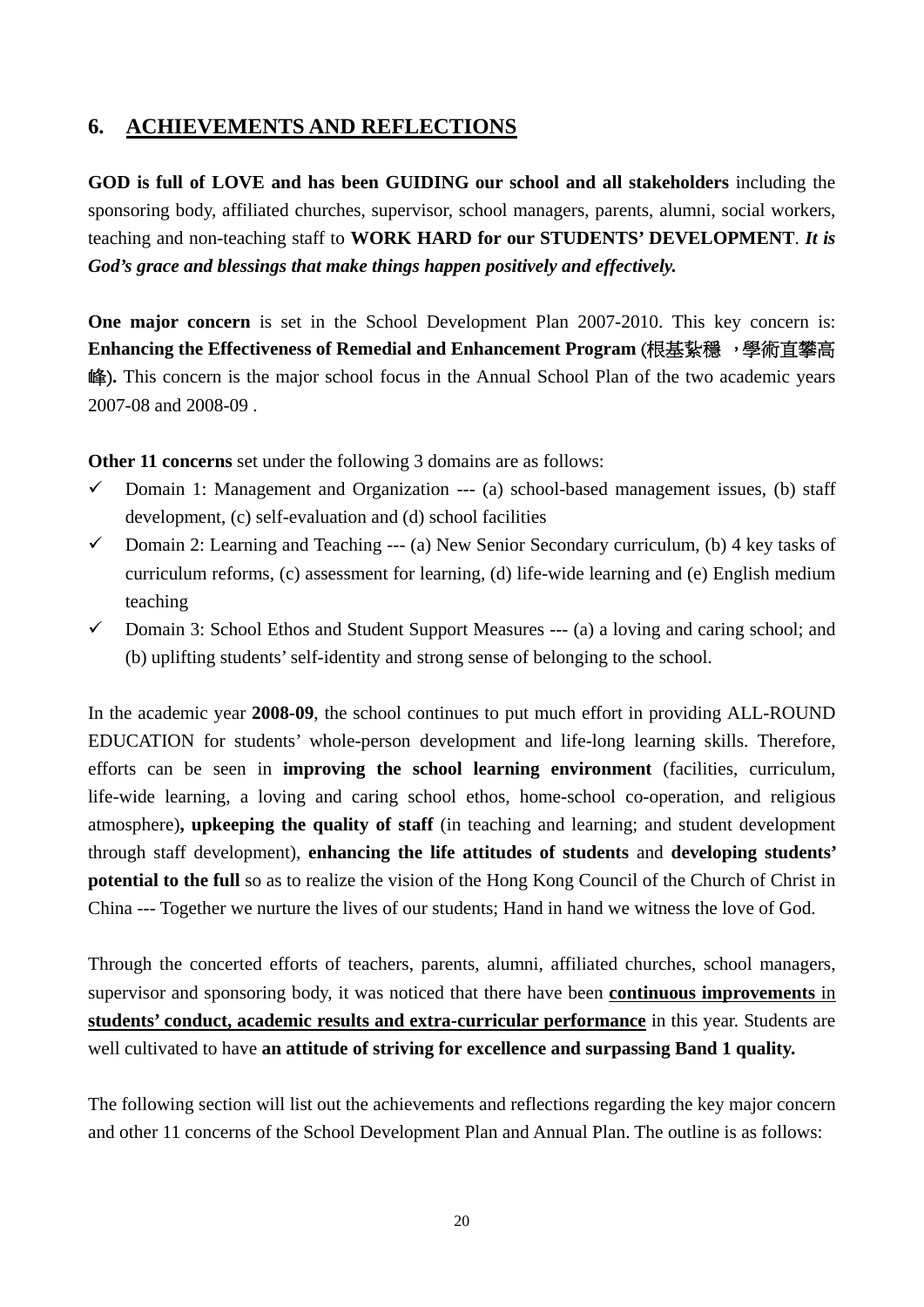## 6. ACHIEVEMENTS AND REFLECTIONS

**GOD is full of LOVE and has been GUIDING our school and all stakeholders** including the sponsoring body, affiliated churches, supervisor, school managers, parents, alumni, social workers, teaching and non-teaching staff to **WORK HARD for our STUDENTS' DEVELOPMENT**. ***It is God's grace and blessings that make things happen positively and effectively.***

**One major concern** is set in the School Development Plan 2007-2010. This key concern is: **Enhancing the Effectiveness of Remedial and Enhancement Program (根基紮穩 ，學術直攀高峰).** This concern is the major school focus in the Annual School Plan of the two academic years 2007-08 and 2008-09 .

**Other 11 concerns** set under the following 3 domains are as follows:

- ✓ Domain 1: Management and Organization --- (a) school-based management issues, (b) staff development, (c) self-evaluation and (d) school facilities
- ✓ Domain 2: Learning and Teaching --- (a) New Senior Secondary curriculum, (b) 4 key tasks of curriculum reforms, (c) assessment for learning, (d) life-wide learning and (e) English medium teaching
- ✓ Domain 3: School Ethos and Student Support Measures --- (a) a loving and caring school; and (b) uplifting students' self-identity and strong sense of belonging to the school.

In the academic year **2008-09**, the school continues to put much effort in providing ALL-ROUND EDUCATION for students' whole-person development and life-long learning skills. Therefore, efforts can be seen in **improving the school learning environment** (facilities, curriculum, life-wide learning, a loving and caring school ethos, home-school co-operation, and religious atmosphere)**, upkeeping the quality of staff** (in teaching and learning; and student development through staff development), **enhancing the life attitudes of students** and **developing students' potential to the full** so as to realize the vision of the Hong Kong Council of the Church of Christ in China --- Together we nurture the lives of our students; Hand in hand we witness the love of God.

Through the concerted efforts of teachers, parents, alumni, affiliated churches, school managers, supervisor and sponsoring body, it was noticed that there have been **continuous improvements** in **students' conduct, academic results and extra-curricular performance** in this year. Students are well cultivated to have **an attitude of striving for excellence and surpassing Band 1 quality.**

The following section will list out the achievements and reflections regarding the key major concern and other 11 concerns of the School Development Plan and Annual Plan. The outline is as follows: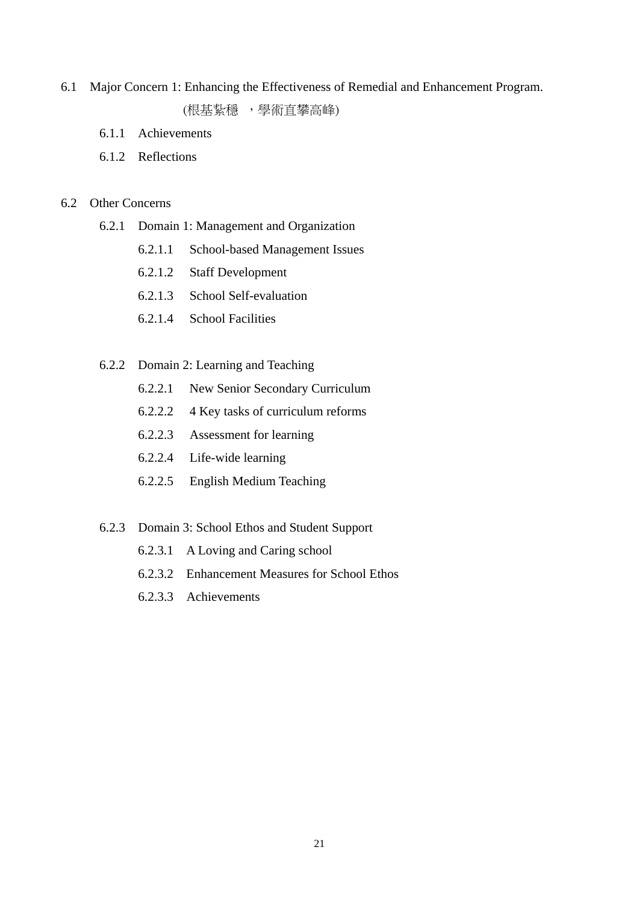6.1 Major Concern 1: Enhancing the Effectiveness of Remedial and Enhancement Program.

(根基紮穩 ，學術直攀高峰)

- 6.1.1 Achievements
- 6.1.2 Reflections

6.2 Other Concerns

- 6.2.1 Domain 1: Management and Organization
  - 6.2.1.1 School-based Management Issues
  - 6.2.1.2 Staff Development
  - 6.2.1.3 School Self-evaluation
  - 6.2.1.4 School Facilities

- 6.2.2 Domain 2: Learning and Teaching
  - 6.2.2.1 New Senior Secondary Curriculum
  - 6.2.2.2 4 Key tasks of curriculum reforms
  - 6.2.2.3 Assessment for learning
  - 6.2.2.4 Life-wide learning
  - 6.2.2.5 English Medium Teaching

- 6.2.3 Domain 3: School Ethos and Student Support
  - 6.2.3.1 A Loving and Caring school
  - 6.2.3.2 Enhancement Measures for School Ethos
  - 6.2.3.3 Achievements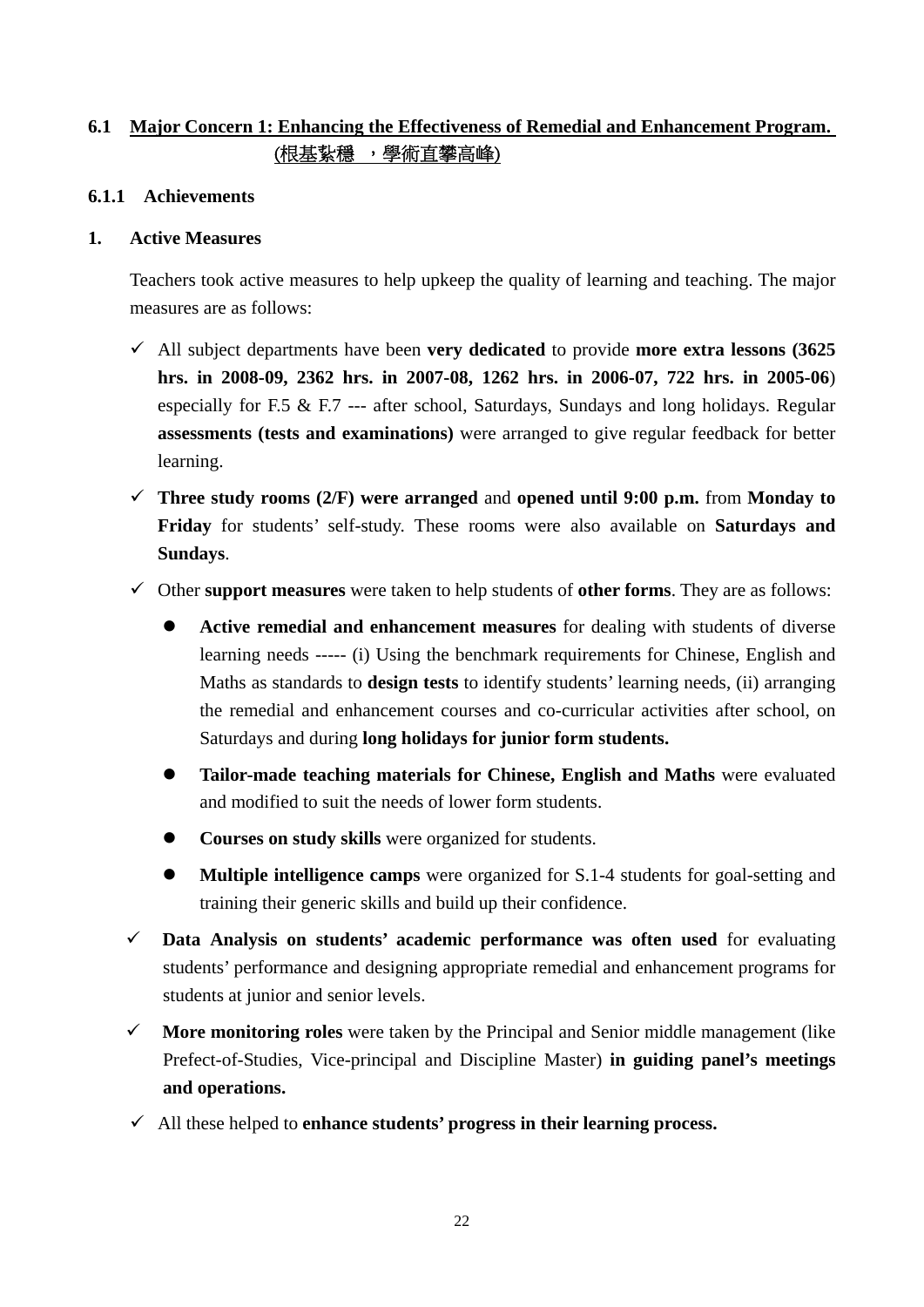## 6.1 Major Concern 1: Enhancing the Effectiveness of Remedial and Enhancement Program. (根基紮穩 ，學術直攀高峰)

### 6.1.1 Achievements

#### 1. Active Measures

Teachers took active measures to help upkeep the quality of learning and teaching. The major measures are as follows:

- ✓ All subject departments have been **very dedicated** to provide **more extra lessons (3625 hrs. in 2008-09, 2362 hrs. in 2007-08, 1262 hrs. in 2006-07, 722 hrs. in 2005-06**) especially for F.5 & F.7 --- after school, Saturdays, Sundays and long holidays. Regular **assessments (tests and examinations)** were arranged to give regular feedback for better learning.
- ✓ **Three study rooms (2/F) were arranged** and **opened until 9:00 p.m.** from **Monday to Friday** for students' self-study. These rooms were also available on **Saturdays and Sundays**.
- ✓ Other **support measures** were taken to help students of **other forms**. They are as follows:
  - **Active remedial and enhancement measures** for dealing with students of diverse learning needs ----- (i) Using the benchmark requirements for Chinese, English and Maths as standards to **design tests** to identify students' learning needs, (ii) arranging the remedial and enhancement courses and co-curricular activities after school, on Saturdays and during **long holidays for junior form students.**
  - **Tailor-made teaching materials for Chinese, English and Maths** were evaluated and modified to suit the needs of lower form students.
  - **Courses on study skills** were organized for students.
  - **Multiple intelligence camps** were organized for S.1-4 students for goal-setting and training their generic skills and build up their confidence.
- ✓ **Data Analysis on students' academic performance was often used** for evaluating students' performance and designing appropriate remedial and enhancement programs for students at junior and senior levels.
- ✓ **More monitoring roles** were taken by the Principal and Senior middle management (like Prefect-of-Studies, Vice-principal and Discipline Master) **in guiding panel's meetings and operations.**
- ✓ All these helped to **enhance students' progress in their learning process.**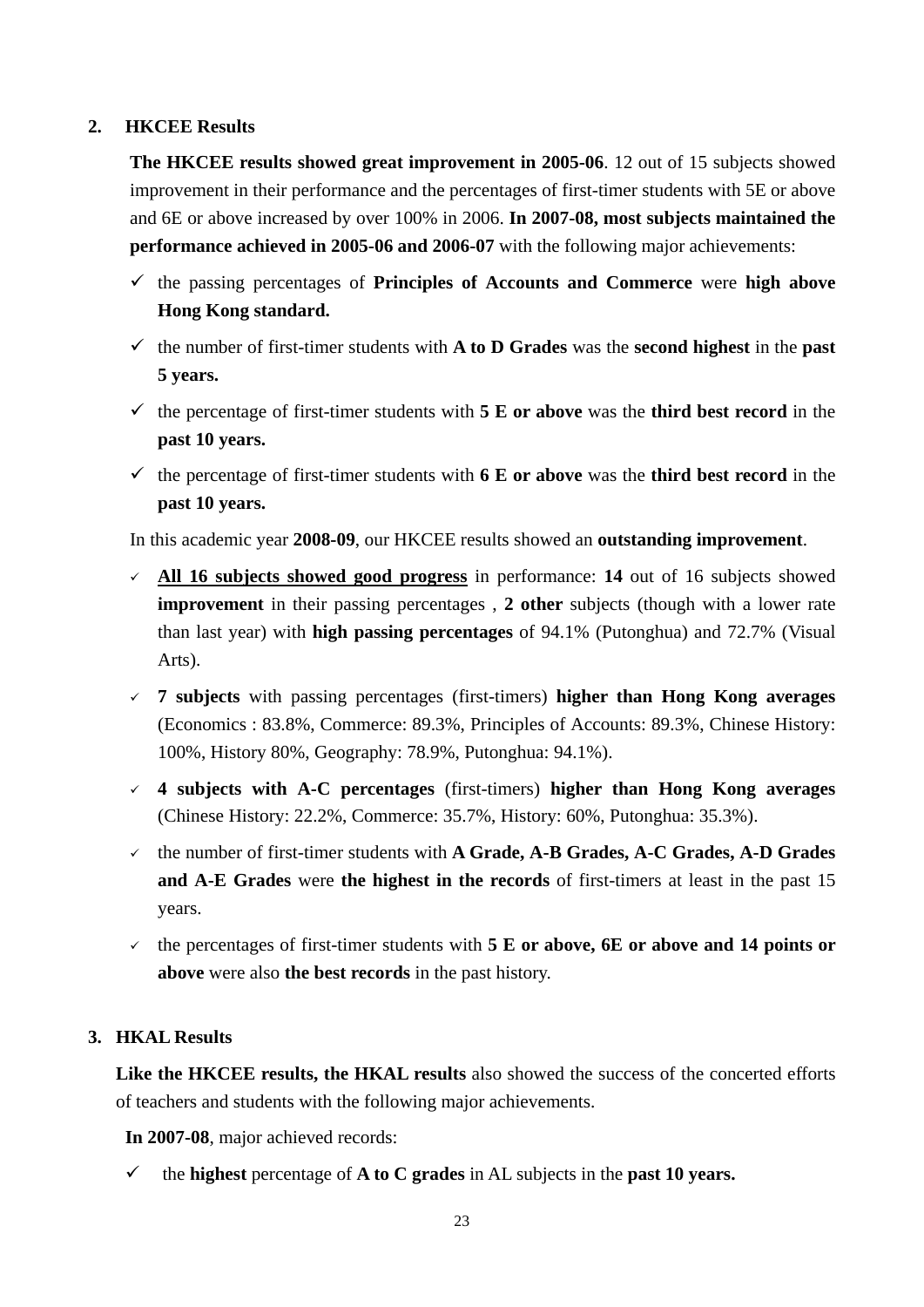## 2. HKCEE Results

**The HKCEE results showed great improvement in 2005-06**. 12 out of 15 subjects showed improvement in their performance and the percentages of first-timer students with 5E or above and 6E or above increased by over 100% in 2006. **In 2007-08, most subjects maintained the performance achieved in 2005-06 and 2006-07** with the following major achievements:

- ✓ the passing percentages of **Principles of Accounts and Commerce** were **high above Hong Kong standard.**
- ✓ the number of first-timer students with **A to D Grades** was the **second highest** in the **past 5 years.**
- ✓ the percentage of first-timer students with **5 E or above** was the **third best record** in the **past 10 years.**
- ✓ the percentage of first-timer students with **6 E or above** was the **third best record** in the **past 10 years.**

In this academic year **2008-09**, our HKCEE results showed an **outstanding improvement**.

- ✓ <u>**All 16 subjects showed good progress**</u> in performance: **14** out of 16 subjects showed **improvement** in their passing percentages , **2 other** subjects (though with a lower rate than last year) with **high passing percentages** of 94.1% (Putonghua) and 72.7% (Visual Arts).
- ✓ **7 subjects** with passing percentages (first-timers) **higher than Hong Kong averages** (Economics : 83.8%, Commerce: 89.3%, Principles of Accounts: 89.3%, Chinese History: 100%, History 80%, Geography: 78.9%, Putonghua: 94.1%).
- ✓ **4 subjects with A-C percentages** (first-timers) **higher than Hong Kong averages** (Chinese History: 22.2%, Commerce: 35.7%, History: 60%, Putonghua: 35.3%).
- ✓ the number of first-timer students with **A Grade, A-B Grades, A-C Grades, A-D Grades and A-E Grades** were **the highest in the records** of first-timers at least in the past 15 years.
- ✓ the percentages of first-timer students with **5 E or above, 6E or above and 14 points or above** were also **the best records** in the past history.

## 3. HKAL Results

**Like the HKCEE results, the HKAL results** also showed the success of the concerted efforts of teachers and students with the following major achievements.

**In 2007-08**, major achieved records:

- ✓ the **highest** percentage of **A to C grades** in AL subjects in the **past 10 years.**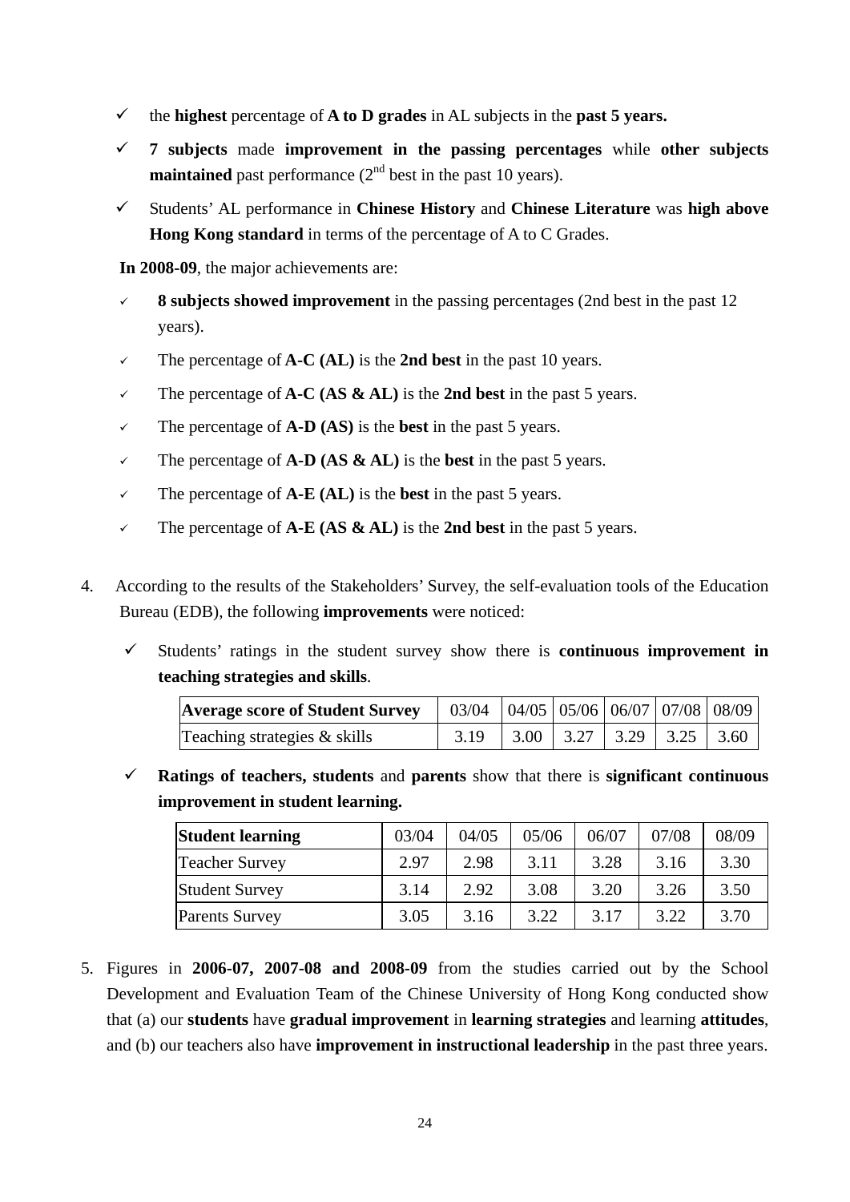- ✓ the **highest** percentage of **A to D grades** in AL subjects in the **past 5 years.**
- ✓ **7 subjects** made **improvement in the passing percentages** while **other subjects maintained** past performance (2nd best in the past 10 years).
- ✓ Students' AL performance in **Chinese History** and **Chinese Literature** was **high above Hong Kong standard** in terms of the percentage of A to C Grades.

**In 2008-09**, the major achievements are:

- ✓ **8 subjects showed improvement** in the passing percentages (2nd best in the past 12 years).
- ✓ The percentage of **A-C (AL)** is the **2nd best** in the past 10 years.
- ✓ The percentage of **A-C (AS & AL)** is the **2nd best** in the past 5 years.
- ✓ The percentage of **A-D (AS)** is the **best** in the past 5 years.
- ✓ The percentage of **A-D (AS & AL)** is the **best** in the past 5 years.
- ✓ The percentage of **A-E (AL)** is the **best** in the past 5 years.
- ✓ The percentage of **A-E (AS & AL)** is the **2nd best** in the past 5 years.

4. According to the results of the Stakeholders' Survey, the self-evaluation tools of the Education Bureau (EDB), the following **improvements** were noticed:

   - ✓ Students' ratings in the student survey show there is **continuous improvement in teaching strategies and skills**.

| **Average score of Student Survey** | 03/04 | 04/05 | 05/06 | 06/07 | 07/08 | 08/09 |
|---|---|---|---|---|---|---|
| Teaching strategies & skills | 3.19 | 3.00 | 3.27 | 3.29 | 3.25 | 3.60 |

   - ✓ **Ratings of teachers, students** and **parents** show that there is **significant continuous improvement in student learning.**

| **Student learning** | 03/04 | 04/05 | 05/06 | 06/07 | 07/08 | 08/09 |
|---|---|---|---|---|---|---|
| Teacher Survey | 2.97 | 2.98 | 3.11 | 3.28 | 3.16 | 3.30 |
| Student Survey | 3.14 | 2.92 | 3.08 | 3.20 | 3.26 | 3.50 |
| Parents Survey | 3.05 | 3.16 | 3.22 | 3.17 | 3.22 | 3.70 |

5. Figures in **2006-07, 2007-08 and 2008-09** from the studies carried out by the School Development and Evaluation Team of the Chinese University of Hong Kong conducted show that (a) our **students** have **gradual improvement** in **learning strategies** and learning **attitudes**, and (b) our teachers also have **improvement in instructional leadership** in the past three years.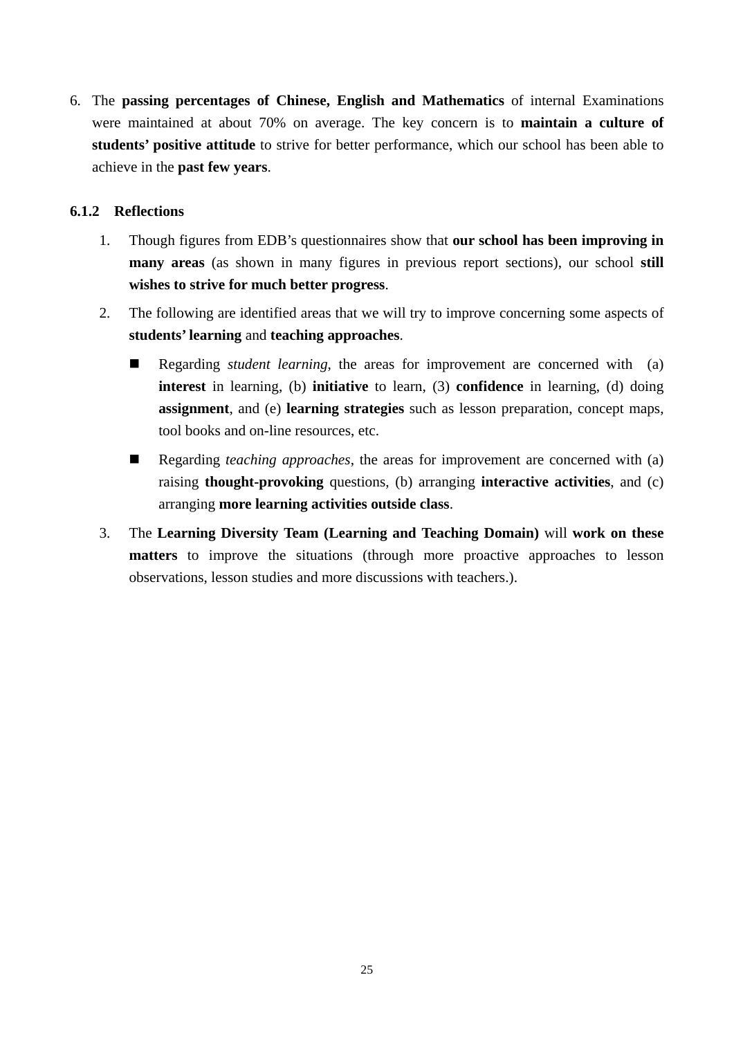6. The **passing percentages of Chinese, English and Mathematics** of internal Examinations were maintained at about 70% on average. The key concern is to **maintain a culture of students' positive attitude** to strive for better performance, which our school has been able to achieve in the **past few years**.

### 6.1.2 Reflections

1. Though figures from EDB's questionnaires show that **our school has been improving in many areas** (as shown in many figures in previous report sections), our school **still wishes to strive for much better progress**.
2. The following are identified areas that we will try to improve concerning some aspects of **students' learning** and **teaching approaches**.
   - Regarding *student learning*, the areas for improvement are concerned with (a) **interest** in learning, (b) **initiative** to learn, (3) **confidence** in learning, (d) doing **assignment**, and (e) **learning strategies** such as lesson preparation, concept maps, tool books and on-line resources, etc.
   - Regarding *teaching approaches*, the areas for improvement are concerned with (a) raising **thought-provoking** questions, (b) arranging **interactive activities**, and (c) arranging **more learning activities outside class**.
3. The **Learning Diversity Team (Learning and Teaching Domain)** will **work on these matters** to improve the situations (through more proactive approaches to lesson observations, lesson studies and more discussions with teachers.).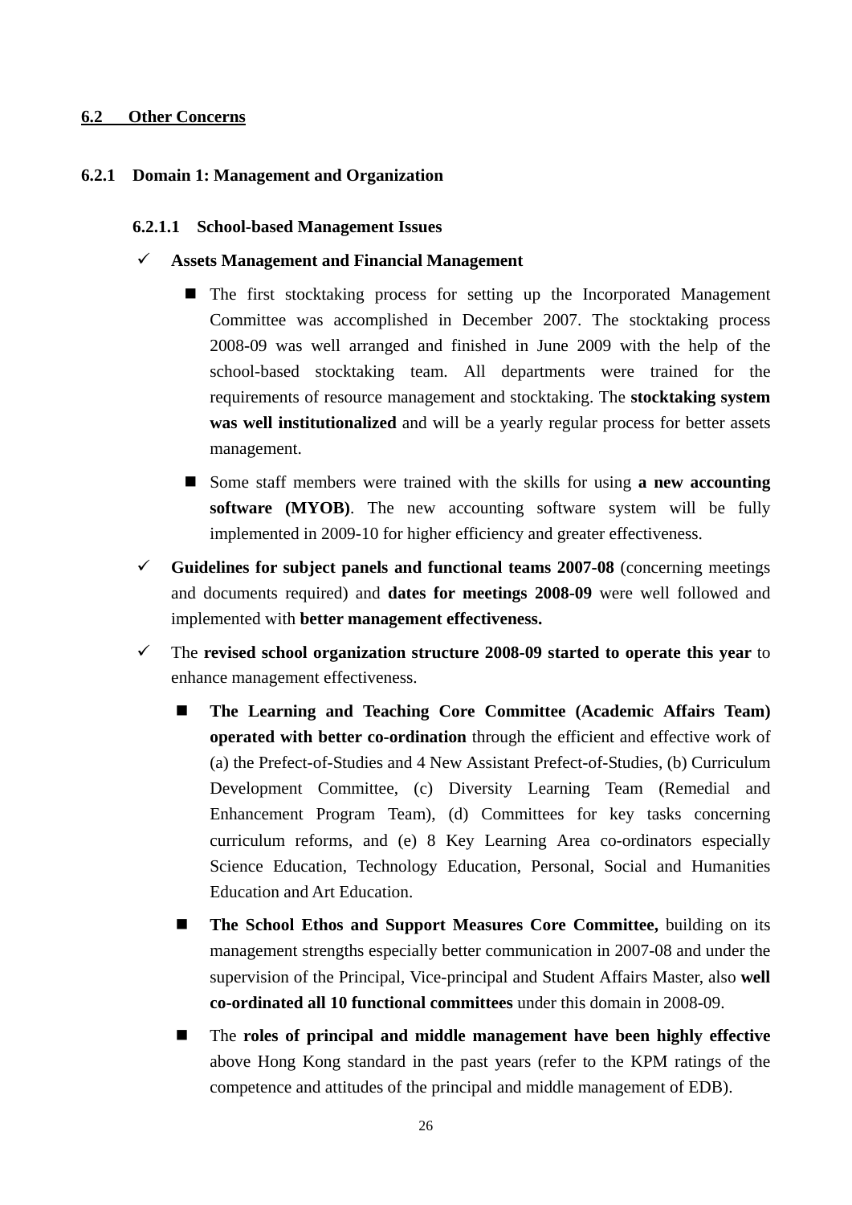## 6.2 Other Concerns

### 6.2.1 Domain 1: Management and Organization

#### 6.2.1.1 School-based Management Issues

- ✓ **Assets Management and Financial Management**
  - The first stocktaking process for setting up the Incorporated Management Committee was accomplished in December 2007. The stocktaking process 2008-09 was well arranged and finished in June 2009 with the help of the school-based stocktaking team. All departments were trained for the requirements of resource management and stocktaking. The **stocktaking system was well institutionalized** and will be a yearly regular process for better assets management.
  - Some staff members were trained with the skills for using **a new accounting software (MYOB)**. The new accounting software system will be fully implemented in 2009-10 for higher efficiency and greater effectiveness.
- ✓ **Guidelines for subject panels and functional teams 2007-08** (concerning meetings and documents required) and **dates for meetings 2008-09** were well followed and implemented with **better management effectiveness.**
- ✓ The **revised school organization structure 2008-09 started to operate this year** to enhance management effectiveness.
  - **The Learning and Teaching Core Committee (Academic Affairs Team) operated with better co-ordination** through the efficient and effective work of (a) the Prefect-of-Studies and 4 New Assistant Prefect-of-Studies, (b) Curriculum Development Committee, (c) Diversity Learning Team (Remedial and Enhancement Program Team), (d) Committees for key tasks concerning curriculum reforms, and (e) 8 Key Learning Area co-ordinators especially Science Education, Technology Education, Personal, Social and Humanities Education and Art Education.
  - **The School Ethos and Support Measures Core Committee,** building on its management strengths especially better communication in 2007-08 and under the supervision of the Principal, Vice-principal and Student Affairs Master, also **well co-ordinated all 10 functional committees** under this domain in 2008-09.
  - The **roles of principal and middle management have been highly effective** above Hong Kong standard in the past years (refer to the KPM ratings of the competence and attitudes of the principal and middle management of EDB).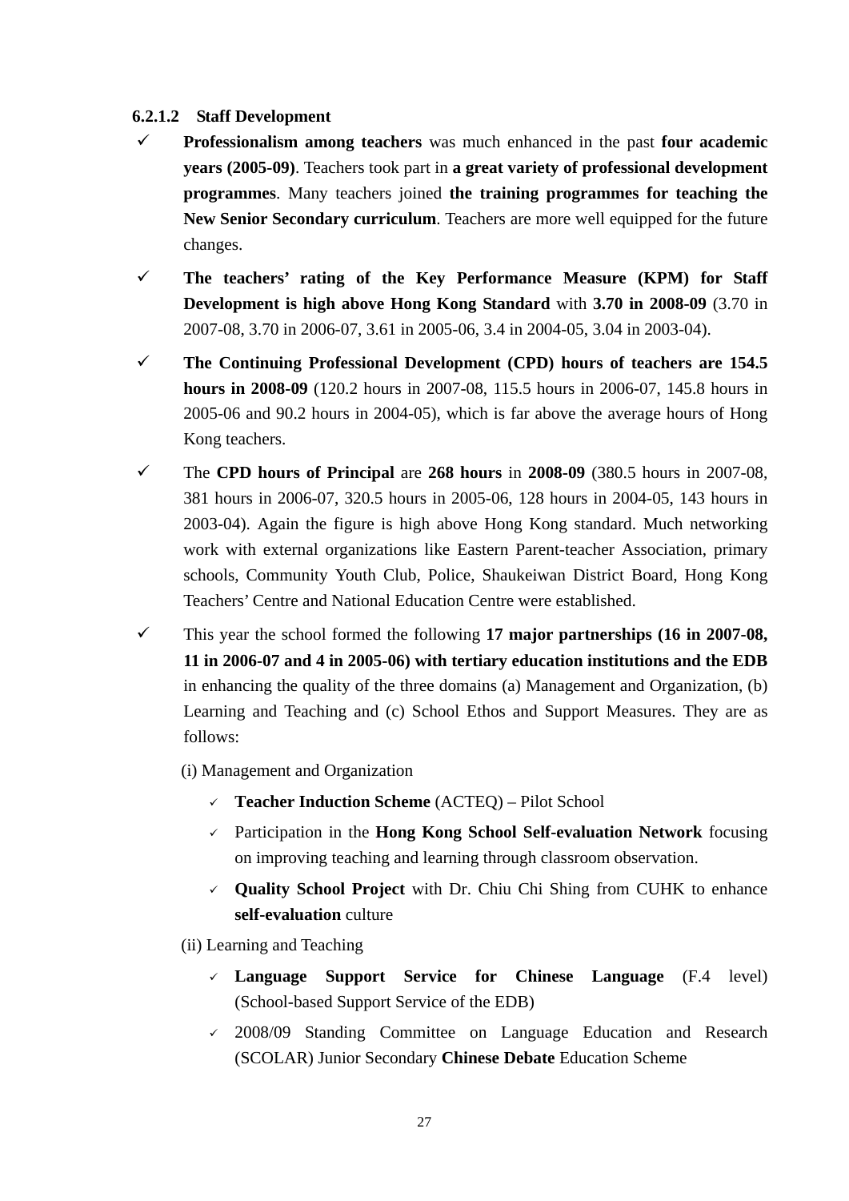#### 6.2.1.2 Staff Development

- ✓ **Professionalism among teachers** was much enhanced in the past **four academic years (2005-09)**. Teachers took part in **a great variety of professional development programmes**. Many teachers joined **the training programmes for teaching the New Senior Secondary curriculum**. Teachers are more well equipped for the future changes.
- ✓ **The teachers' rating of the Key Performance Measure (KPM) for Staff Development is high above Hong Kong Standard** with **3.70 in 2008-09** (3.70 in 2007-08, 3.70 in 2006-07, 3.61 in 2005-06, 3.4 in 2004-05, 3.04 in 2003-04).
- ✓ **The Continuing Professional Development (CPD) hours of teachers are 154.5 hours in 2008-09** (120.2 hours in 2007-08, 115.5 hours in 2006-07, 145.8 hours in 2005-06 and 90.2 hours in 2004-05), which is far above the average hours of Hong Kong teachers.
- ✓ The **CPD hours of Principal** are **268 hours** in **2008-09** (380.5 hours in 2007-08, 381 hours in 2006-07, 320.5 hours in 2005-06, 128 hours in 2004-05, 143 hours in 2003-04). Again the figure is high above Hong Kong standard. Much networking work with external organizations like Eastern Parent-teacher Association, primary schools, Community Youth Club, Police, Shaukeiwan District Board, Hong Kong Teachers' Centre and National Education Centre were established.
- ✓ This year the school formed the following **17 major partnerships (16 in 2007-08, 11 in 2006-07 and 4 in 2005-06) with tertiary education institutions and the EDB** in enhancing the quality of the three domains (a) Management and Organization, (b) Learning and Teaching and (c) School Ethos and Support Measures. They are as follows:

  (i) Management and Organization

  - ✓ **Teacher Induction Scheme** (ACTEQ) – Pilot School
  - ✓ Participation in the **Hong Kong School Self-evaluation Network** focusing on improving teaching and learning through classroom observation.
  - ✓ **Quality School Project** with Dr. Chiu Chi Shing from CUHK to enhance **self-evaluation** culture

  (ii) Learning and Teaching

  - ✓ **Language Support Service for Chinese Language** (F.4 level) (School-based Support Service of the EDB)
  - ✓ 2008/09 Standing Committee on Language Education and Research (SCOLAR) Junior Secondary **Chinese Debate** Education Scheme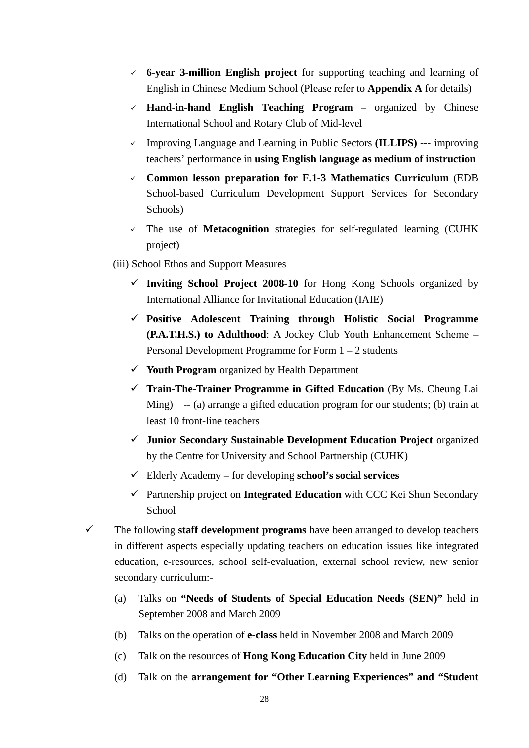- ✓ **6-year 3-million English project** for supporting teaching and learning of English in Chinese Medium School (Please refer to **Appendix A** for details)
- ✓ **Hand-in-hand English Teaching Program** – organized by Chinese International School and Rotary Club of Mid-level
- ✓ Improving Language and Learning in Public Sectors **(ILLIPS) ---** improving teachers' performance in **using English language as medium of instruction**
- ✓ **Common lesson preparation for F.1-3 Mathematics Curriculum** (EDB School-based Curriculum Development Support Services for Secondary Schools)
- ✓ The use of **Metacognition** strategies for self-regulated learning (CUHK project)

(iii) School Ethos and Support Measures

- ✓ **Inviting School Project 2008-10** for Hong Kong Schools organized by International Alliance for Invitational Education (IAIE)
- ✓ **Positive Adolescent Training through Holistic Social Programme (P.A.T.H.S.) to Adulthood**: A Jockey Club Youth Enhancement Scheme – Personal Development Programme for Form 1 – 2 students
- ✓ **Youth Program** organized by Health Department
- ✓ **Train-The-Trainer Programme in Gifted Education** (By Ms. Cheung Lai Ming) -- (a) arrange a gifted education program for our students; (b) train at least 10 front-line teachers
- ✓ **Junior Secondary Sustainable Development Education Project** organized by the Centre for University and School Partnership (CUHK)
- ✓ Elderly Academy – for developing **school's social services**
- ✓ Partnership project on **Integrated Education** with CCC Kei Shun Secondary School

✓ The following **staff development programs** have been arranged to develop teachers in different aspects especially updating teachers on education issues like integrated education, e-resources, school self-evaluation, external school review, new senior secondary curriculum:-

(a) Talks on **"Needs of Students of Special Education Needs (SEN)"** held in September 2008 and March 2009

(b) Talks on the operation of **e-class** held in November 2008 and March 2009

(c) Talk on the resources of **Hong Kong Education City** held in June 2009

(d) Talk on the **arrangement for "Other Learning Experiences" and "Student**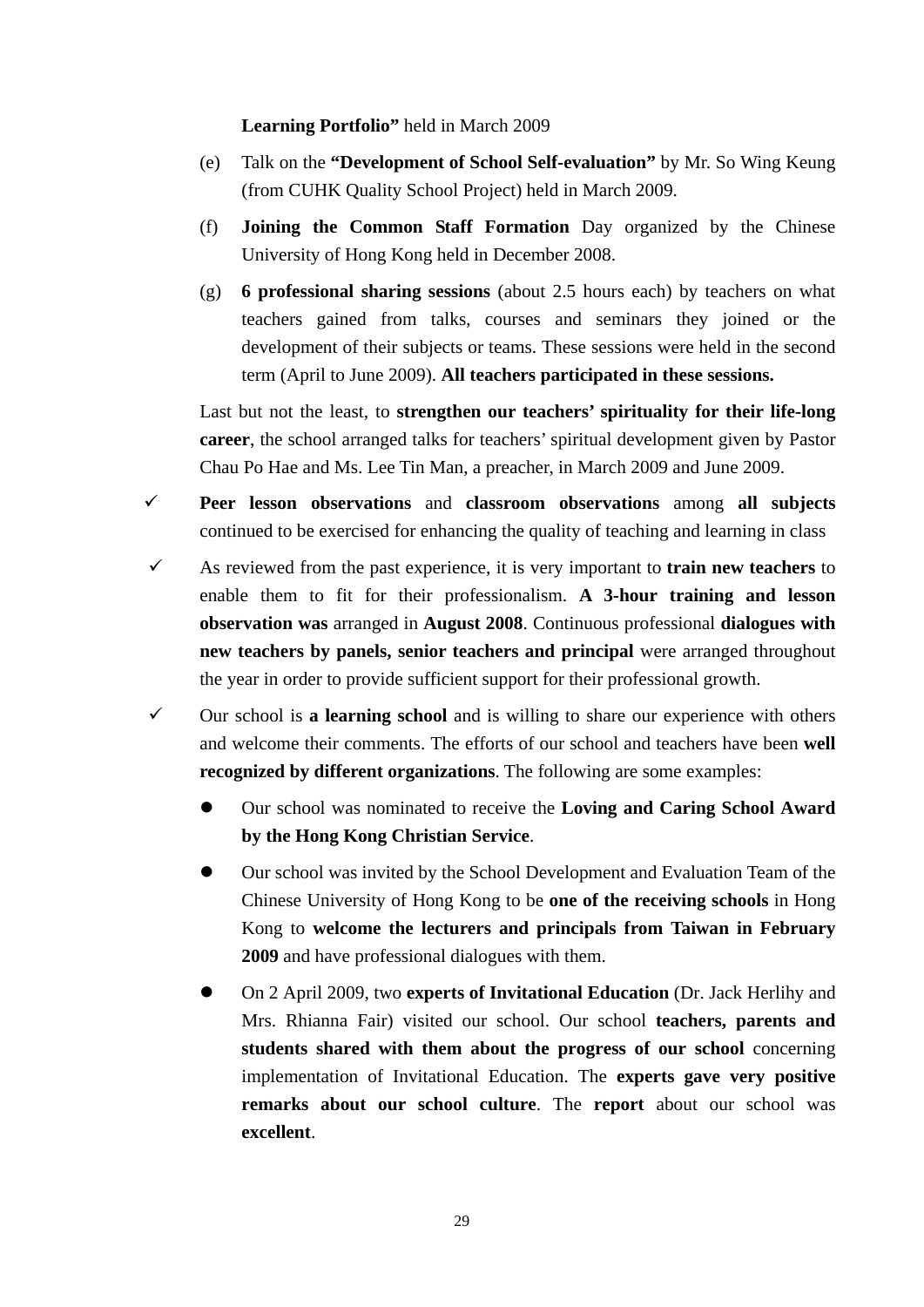**Learning Portfolio"** held in March 2009

(e) Talk on the **"Development of School Self-evaluation"** by Mr. So Wing Keung (from CUHK Quality School Project) held in March 2009.

(f) **Joining the Common Staff Formation** Day organized by the Chinese University of Hong Kong held in December 2008.

(g) **6 professional sharing sessions** (about 2.5 hours each) by teachers on what teachers gained from talks, courses and seminars they joined or the development of their subjects or teams. These sessions were held in the second term (April to June 2009). **All teachers participated in these sessions.**

Last but not the least, to **strengthen our teachers' spirituality for their life-long career**, the school arranged talks for teachers' spiritual development given by Pastor Chau Po Hae and Ms. Lee Tin Man, a preacher, in March 2009 and June 2009.

- ✓ **Peer lesson observations** and **classroom observations** among **all subjects** continued to be exercised for enhancing the quality of teaching and learning in class
- ✓ As reviewed from the past experience, it is very important to **train new teachers** to enable them to fit for their professionalism. **A 3-hour training and lesson observation was** arranged in **August 2008**. Continuous professional **dialogues with new teachers by panels, senior teachers and principal** were arranged throughout the year in order to provide sufficient support for their professional growth.
- ✓ Our school is **a learning school** and is willing to share our experience with others and welcome their comments. The efforts of our school and teachers have been **well recognized by different organizations**. The following are some examples:
  - Our school was nominated to receive the **Loving and Caring School Award by the Hong Kong Christian Service**.
  - Our school was invited by the School Development and Evaluation Team of the Chinese University of Hong Kong to be **one of the receiving schools** in Hong Kong to **welcome the lecturers and principals from Taiwan in February 2009** and have professional dialogues with them.
  - On 2 April 2009, two **experts of Invitational Education** (Dr. Jack Herlihy and Mrs. Rhianna Fair) visited our school. Our school **teachers, parents and students shared with them about the progress of our school** concerning implementation of Invitational Education. The **experts gave very positive remarks about our school culture**. The **report** about our school was **excellent**.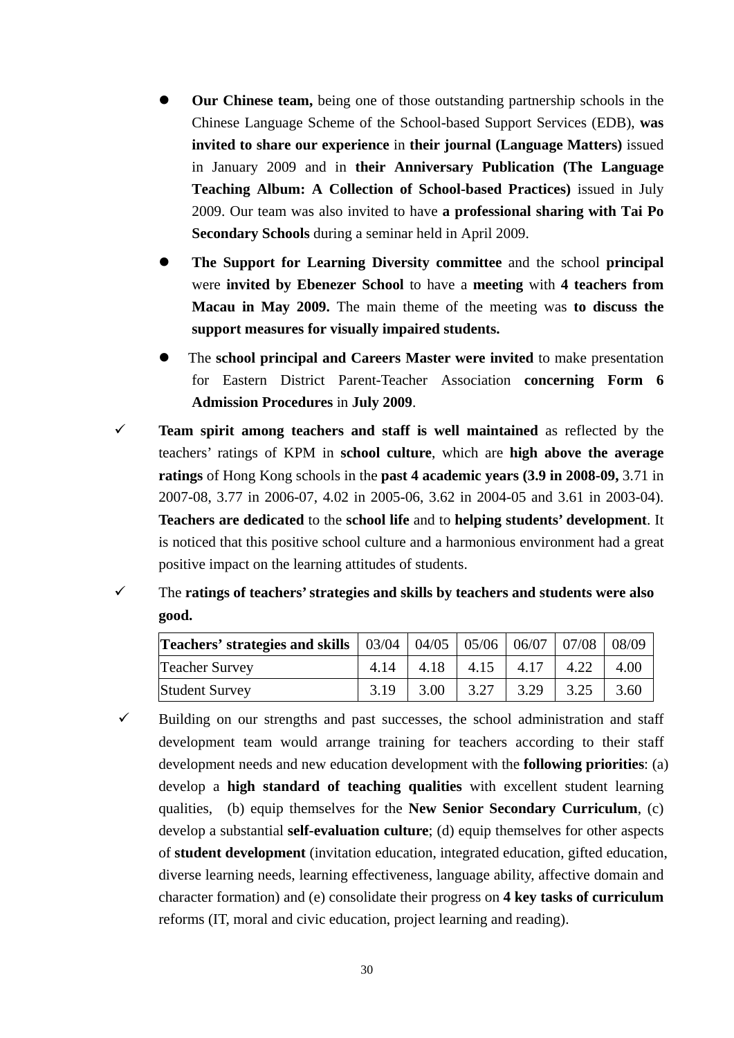- **Our Chinese team,** being one of those outstanding partnership schools in the Chinese Language Scheme of the School-based Support Services (EDB), **was invited to share our experience** in **their journal (Language Matters)** issued in January 2009 and in **their Anniversary Publication (The Language Teaching Album: A Collection of School-based Practices)** issued in July 2009. Our team was also invited to have **a professional sharing with Tai Po Secondary Schools** during a seminar held in April 2009.

- **The Support for Learning Diversity committee** and the school **principal** were **invited by Ebenezer School** to have a **meeting** with **4 teachers from Macau in May 2009.** The main theme of the meeting was **to discuss the support measures for visually impaired students.**

- The **school principal and Careers Master were invited** to make presentation for Eastern District Parent-Teacher Association **concerning Form 6 Admission Procedures** in **July 2009**.

✓ **Team spirit among teachers and staff is well maintained** as reflected by the teachers' ratings of KPM in **school culture**, which are **high above the average ratings** of Hong Kong schools in the **past 4 academic years (3.9 in 2008-09,** 3.71 in 2007-08, 3.77 in 2006-07, 4.02 in 2005-06, 3.62 in 2004-05 and 3.61 in 2003-04). **Teachers are dedicated** to the **school life** and to **helping students' development**. It is noticed that this positive school culture and a harmonious environment had a great positive impact on the learning attitudes of students.

✓ The **ratings of teachers' strategies and skills by teachers and students were also good.**

| **Teachers' strategies and skills** | 03/04 | 04/05 | 05/06 | 06/07 | 07/08 | 08/09 |
|---|---|---|---|---|---|---|
| Teacher Survey | 4.14 | 4.18 | 4.15 | 4.17 | 4.22 | 4.00 |
| Student Survey | 3.19 | 3.00 | 3.27 | 3.29 | 3.25 | 3.60 |

✓ Building on our strengths and past successes, the school administration and staff development team would arrange training for teachers according to their staff development needs and new education development with the **following priorities**: (a) develop a **high standard of teaching qualities** with excellent student learning qualities, (b) equip themselves for the **New Senior Secondary Curriculum**, (c) develop a substantial **self-evaluation culture**; (d) equip themselves for other aspects of **student development** (invitation education, integrated education, gifted education, diverse learning needs, learning effectiveness, language ability, affective domain and character formation) and (e) consolidate their progress on **4 key tasks of curriculum** reforms (IT, moral and civic education, project learning and reading).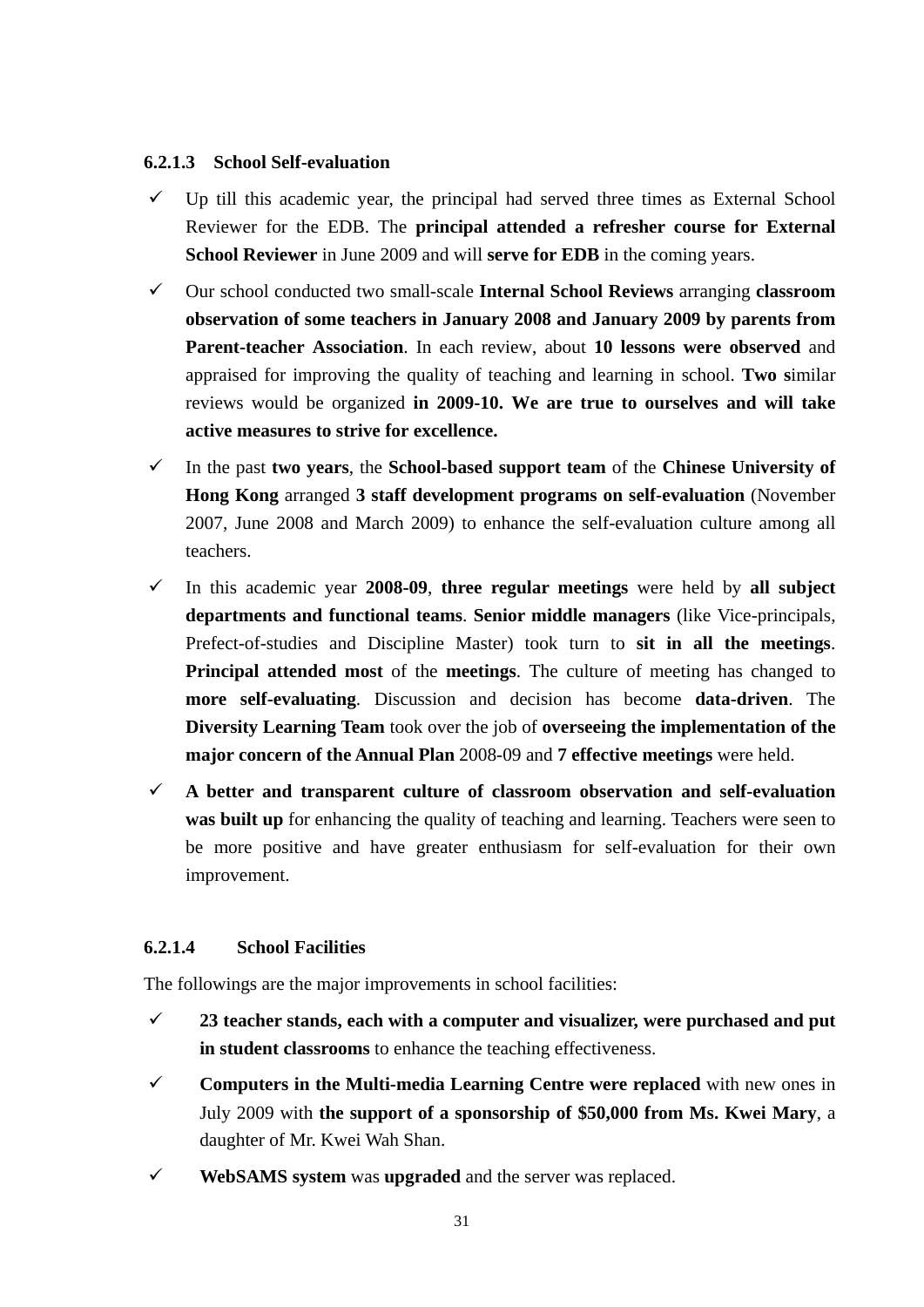#### 6.2.1.3 School Self-evaluation

- ✓ Up till this academic year, the principal had served three times as External School Reviewer for the EDB. The **principal attended a refresher course for External School Reviewer** in June 2009 and will **serve for EDB** in the coming years.
- ✓ Our school conducted two small-scale **Internal School Reviews** arranging **classroom observation of some teachers in January 2008 and January 2009 by parents from Parent-teacher Association**. In each review, about **10 lessons were observed** and appraised for improving the quality of teaching and learning in school. **Two s**imilar reviews would be organized **in 2009-10. We are true to ourselves and will take active measures to strive for excellence.**
- ✓ In the past **two years**, the **School-based support team** of the **Chinese University of Hong Kong** arranged **3 staff development programs on self-evaluation** (November 2007, June 2008 and March 2009) to enhance the self-evaluation culture among all teachers.
- ✓ In this academic year **2008-09**, **three regular meetings** were held by **all subject departments and functional teams**. **Senior middle managers** (like Vice-principals, Prefect-of-studies and Discipline Master) took turn to **sit in all the meetings**. **Principal attended most** of the **meetings**. The culture of meeting has changed to **more self-evaluating**. Discussion and decision has become **data-driven**. The **Diversity Learning Team** took over the job of **overseeing the implementation of the major concern of the Annual Plan** 2008-09 and **7 effective meetings** were held.
- ✓ **A better and transparent culture of classroom observation and self-evaluation was built up** for enhancing the quality of teaching and learning. Teachers were seen to be more positive and have greater enthusiasm for self-evaluation for their own improvement.

#### 6.2.1.4 School Facilities

The followings are the major improvements in school facilities:

- ✓ **23 teacher stands, each with a computer and visualizer, were purchased and put in student classrooms** to enhance the teaching effectiveness.
- ✓ **Computers in the Multi-media Learning Centre were replaced** with new ones in July 2009 with **the support of a sponsorship of $50,000 from Ms. Kwei Mary**, a daughter of Mr. Kwei Wah Shan.
- ✓ **WebSAMS system** was **upgraded** and the server was replaced.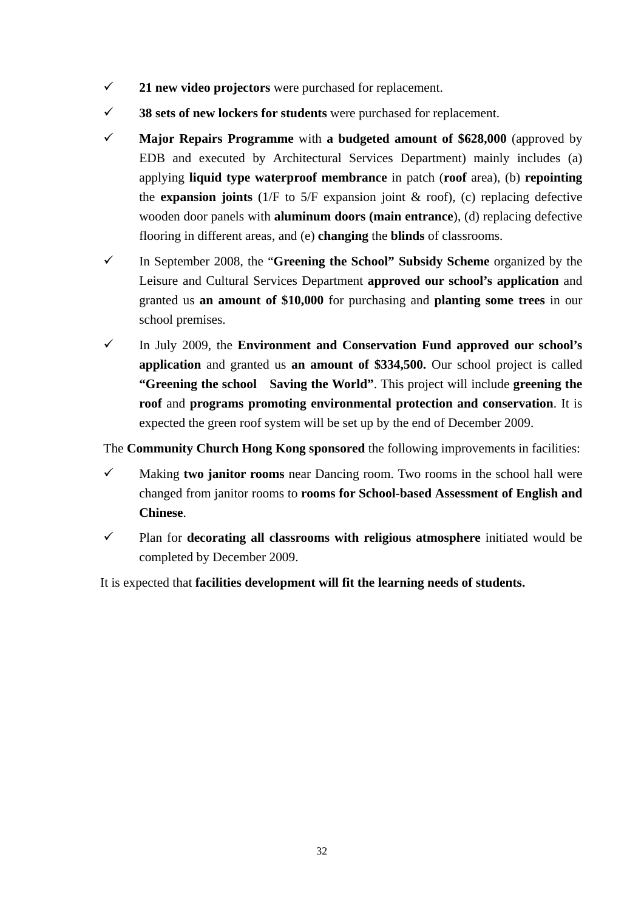- ✓ **21 new video projectors** were purchased for replacement.
- ✓ **38 sets of new lockers for students** were purchased for replacement.
- ✓ **Major Repairs Programme** with **a budgeted amount of $628,000** (approved by EDB and executed by Architectural Services Department) mainly includes (a) applying **liquid type waterproof membrance** in patch (**roof** area), (b) **repointing** the **expansion joints** (1/F to 5/F expansion joint & roof), (c) replacing defective wooden door panels with **aluminum doors (main entrance**), (d) replacing defective flooring in different areas, and (e) **changing** the **blinds** of classrooms.
- ✓ In September 2008, the "**Greening the School" Subsidy Scheme** organized by the Leisure and Cultural Services Department **approved our school's application** and granted us **an amount of $10,000** for purchasing and **planting some trees** in our school premises.
- ✓ In July 2009, the **Environment and Conservation Fund approved our school's application** and granted us **an amount of $334,500.** Our school project is called **"Greening the school　Saving the World"**. This project will include **greening the roof** and **programs promoting environmental protection and conservation**. It is expected the green roof system will be set up by the end of December 2009.

The **Community Church Hong Kong sponsored** the following improvements in facilities:

- ✓ Making **two janitor rooms** near Dancing room. Two rooms in the school hall were changed from janitor rooms to **rooms for School-based Assessment of English and Chinese**.
- ✓ Plan for **decorating all classrooms with religious atmosphere** initiated would be completed by December 2009.

It is expected that **facilities development will fit the learning needs of students.**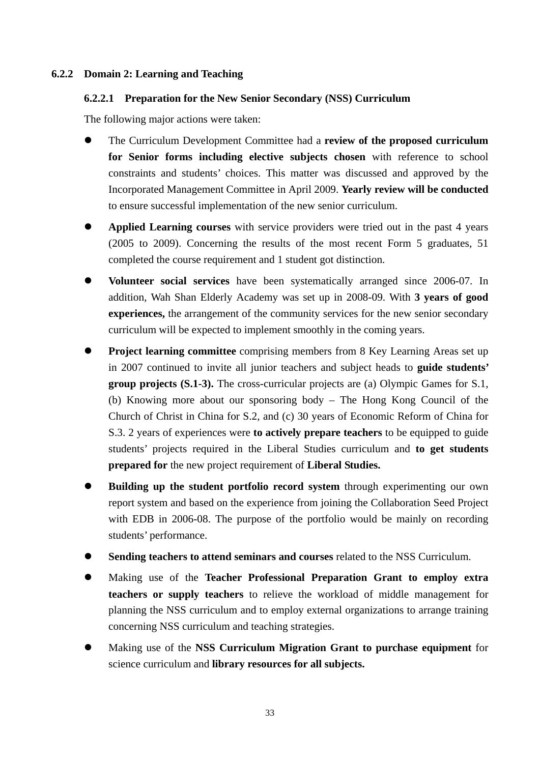### 6.2.2 Domain 2: Learning and Teaching

#### 6.2.2.1 Preparation for the New Senior Secondary (NSS) Curriculum

The following major actions were taken:

- The Curriculum Development Committee had a **review of the proposed curriculum for Senior forms including elective subjects chosen** with reference to school constraints and students' choices. This matter was discussed and approved by the Incorporated Management Committee in April 2009. **Yearly review will be conducted** to ensure successful implementation of the new senior curriculum.
- **Applied Learning courses** with service providers were tried out in the past 4 years (2005 to 2009). Concerning the results of the most recent Form 5 graduates, 51 completed the course requirement and 1 student got distinction.
- **Volunteer social services** have been systematically arranged since 2006-07. In addition, Wah Shan Elderly Academy was set up in 2008-09. With **3 years of good experiences,** the arrangement of the community services for the new senior secondary curriculum will be expected to implement smoothly in the coming years.
- **Project learning committee** comprising members from 8 Key Learning Areas set up in 2007 continued to invite all junior teachers and subject heads to **guide students' group projects (S.1-3).** The cross-curricular projects are (a) Olympic Games for S.1, (b) Knowing more about our sponsoring body – The Hong Kong Council of the Church of Christ in China for S.2, and (c) 30 years of Economic Reform of China for S.3. 2 years of experiences were **to actively prepare teachers** to be equipped to guide students' projects required in the Liberal Studies curriculum and **to get students prepared for** the new project requirement of **Liberal Studies.**
- **Building up the student portfolio record system** through experimenting our own report system and based on the experience from joining the Collaboration Seed Project with EDB in 2006-08. The purpose of the portfolio would be mainly on recording students' performance.
- **Sending teachers to attend seminars and courses** related to the NSS Curriculum.
- Making use of the **Teacher Professional Preparation Grant to employ extra teachers or supply teachers** to relieve the workload of middle management for planning the NSS curriculum and to employ external organizations to arrange training concerning NSS curriculum and teaching strategies.
- Making use of the **NSS Curriculum Migration Grant to purchase equipment** for science curriculum and **library resources for all subjects.**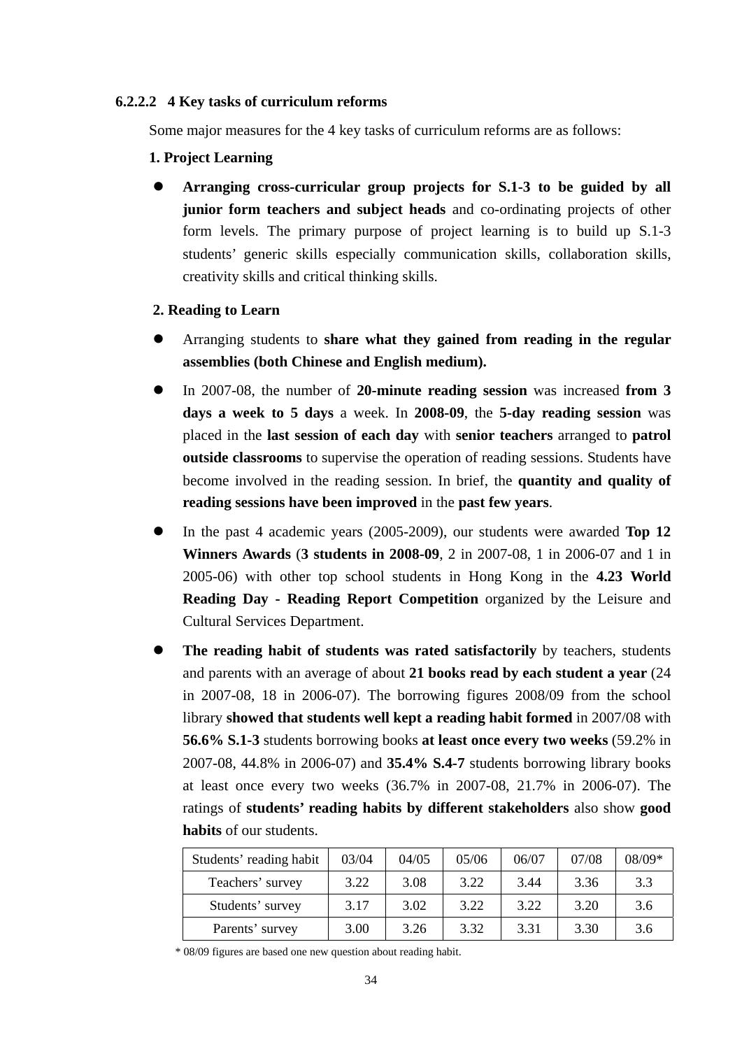#### 6.2.2.2 4 Key tasks of curriculum reforms

Some major measures for the 4 key tasks of curriculum reforms are as follows:

**1. Project Learning**

- **Arranging cross-curricular group projects for S.1-3 to be guided by all junior form teachers and subject heads** and co-ordinating projects of other form levels. The primary purpose of project learning is to build up S.1-3 students' generic skills especially communication skills, collaboration skills, creativity skills and critical thinking skills.

**2. Reading to Learn**

- Arranging students to **share what they gained from reading in the regular assemblies (both Chinese and English medium).**
- In 2007-08, the number of **20-minute reading session** was increased **from 3 days a week to 5 days** a week. In **2008-09**, the **5-day reading session** was placed in the **last session of each day** with **senior teachers** arranged to **patrol outside classrooms** to supervise the operation of reading sessions. Students have become involved in the reading session. In brief, the **quantity and quality of reading sessions have been improved** in the **past few years**.
- In the past 4 academic years (2005-2009), our students were awarded **Top 12 Winners Awards** (**3 students in 2008-09**, 2 in 2007-08, 1 in 2006-07 and 1 in 2005-06) with other top school students in Hong Kong in the **4.23 World Reading Day - Reading Report Competition** organized by the Leisure and Cultural Services Department.
- **The reading habit of students was rated satisfactorily** by teachers, students and parents with an average of about **21 books read by each student a year** (24 in 2007-08, 18 in 2006-07). The borrowing figures 2008/09 from the school library **showed that students well kept a reading habit formed** in 2007/08 with **56.6% S.1-3** students borrowing books **at least once every two weeks** (59.2% in 2007-08, 44.8% in 2006-07) and **35.4% S.4-7** students borrowing library books at least once every two weeks (36.7% in 2007-08, 21.7% in 2006-07). The ratings of **students' reading habits by different stakeholders** also show **good habits** of our students.

| Students' reading habit | 03/04 | 04/05 | 05/06 | 06/07 | 07/08 | 08/09* |
|---|---|---|---|---|---|---|
| Teachers' survey | 3.22 | 3.08 | 3.22 | 3.44 | 3.36 | 3.3 |
| Students' survey | 3.17 | 3.02 | 3.22 | 3.22 | 3.20 | 3.6 |
| Parents' survey | 3.00 | 3.26 | 3.32 | 3.31 | 3.30 | 3.6 |

\* 08/09 figures are based one new question about reading habit.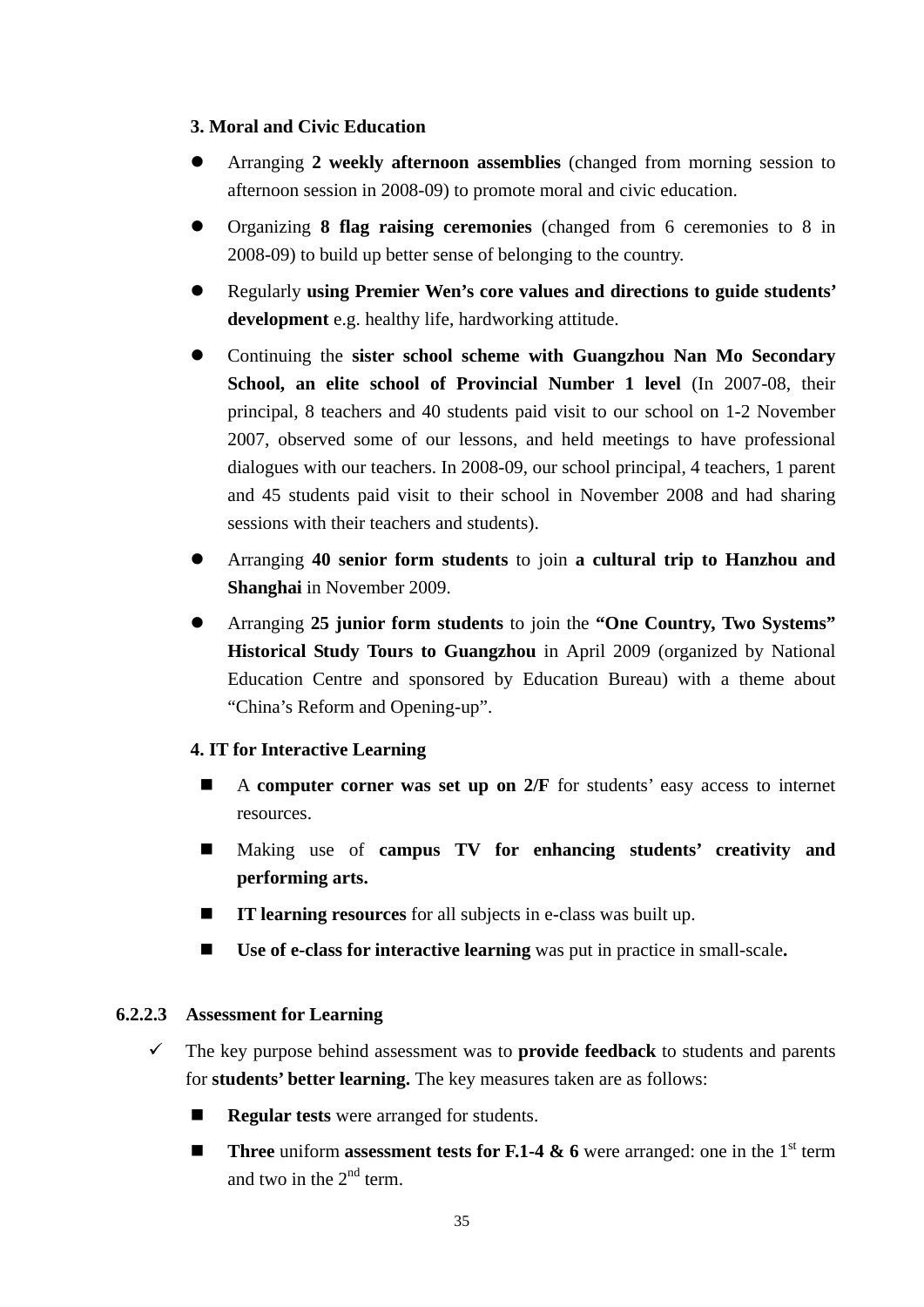**3. Moral and Civic Education**

- Arranging **2 weekly afternoon assemblies** (changed from morning session to afternoon session in 2008-09) to promote moral and civic education.
- Organizing **8 flag raising ceremonies** (changed from 6 ceremonies to 8 in 2008-09) to build up better sense of belonging to the country.
- Regularly **using Premier Wen's core values and directions to guide students' development** e.g. healthy life, hardworking attitude.
- Continuing the **sister school scheme with Guangzhou Nan Mo Secondary School, an elite school of Provincial Number 1 level** (In 2007-08, their principal, 8 teachers and 40 students paid visit to our school on 1-2 November 2007, observed some of our lessons, and held meetings to have professional dialogues with our teachers. In 2008-09, our school principal, 4 teachers, 1 parent and 45 students paid visit to their school in November 2008 and had sharing sessions with their teachers and students).
- Arranging **40 senior form students** to join **a cultural trip to Hanzhou and Shanghai** in November 2009.
- Arranging **25 junior form students** to join the **"One Country, Two Systems" Historical Study Tours to Guangzhou** in April 2009 (organized by National Education Centre and sponsored by Education Bureau) with a theme about "China's Reform and Opening-up".

**4. IT for Interactive Learning**

- A **computer corner was set up on 2/F** for students' easy access to internet resources.
- Making use of **campus TV for enhancing students' creativity and performing arts.**
- **IT learning resources** for all subjects in e-class was built up.
- **Use of e-class for interactive learning** was put in practice in small-scale**.**

**6.2.2.3 Assessment for Learning**

- ✓ The key purpose behind assessment was to **provide feedback** to students and parents for **students' better learning.** The key measures taken are as follows:
  - **Regular tests** were arranged for students.
  - **Three** uniform **assessment tests for F.1-4 & 6** were arranged: one in the 1st term and two in the 2nd term.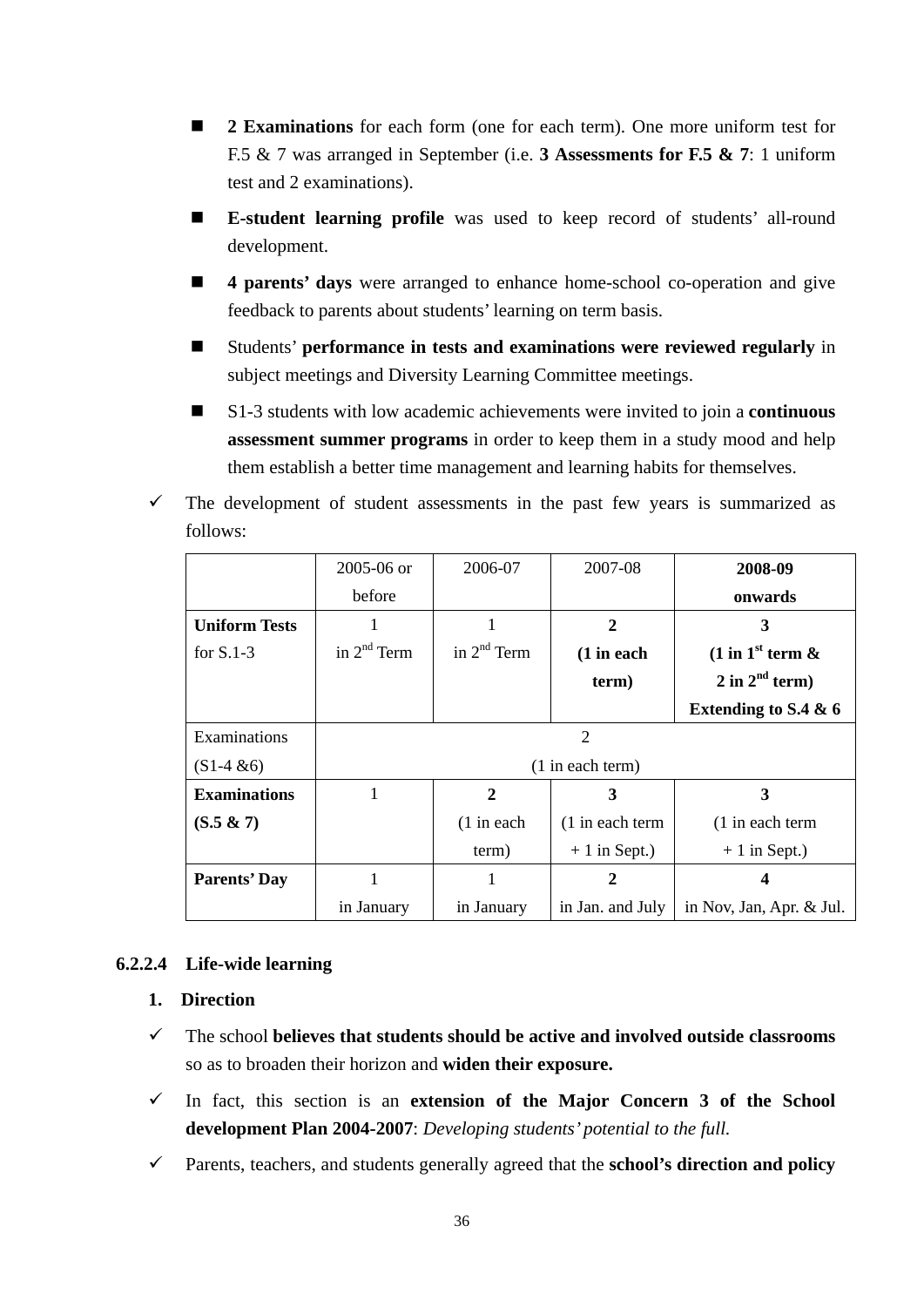- **2 Examinations** for each form (one for each term). One more uniform test for F.5 & 7 was arranged in September (i.e. **3 Assessments for F.5 & 7**: 1 uniform test and 2 examinations).
- **E-student learning profile** was used to keep record of students' all-round development.
- **4 parents' days** were arranged to enhance home-school co-operation and give feedback to parents about students' learning on term basis.
- Students' **performance in tests and examinations were reviewed regularly** in subject meetings and Diversity Learning Committee meetings.
- S1-3 students with low academic achievements were invited to join a **continuous assessment summer programs** in order to keep them in a study mood and help them establish a better time management and learning habits for themselves.

✓ The development of student assessments in the past few years is summarized as follows:

| | 2005-06 or before | 2006-07 | 2007-08 | **2008-09 onwards** |
|---|---|---|---|---|
| **Uniform Tests** for S.1-3 | 1 in 2nd Term | 1 in 2nd Term | **2 (1 in each term)** | **3 (1 in 1st term & 2 in 2nd term) Extending to S.4 & 6** |
| Examinations (S1-4 &6) | 2 (1 in each term) | | | |
| **Examinations (S.5 & 7)** | 1 | **2** (1 in each term) | **3** (1 in each term + 1 in Sept.) | **3** (1 in each term + 1 in Sept.) |
| **Parents' Day** | 1 in January | 1 in January | **2** in Jan. and July | **4** in Nov, Jan, Apr. & Jul. |

### 6.2.2.4 Life-wide learning

**1. Direction**

✓ The school **believes that students should be active and involved outside classrooms** so as to broaden their horizon and **widen their exposure.**

✓ In fact, this section is an **extension of the Major Concern 3 of the School development Plan 2004-2007**: *Developing students' potential to the full.*

✓ Parents, teachers, and students generally agreed that the **school's direction and policy**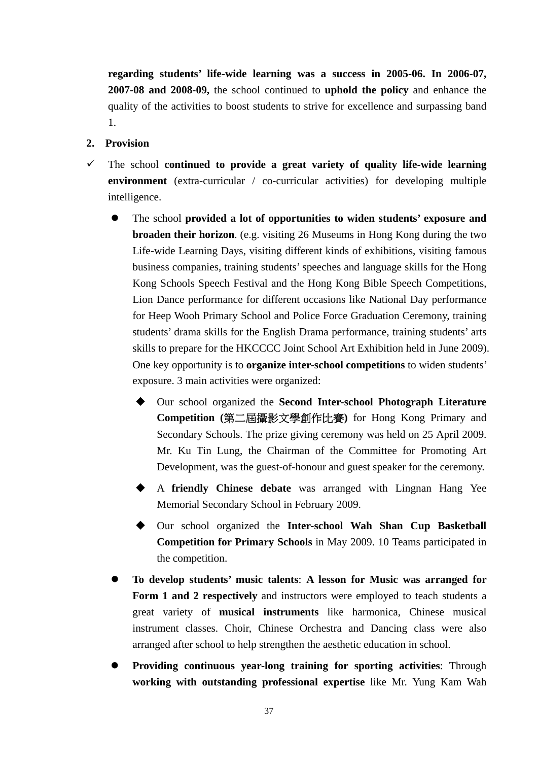**regarding students' life-wide learning was a success in 2005-06. In 2006-07, 2007-08 and 2008-09,** the school continued to **uphold the policy** and enhance the quality of the activities to boost students to strive for excellence and surpassing band 1.

**2. Provision**

- ✓ The school **continued to provide a great variety of quality life-wide learning environment** (extra-curricular / co-curricular activities) for developing multiple intelligence.
  - The school **provided a lot of opportunities to widen students' exposure and broaden their horizon**. (e.g. visiting 26 Museums in Hong Kong during the two Life-wide Learning Days, visiting different kinds of exhibitions, visiting famous business companies, training students' speeches and language skills for the Hong Kong Schools Speech Festival and the Hong Kong Bible Speech Competitions, Lion Dance performance for different occasions like National Day performance for Heep Wooh Primary School and Police Force Graduation Ceremony, training students' drama skills for the English Drama performance, training students' arts skills to prepare for the HKCCCC Joint School Art Exhibition held in June 2009). One key opportunity is to **organize inter-school competitions** to widen students' exposure. 3 main activities were organized:
    - ◆ Our school organized the **Second Inter-school Photograph Literature Competition (第二屆攝影文學創作比賽)** for Hong Kong Primary and Secondary Schools. The prize giving ceremony was held on 25 April 2009. Mr. Ku Tin Lung, the Chairman of the Committee for Promoting Art Development, was the guest-of-honour and guest speaker for the ceremony.
    - ◆ A **friendly Chinese debate** was arranged with Lingnan Hang Yee Memorial Secondary School in February 2009.
    - ◆ Our school organized the **Inter-school Wah Shan Cup Basketball Competition for Primary Schools** in May 2009. 10 Teams participated in the competition.
  - **To develop students' music talents**: **A lesson for Music was arranged for Form 1 and 2 respectively** and instructors were employed to teach students a great variety of **musical instruments** like harmonica, Chinese musical instrument classes. Choir, Chinese Orchestra and Dancing class were also arranged after school to help strengthen the aesthetic education in school.
  - **Providing continuous year-long training for sporting activities**: Through **working with outstanding professional expertise** like Mr. Yung Kam Wah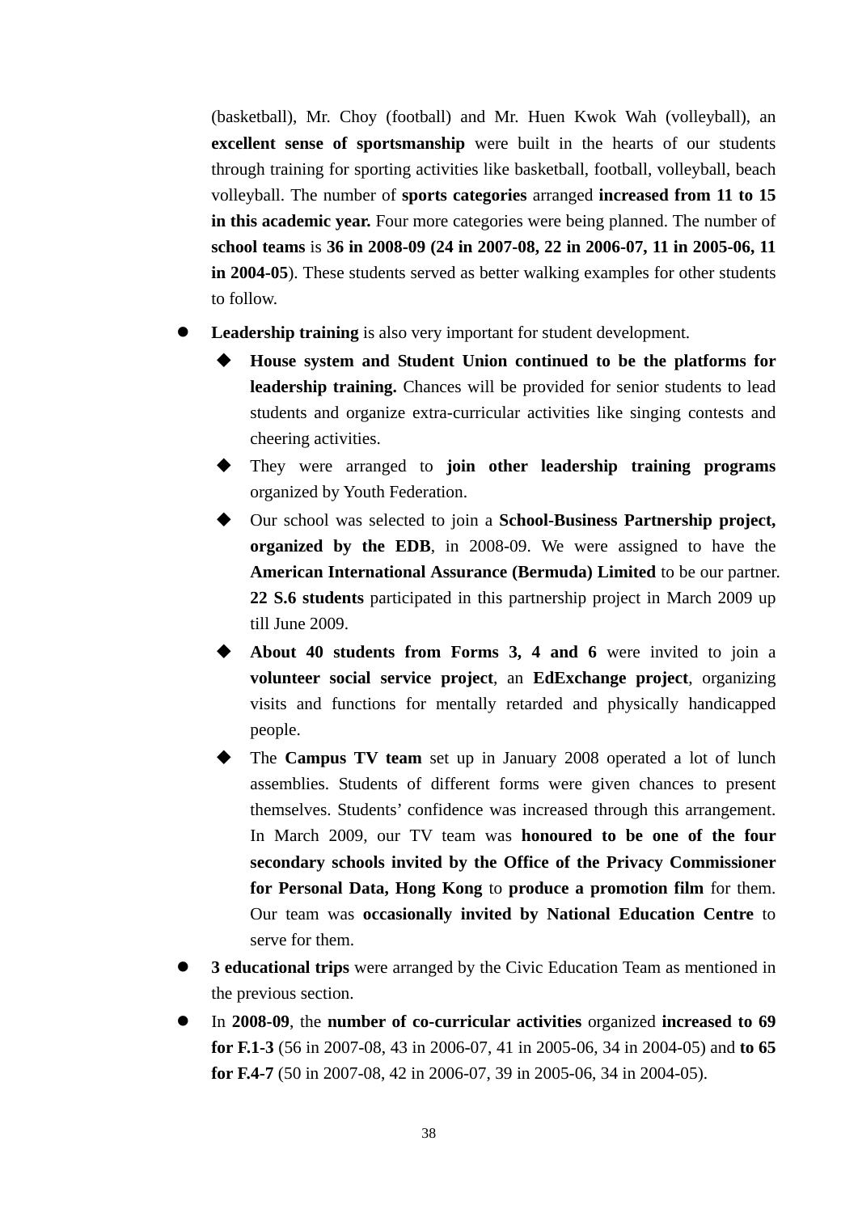(basketball), Mr. Choy (football) and Mr. Huen Kwok Wah (volleyball), an **excellent sense of sportsmanship** were built in the hearts of our students through training for sporting activities like basketball, football, volleyball, beach volleyball. The number of **sports categories** arranged **increased from 11 to 15 in this academic year.** Four more categories were being planned. The number of **school teams** is **36 in 2008-09 (24 in 2007-08, 22 in 2006-07, 11 in 2005-06, 11 in 2004-05**). These students served as better walking examples for other students to follow.

- **Leadership training** is also very important for student development.
  - **House system and Student Union continued to be the platforms for leadership training.** Chances will be provided for senior students to lead students and organize extra-curricular activities like singing contests and cheering activities.
  - They were arranged to **join other leadership training programs** organized by Youth Federation.
  - Our school was selected to join a **School-Business Partnership project, organized by the EDB**, in 2008-09. We were assigned to have the **American International Assurance (Bermuda) Limited** to be our partner. **22 S.6 students** participated in this partnership project in March 2009 up till June 2009.
  - **About 40 students from Forms 3, 4 and 6** were invited to join a **volunteer social service project**, an **EdExchange project**, organizing visits and functions for mentally retarded and physically handicapped people.
  - The **Campus TV team** set up in January 2008 operated a lot of lunch assemblies. Students of different forms were given chances to present themselves. Students' confidence was increased through this arrangement. In March 2009, our TV team was **honoured to be one of the four secondary schools invited by the Office of the Privacy Commissioner for Personal Data, Hong Kong** to **produce a promotion film** for them. Our team was **occasionally invited by National Education Centre** to serve for them.
- **3 educational trips** were arranged by the Civic Education Team as mentioned in the previous section.
- In **2008-09**, the **number of co-curricular activities** organized **increased to 69 for F.1-3** (56 in 2007-08, 43 in 2006-07, 41 in 2005-06, 34 in 2004-05) and **to 65 for F.4-7** (50 in 2007-08, 42 in 2006-07, 39 in 2005-06, 34 in 2004-05).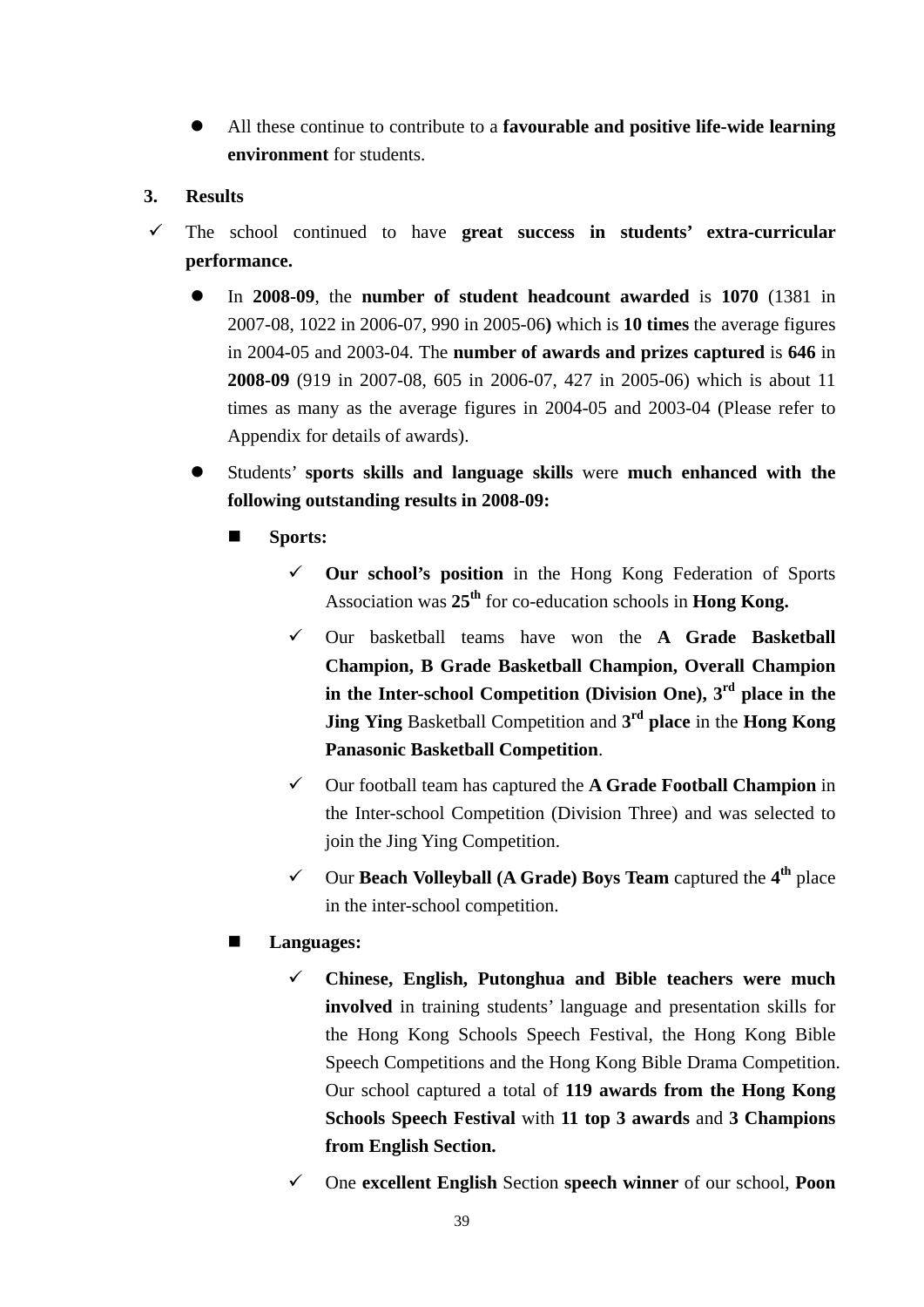- All these continue to contribute to a **favourable and positive life-wide learning environment** for students.

### 3. Results

- ✓ The school continued to have **great success in students' extra-curricular performance.**
  - In **2008-09**, the **number of student headcount awarded** is **1070** (1381 in 2007-08, 1022 in 2006-07, 990 in 2005-06**)** which is **10 times** the average figures in 2004-05 and 2003-04. The **number of awards and prizes captured** is **646** in **2008-09** (919 in 2007-08, 605 in 2006-07, 427 in 2005-06) which is about 11 times as many as the average figures in 2004-05 and 2003-04 (Please refer to Appendix for details of awards).
  - Students' **sports skills and language skills** were **much enhanced with the following outstanding results in 2008-09:**
    - **Sports:**
      - ✓ **Our school's position** in the Hong Kong Federation of Sports Association was **25th** for co-education schools in **Hong Kong.**
      - ✓ Our basketball teams have won the **A Grade Basketball Champion, B Grade Basketball Champion, Overall Champion in the Inter-school Competition (Division One), 3rd place in the Jing Ying** Basketball Competition and **3rd place** in the **Hong Kong Panasonic Basketball Competition**.
      - ✓ Our football team has captured the **A Grade Football Champion** in the Inter-school Competition (Division Three) and was selected to join the Jing Ying Competition.
      - ✓ Our **Beach Volleyball (A Grade) Boys Team** captured the **4th** place in the inter-school competition.
    - **Languages:**
      - ✓ **Chinese, English, Putonghua and Bible teachers were much involved** in training students' language and presentation skills for the Hong Kong Schools Speech Festival, the Hong Kong Bible Speech Competitions and the Hong Kong Bible Drama Competition. Our school captured a total of **119 awards from the Hong Kong Schools Speech Festival** with **11 top 3 awards** and **3 Champions from English Section.**
      - ✓ One **excellent English** Section **speech winner** of our school, **Poon**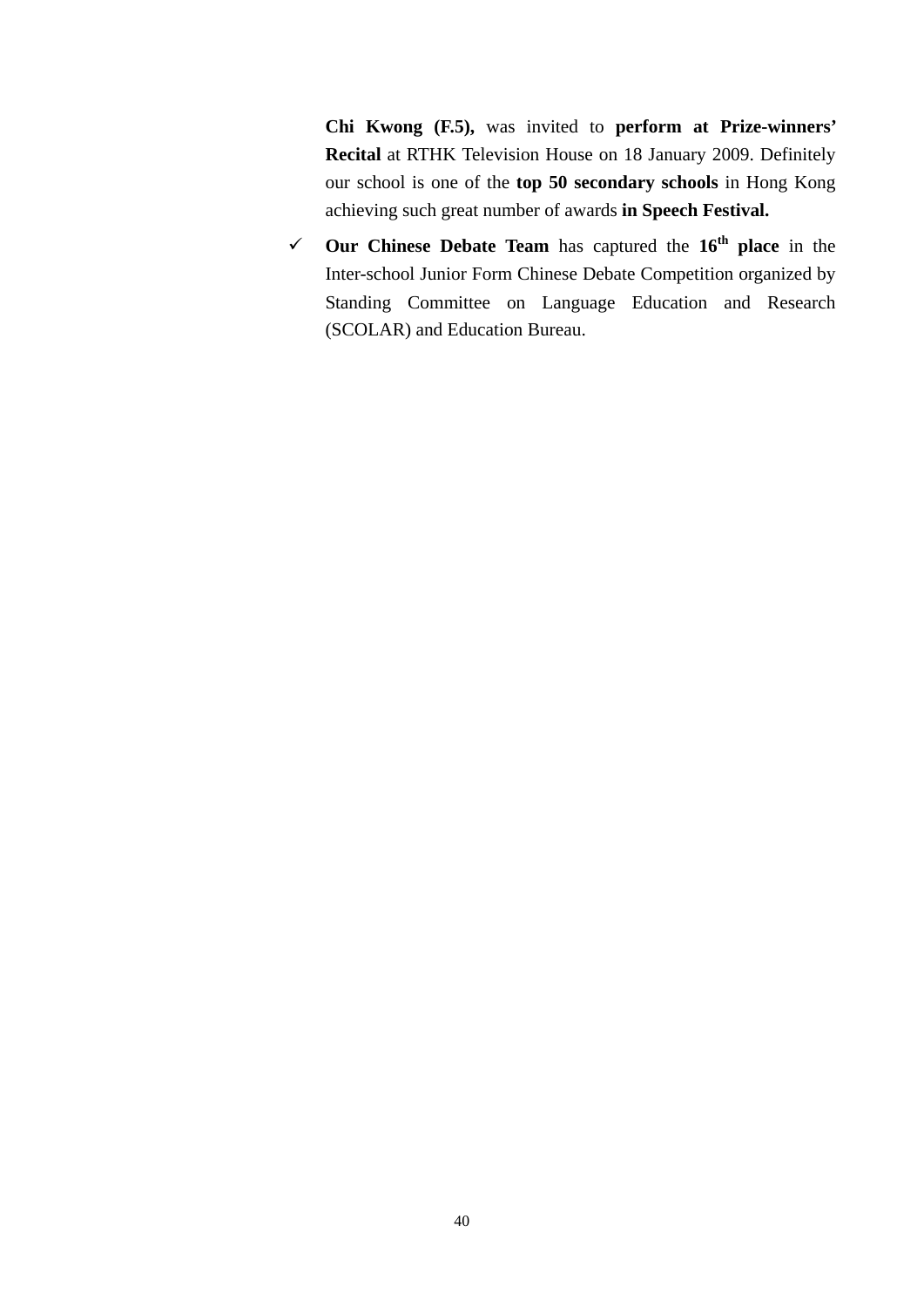**Chi Kwong (F.5),** was invited to **perform at Prize-winners' Recital** at RTHK Television House on 18 January 2009. Definitely our school is one of the **top 50 secondary schools** in Hong Kong achieving such great number of awards **in Speech Festival.**

- ✓ **Our Chinese Debate Team** has captured the **16th place** in the Inter-school Junior Form Chinese Debate Competition organized by Standing Committee on Language Education and Research (SCOLAR) and Education Bureau.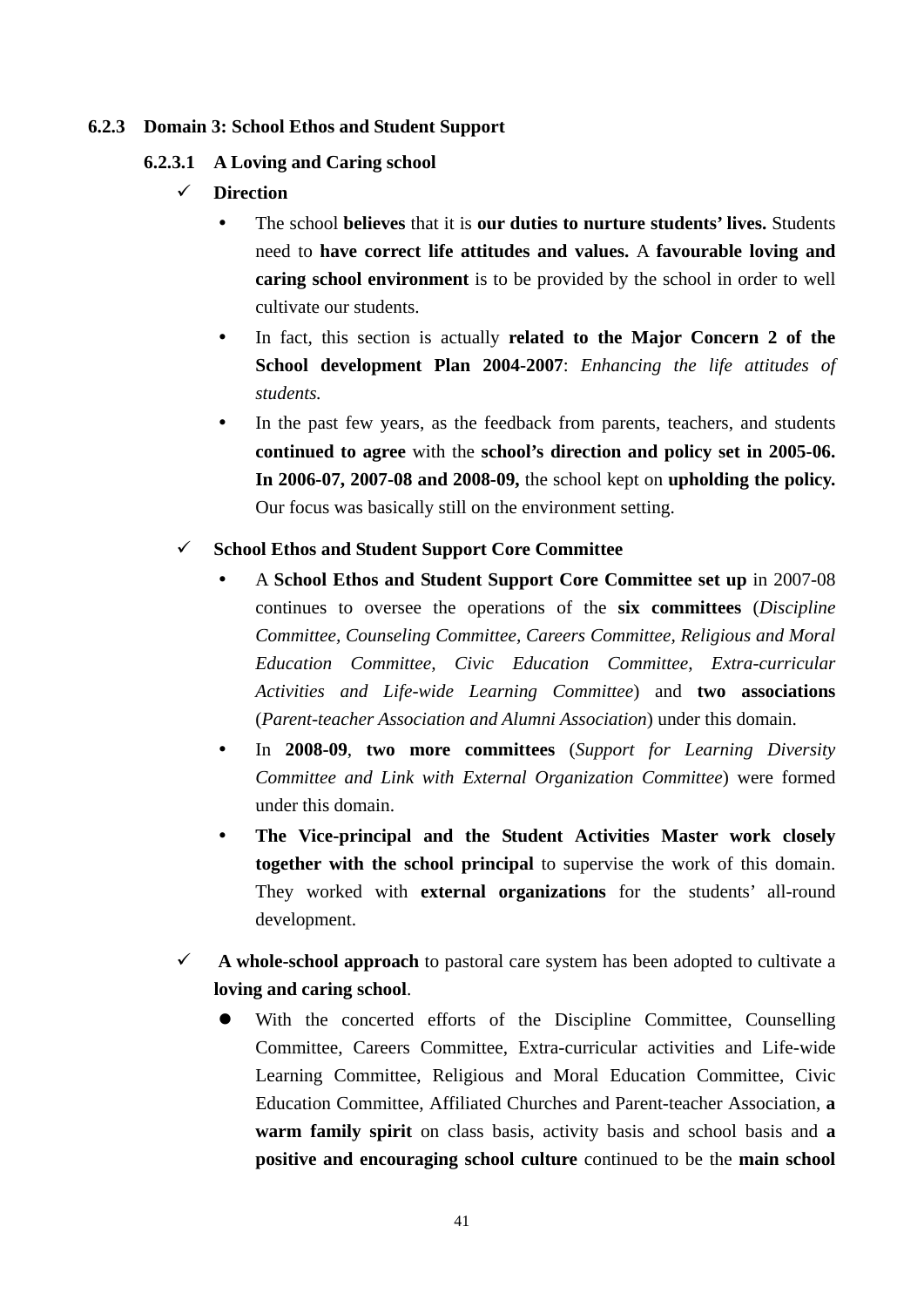### 6.2.3 Domain 3: School Ethos and Student Support

#### 6.2.3.1 A Loving and Caring school

- ✓ **Direction**
  - The school **believes** that it is **our duties to nurture students' lives.** Students need to **have correct life attitudes and values.** A **favourable loving and caring school environment** is to be provided by the school in order to well cultivate our students.
  - In fact, this section is actually **related to the Major Concern 2 of the School development Plan 2004-2007**: *Enhancing the life attitudes of students.*
  - In the past few years, as the feedback from parents, teachers, and students **continued to agree** with the **school's direction and policy set in 2005-06. In 2006-07, 2007-08 and 2008-09,** the school kept on **upholding the policy.** Our focus was basically still on the environment setting.

- ✓ **School Ethos and Student Support Core Committee**
  - A **School Ethos and Student Support Core Committee set up** in 2007-08 continues to oversee the operations of the **six committees** (*Discipline Committee, Counseling Committee, Careers Committee, Religious and Moral Education Committee, Civic Education Committee, Extra-curricular Activities and Life-wide Learning Committee*) and **two associations** (*Parent-teacher Association and Alumni Association*) under this domain.
  - In **2008-09**, **two more committees** (*Support for Learning Diversity Committee and Link with External Organization Committee*) were formed under this domain.
  - **The Vice-principal and the Student Activities Master work closely together with the school principal** to supervise the work of this domain. They worked with **external organizations** for the students' all-round development.

- ✓ **A whole-school approach** to pastoral care system has been adopted to cultivate a **loving and caring school**.
  - With the concerted efforts of the Discipline Committee, Counselling Committee, Careers Committee, Extra-curricular activities and Life-wide Learning Committee, Religious and Moral Education Committee, Civic Education Committee, Affiliated Churches and Parent-teacher Association, **a warm family spirit** on class basis, activity basis and school basis and **a positive and encouraging school culture** continued to be the **main school**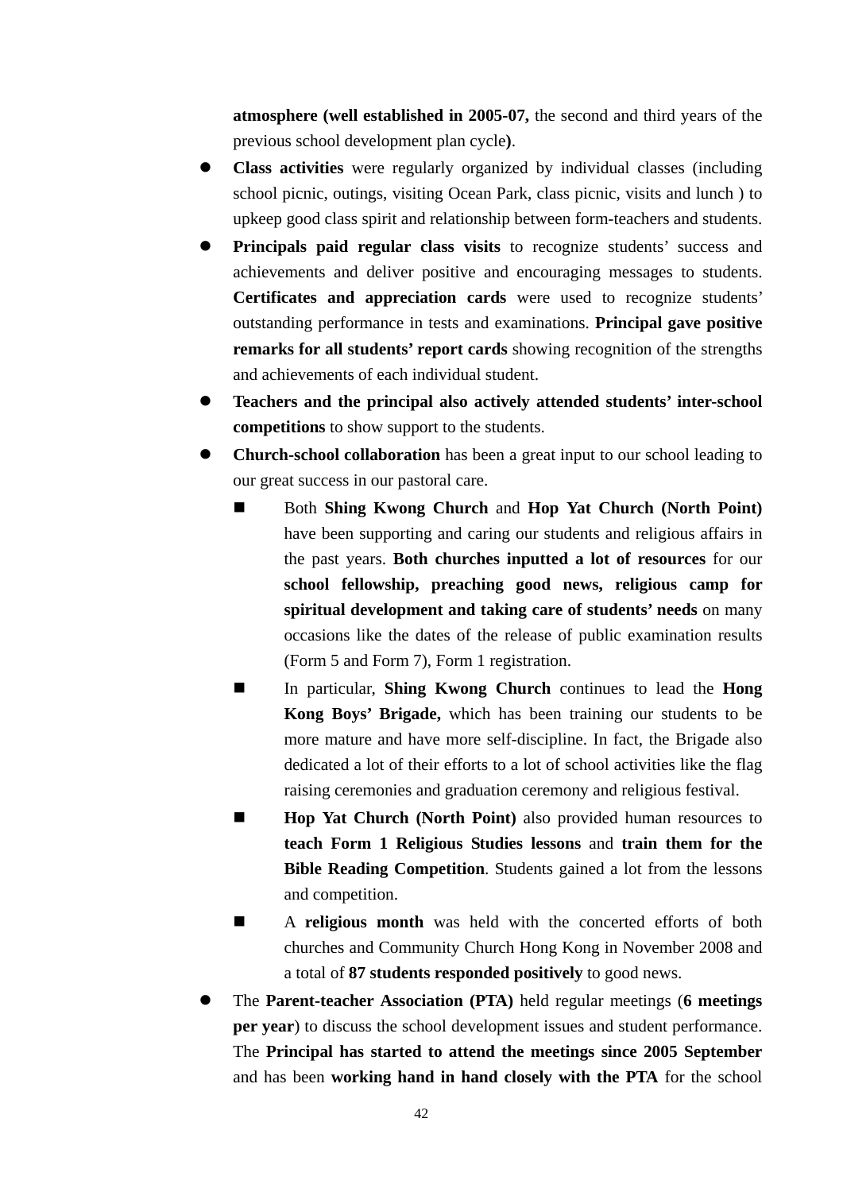**atmosphere (well established in 2005-07,** the second and third years of the previous school development plan cycle**)**.

- **Class activities** were regularly organized by individual classes (including school picnic, outings, visiting Ocean Park, class picnic, visits and lunch ) to upkeep good class spirit and relationship between form-teachers and students.
- **Principals paid regular class visits** to recognize students' success and achievements and deliver positive and encouraging messages to students. **Certificates and appreciation cards** were used to recognize students' outstanding performance in tests and examinations. **Principal gave positive remarks for all students' report cards** showing recognition of the strengths and achievements of each individual student.
- **Teachers and the principal also actively attended students' inter-school competitions** to show support to the students.
- **Church-school collaboration** has been a great input to our school leading to our great success in our pastoral care.
  - Both **Shing Kwong Church** and **Hop Yat Church (North Point)** have been supporting and caring our students and religious affairs in the past years. **Both churches inputted a lot of resources** for our **school fellowship, preaching good news, religious camp for spiritual development and taking care of students' needs** on many occasions like the dates of the release of public examination results (Form 5 and Form 7), Form 1 registration.
  - In particular, **Shing Kwong Church** continues to lead the **Hong Kong Boys' Brigade,** which has been training our students to be more mature and have more self-discipline. In fact, the Brigade also dedicated a lot of their efforts to a lot of school activities like the flag raising ceremonies and graduation ceremony and religious festival.
  - **Hop Yat Church (North Point)** also provided human resources to **teach Form 1 Religious Studies lessons** and **train them for the Bible Reading Competition**. Students gained a lot from the lessons and competition.
  - A **religious month** was held with the concerted efforts of both churches and Community Church Hong Kong in November 2008 and a total of **87 students responded positively** to good news.
- The **Parent-teacher Association (PTA)** held regular meetings (**6 meetings per year**) to discuss the school development issues and student performance. The **Principal has started to attend the meetings since 2005 September** and has been **working hand in hand closely with the PTA** for the school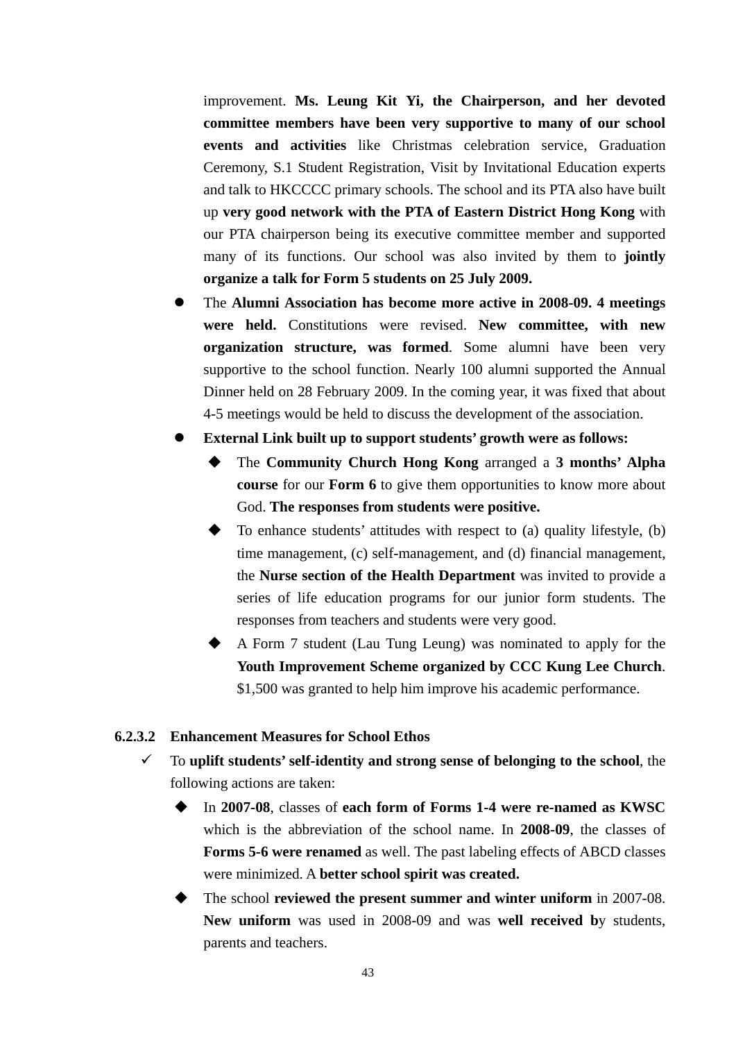improvement. **Ms. Leung Kit Yi, the Chairperson, and her devoted committee members have been very supportive to many of our school events and activities** like Christmas celebration service, Graduation Ceremony, S.1 Student Registration, Visit by Invitational Education experts and talk to HKCCCC primary schools. The school and its PTA also have built up **very good network with the PTA of Eastern District Hong Kong** with our PTA chairperson being its executive committee member and supported many of its functions. Our school was also invited by them to **jointly organize a talk for Form 5 students on 25 July 2009.**

- The **Alumni Association has become more active in 2008-09. 4 meetings were held.** Constitutions were revised. **New committee, with new organization structure, was formed**. Some alumni have been very supportive to the school function. Nearly 100 alumni supported the Annual Dinner held on 28 February 2009. In the coming year, it was fixed that about 4-5 meetings would be held to discuss the development of the association.
- **External Link built up to support students' growth were as follows:**
  - The **Community Church Hong Kong** arranged a **3 months' Alpha course** for our **Form 6** to give them opportunities to know more about God. **The responses from students were positive.**
  - To enhance students' attitudes with respect to (a) quality lifestyle, (b) time management, (c) self-management, and (d) financial management, the **Nurse section of the Health Department** was invited to provide a series of life education programs for our junior form students. The responses from teachers and students were very good.
  - A Form 7 student (Lau Tung Leung) was nominated to apply for the **Youth Improvement Scheme organized by CCC Kung Lee Church**. $1,500 was granted to help him improve his academic performance.

**6.2.3.2 Enhancement Measures for School Ethos**

✓ To **uplift students' self-identity and strong sense of belonging to the school**, the following actions are taken:

- In **2007-08**, classes of **each form of Forms 1-4 were re-named as KWSC** which is the abbreviation of the school name. In **2008-09**, the classes of **Forms 5-6 were renamed** as well. The past labeling effects of ABCD classes were minimized. A **better school spirit was created.**
- The school **reviewed the present summer and winter uniform** in 2007-08. **New uniform** was used in 2008-09 and was **well received b**y students, parents and teachers.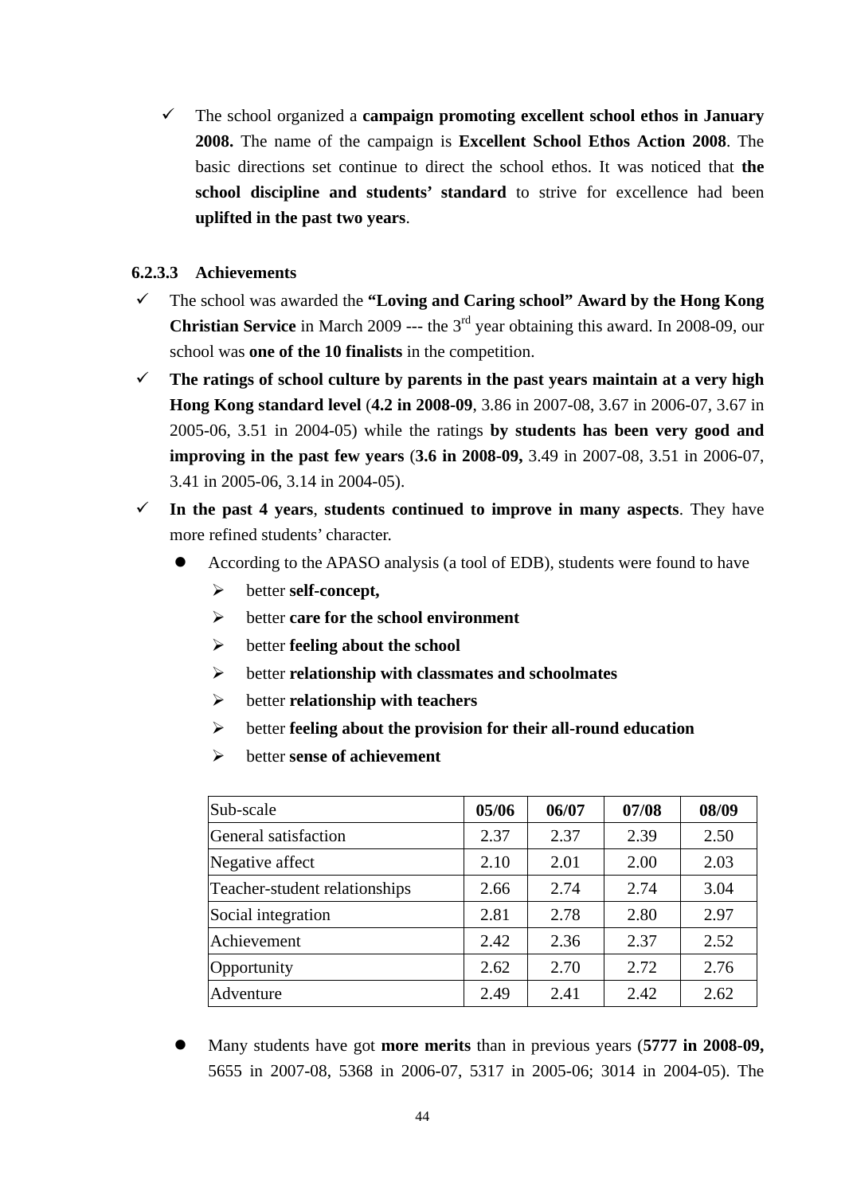- ✓ The school organized a **campaign promoting excellent school ethos in January 2008.** The name of the campaign is **Excellent School Ethos Action 2008**. The basic directions set continue to direct the school ethos. It was noticed that **the school discipline and students' standard** to strive for excellence had been **uplifted in the past two years**.

#### 6.2.3.3 Achievements

- ✓ The school was awarded the **"Loving and Caring school" Award by the Hong Kong Christian Service** in March 2009 --- the 3rd year obtaining this award. In 2008-09, our school was **one of the 10 finalists** in the competition.
- ✓ **The ratings of school culture by parents in the past years maintain at a very high Hong Kong standard level** (**4.2 in 2008-09**, 3.86 in 2007-08, 3.67 in 2006-07, 3.67 in 2005-06, 3.51 in 2004-05) while the ratings **by students has been very good and improving in the past few years** (**3.6 in 2008-09,** 3.49 in 2007-08, 3.51 in 2006-07, 3.41 in 2005-06, 3.14 in 2004-05).
- ✓ **In the past 4 years**, **students continued to improve in many aspects**. They have more refined students' character.
  - According to the APASO analysis (a tool of EDB), students were found to have
    - better **self-concept,**
    - better **care for the school environment**
    - better **feeling about the school**
    - better **relationship with classmates and schoolmates**
    - better **relationship with teachers**
    - better **feeling about the provision for their all-round education**
    - better **sense of achievement**

| Sub-scale | **05/06** | **06/07** | **07/08** | **08/09** |
|---|---|---|---|---|
| General satisfaction | 2.37 | 2.37 | 2.39 | 2.50 |
| Negative affect | 2.10 | 2.01 | 2.00 | 2.03 |
| Teacher-student relationships | 2.66 | 2.74 | 2.74 | 3.04 |
| Social integration | 2.81 | 2.78 | 2.80 | 2.97 |
| Achievement | 2.42 | 2.36 | 2.37 | 2.52 |
| Opportunity | 2.62 | 2.70 | 2.72 | 2.76 |
| Adventure | 2.49 | 2.41 | 2.42 | 2.62 |

  - Many students have got **more merits** than in previous years (**5777 in 2008-09,** 5655 in 2007-08, 5368 in 2006-07, 5317 in 2005-06; 3014 in 2004-05). The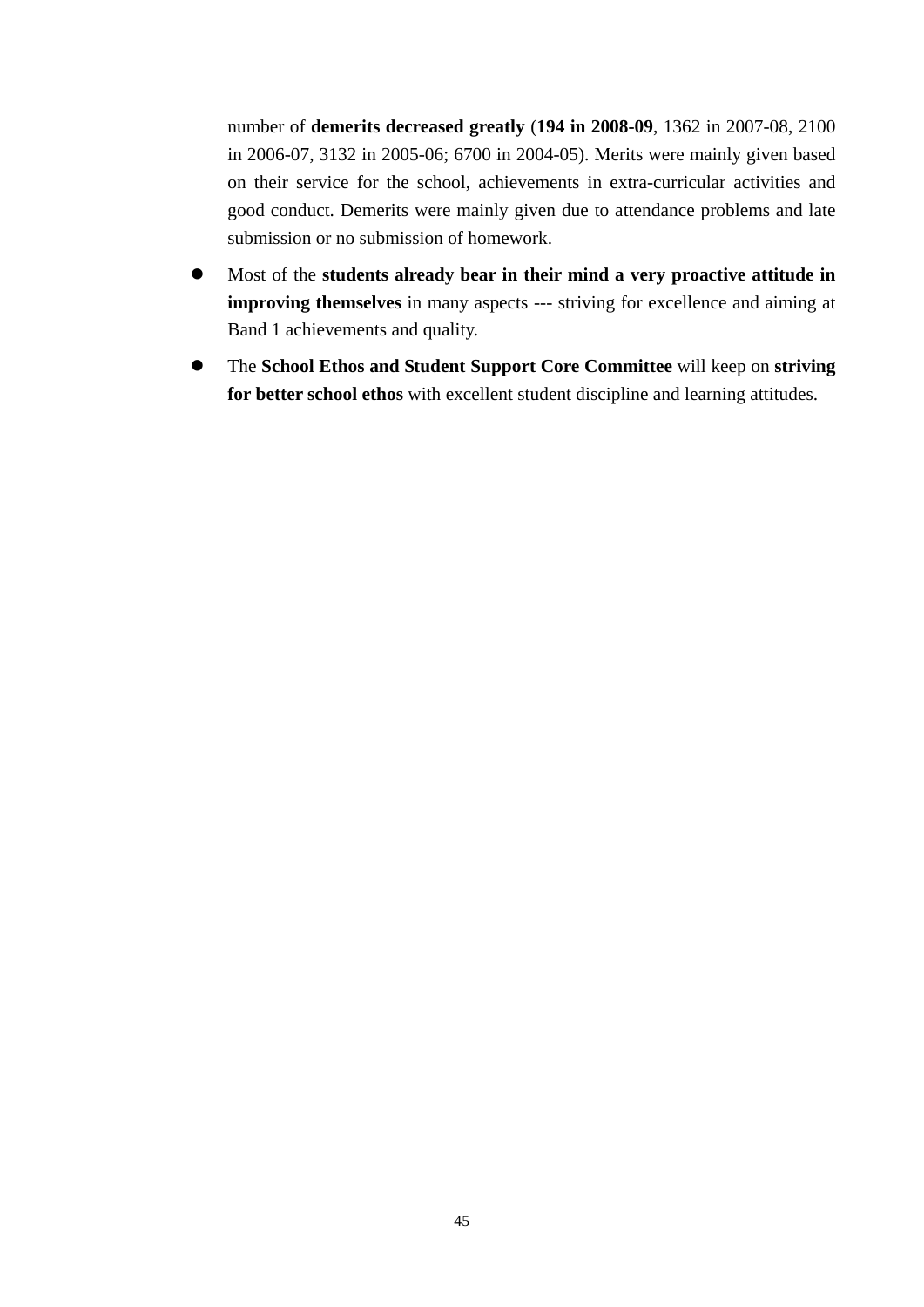number of **demerits decreased greatly** (**194 in 2008-09**, 1362 in 2007-08, 2100 in 2006-07, 3132 in 2005-06; 6700 in 2004-05). Merits were mainly given based on their service for the school, achievements in extra-curricular activities and good conduct. Demerits were mainly given due to attendance problems and late submission or no submission of homework.

- Most of the **students already bear in their mind a very proactive attitude in improving themselves** in many aspects --- striving for excellence and aiming at Band 1 achievements and quality.
- The **School Ethos and Student Support Core Committee** will keep on **striving for better school ethos** with excellent student discipline and learning attitudes.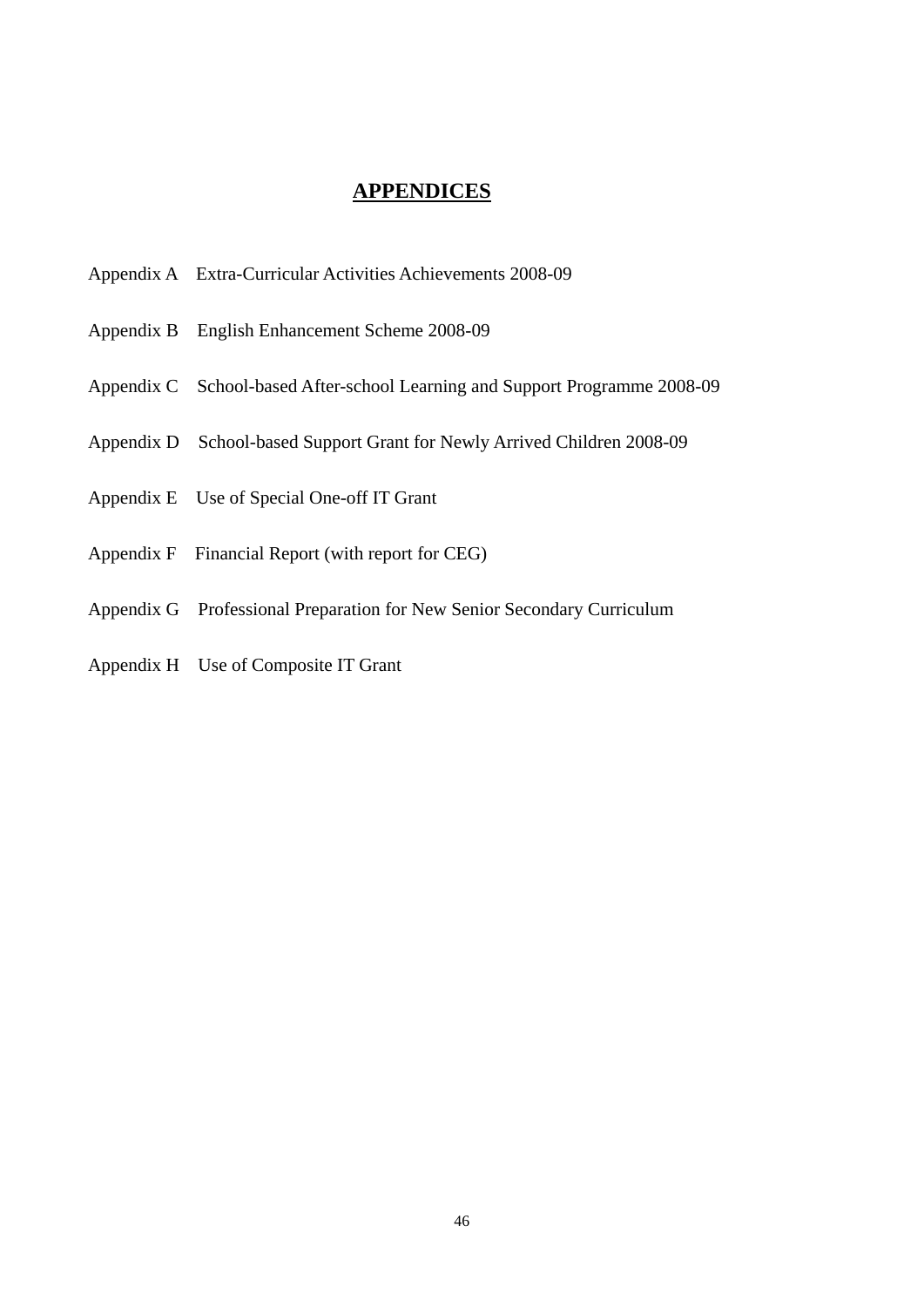# APPENDICES

Appendix A Extra-Curricular Activities Achievements 2008-09

Appendix B English Enhancement Scheme 2008-09

Appendix C School-based After-school Learning and Support Programme 2008-09

Appendix D School-based Support Grant for Newly Arrived Children 2008-09

Appendix E Use of Special One-off IT Grant

Appendix F Financial Report (with report for CEG)

Appendix G Professional Preparation for New Senior Secondary Curriculum

Appendix H Use of Composite IT Grant